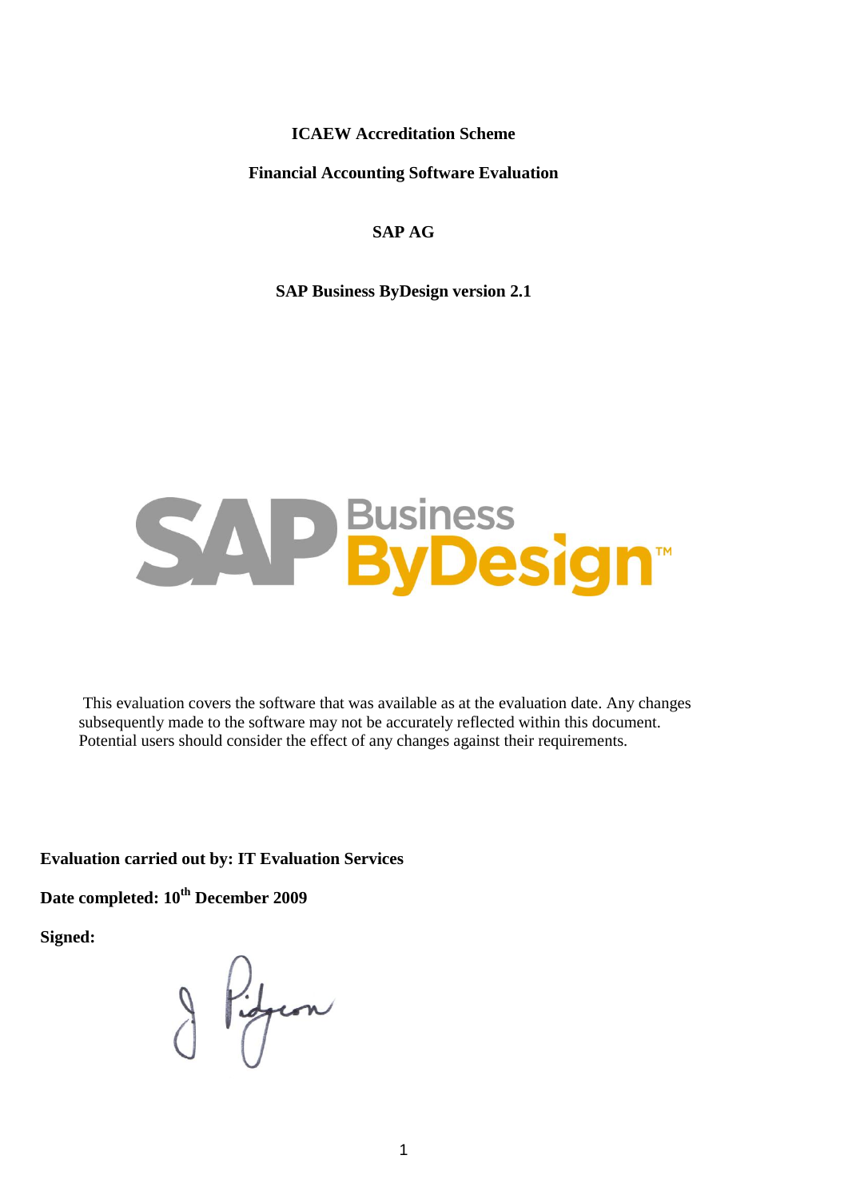**ICAEW Accreditation Scheme**

**Financial Accounting Software Evaluation**

**SAP AG**

**SAP Business ByDesign version 2.1**

This evaluation covers the software that was available as at the evaluation date. Any changes subsequently made to the software may not be accurately reflected within this document. Potential users should consider the effect of any changes against their requirements.

**Evaluation carried out by: IT Evaluation Services**

**Date completed: 10th December 2009**

**Signed:**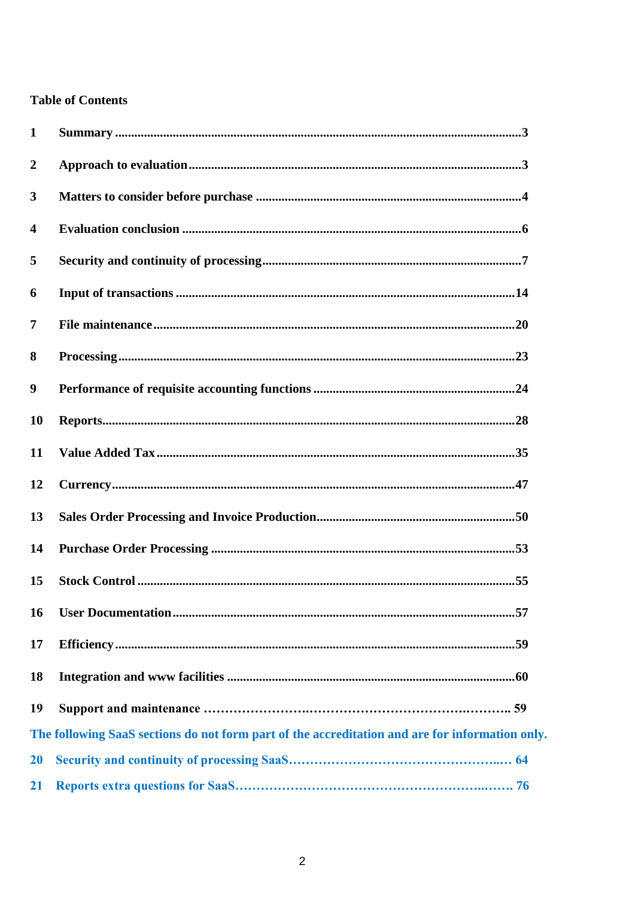**Table of Contents**

| | | |
|---|---|---|
| 1 | **Summary** | 3 |
| 2 | **Approach to evaluation** | 3 |
| 3 | **Matters to consider before purchase** | 4 |
| 4 | **Evaluation conclusion** | 6 |
| 5 | **Security and continuity of processing** | 7 |
| 6 | **Input of transactions** | 14 |
| 7 | **File maintenance** | 20 |
| 8 | **Processing** | 23 |
| 9 | **Performance of requisite accounting functions** | 24 |
| 10 | **Reports** | 28 |
| 11 | **Value Added Tax** | 35 |
| 12 | **Currency** | 47 |
| 13 | **Sales Order Processing and Invoice Production** | 50 |
| 14 | **Purchase Order Processing** | 53 |
| 15 | **Stock Control** | 55 |
| 16 | **User Documentation** | 57 |
| 17 | **Efficiency** | 59 |
| 18 | **Integration and www facilities** | 60 |
| 19 | **Support and maintenance** | 59 |

**The following SaaS sections do not form part of the accreditation and are for information only.**

| | | |
|---|---|---|
| 20 | **Security and continuity of processing SaaS** | 64 |
| 21 | **Reports extra questions for SaaS** | 76 |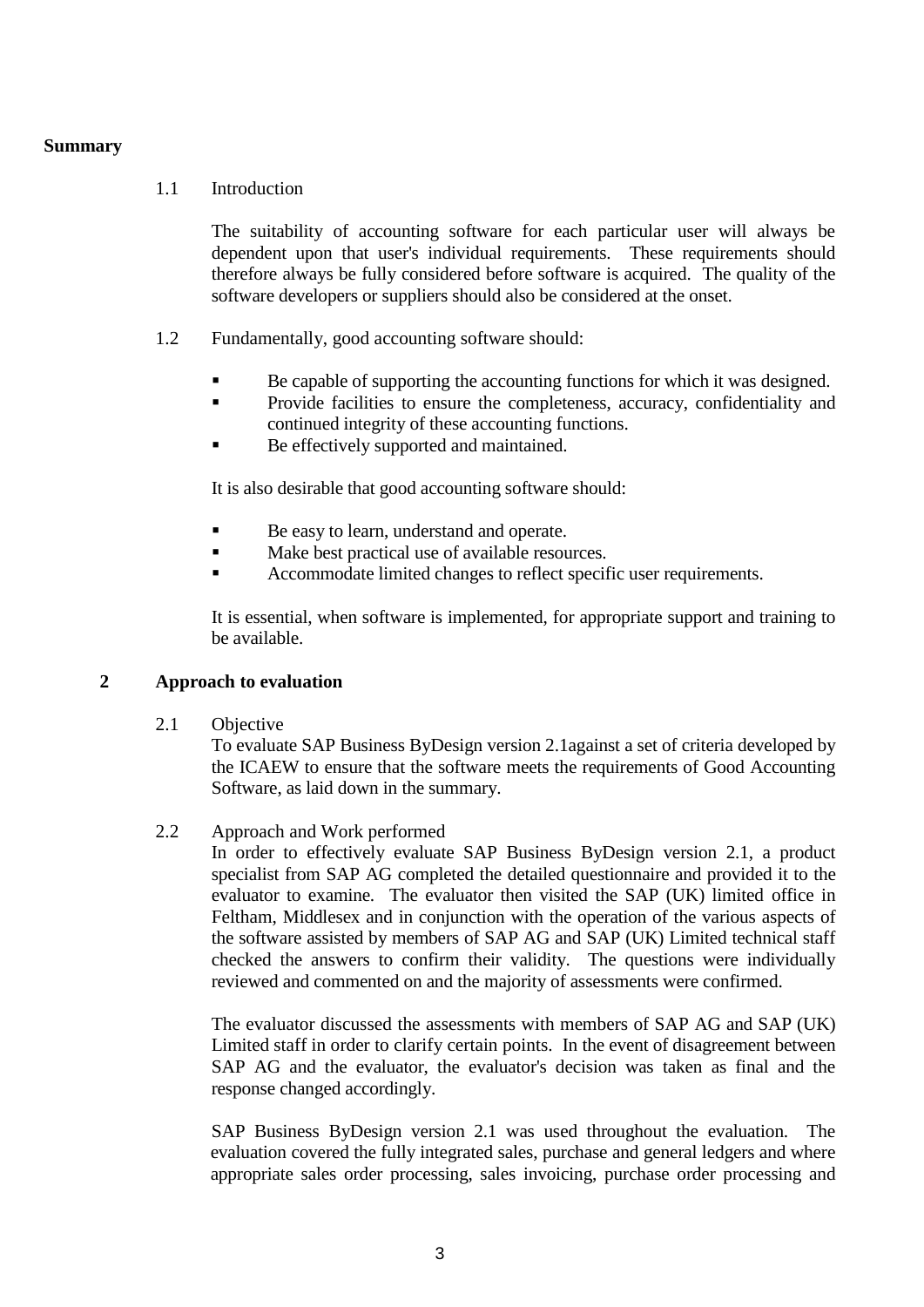**Summary**

1.1 Introduction

The suitability of accounting software for each particular user will always be dependent upon that user's individual requirements. These requirements should therefore always be fully considered before software is acquired. The quality of the software developers or suppliers should also be considered at the onset.

1.2 Fundamentally, good accounting software should:

- Be capable of supporting the accounting functions for which it was designed.
- Provide facilities to ensure the completeness, accuracy, confidentiality and continued integrity of these accounting functions.
- Be effectively supported and maintained.

It is also desirable that good accounting software should:

- Be easy to learn, understand and operate.
- Make best practical use of available resources.
- Accommodate limited changes to reflect specific user requirements.

It is essential, when software is implemented, for appropriate support and training to be available.

## 2 Approach to evaluation

2.1 Objective

To evaluate SAP Business ByDesign version 2.1against a set of criteria developed by the ICAEW to ensure that the software meets the requirements of Good Accounting Software, as laid down in the summary.

2.2 Approach and Work performed

In order to effectively evaluate SAP Business ByDesign version 2.1, a product specialist from SAP AG completed the detailed questionnaire and provided it to the evaluator to examine. The evaluator then visited the SAP (UK) limited office in Feltham, Middlesex and in conjunction with the operation of the various aspects of the software assisted by members of SAP AG and SAP (UK) Limited technical staff checked the answers to confirm their validity. The questions were individually reviewed and commented on and the majority of assessments were confirmed.

The evaluator discussed the assessments with members of SAP AG and SAP (UK) Limited staff in order to clarify certain points. In the event of disagreement between SAP AG and the evaluator, the evaluator's decision was taken as final and the response changed accordingly.

SAP Business ByDesign version 2.1 was used throughout the evaluation. The evaluation covered the fully integrated sales, purchase and general ledgers and where appropriate sales order processing, sales invoicing, purchase order processing and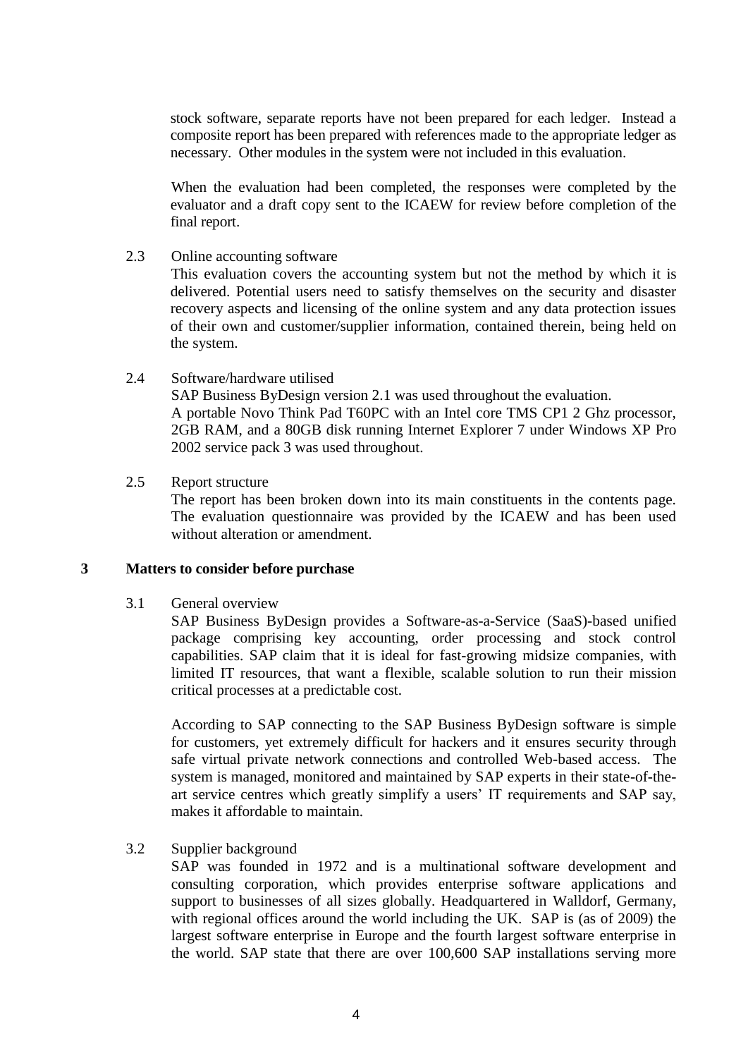stock software, separate reports have not been prepared for each ledger. Instead a composite report has been prepared with references made to the appropriate ledger as necessary. Other modules in the system were not included in this evaluation.

When the evaluation had been completed, the responses were completed by the evaluator and a draft copy sent to the ICAEW for review before completion of the final report.

2.3 Online accounting software

This evaluation covers the accounting system but not the method by which it is delivered. Potential users need to satisfy themselves on the security and disaster recovery aspects and licensing of the online system and any data protection issues of their own and customer/supplier information, contained therein, being held on the system.

2.4 Software/hardware utilised

SAP Business ByDesign version 2.1 was used throughout the evaluation.
A portable Novo Think Pad T60PC with an Intel core TMS CP1 2 Ghz processor, 2GB RAM, and a 80GB disk running Internet Explorer 7 under Windows XP Pro 2002 service pack 3 was used throughout.

2.5 Report structure

The report has been broken down into its main constituents in the contents page. The evaluation questionnaire was provided by the ICAEW and has been used without alteration or amendment.

## 3 Matters to consider before purchase

3.1 General overview

SAP Business ByDesign provides a Software-as-a-Service (SaaS)-based unified package comprising key accounting, order processing and stock control capabilities. SAP claim that it is ideal for fast-growing midsize companies, with limited IT resources, that want a flexible, scalable solution to run their mission critical processes at a predictable cost.

According to SAP connecting to the SAP Business ByDesign software is simple for customers, yet extremely difficult for hackers and it ensures security through safe virtual private network connections and controlled Web-based access. The system is managed, monitored and maintained by SAP experts in their state-of-the-art service centres which greatly simplify a users' IT requirements and SAP say, makes it affordable to maintain.

3.2 Supplier background

SAP was founded in 1972 and is a multinational software development and consulting corporation, which provides enterprise software applications and support to businesses of all sizes globally. Headquartered in Walldorf, Germany, with regional offices around the world including the UK. SAP is (as of 2009) the largest software enterprise in Europe and the fourth largest software enterprise in the world. SAP state that there are over 100,600 SAP installations serving more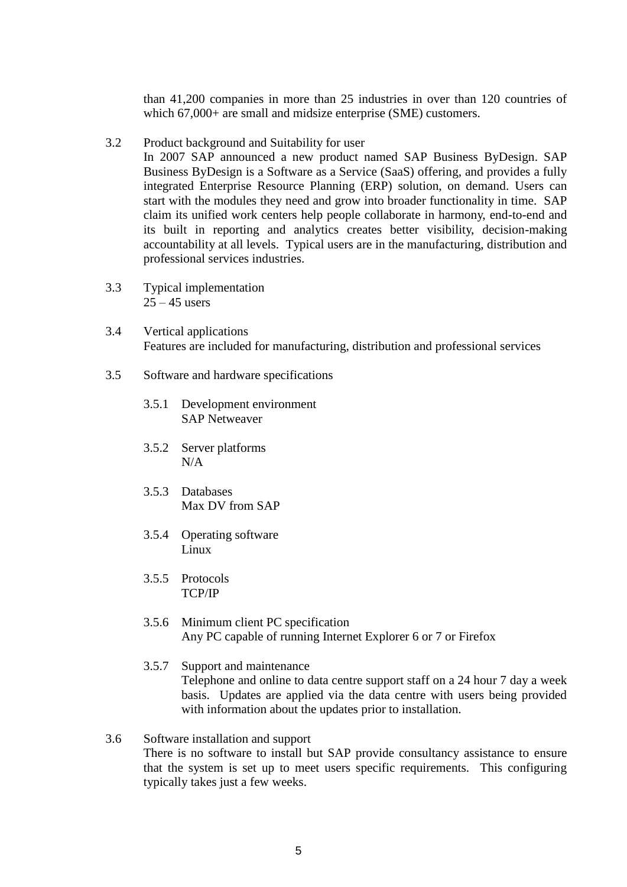than 41,200 companies in more than 25 industries in over than 120 countries of which 67,000+ are small and midsize enterprise (SME) customers.

3.2 Product background and Suitability for user

In 2007 SAP announced a new product named SAP Business ByDesign. SAP Business ByDesign is a Software as a Service (SaaS) offering, and provides a fully integrated Enterprise Resource Planning (ERP) solution, on demand. Users can start with the modules they need and grow into broader functionality in time. SAP claim its unified work centers help people collaborate in harmony, end-to-end and its built in reporting and analytics creates better visibility, decision-making accountability at all levels. Typical users are in the manufacturing, distribution and professional services industries.

3.3 Typical implementation

25 – 45 users

3.4 Vertical applications

Features are included for manufacturing, distribution and professional services

3.5 Software and hardware specifications

3.5.1 Development environment

SAP Netweaver

3.5.2 Server platforms

N/A

3.5.3 Databases

Max DV from SAP

3.5.4 Operating software

Linux

3.5.5 Protocols

TCP/IP

3.5.6 Minimum client PC specification

Any PC capable of running Internet Explorer 6 or 7 or Firefox

3.5.7 Support and maintenance

Telephone and online to data centre support staff on a 24 hour 7 day a week basis. Updates are applied via the data centre with users being provided with information about the updates prior to installation.

3.6 Software installation and support

There is no software to install but SAP provide consultancy assistance to ensure that the system is set up to meet users specific requirements. This configuring typically takes just a few weeks.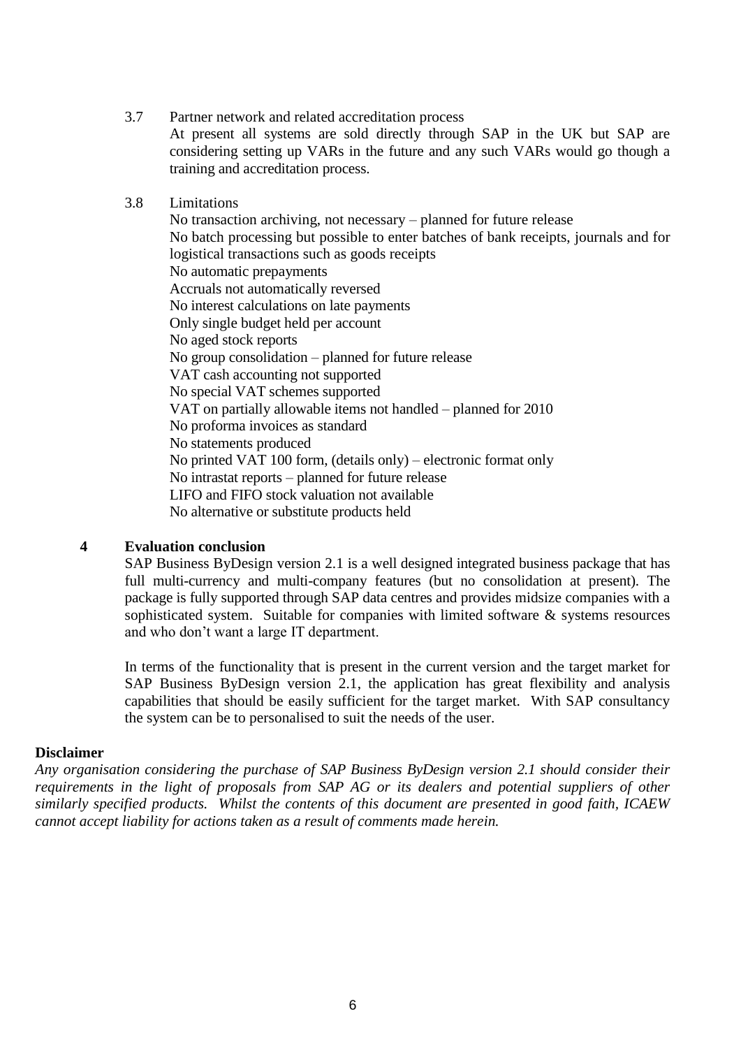3.7 Partner network and related accreditation process

At present all systems are sold directly through SAP in the UK but SAP are considering setting up VARs in the future and any such VARs would go though a training and accreditation process.

3.8 Limitations

No transaction archiving, not necessary – planned for future release
No batch processing but possible to enter batches of bank receipts, journals and for logistical transactions such as goods receipts
No automatic prepayments
Accruals not automatically reversed
No interest calculations on late payments
Only single budget held per account
No aged stock reports
No group consolidation – planned for future release
VAT cash accounting not supported
No special VAT schemes supported
VAT on partially allowable items not handled – planned for 2010
No proforma invoices as standard
No statements produced
No printed VAT 100 form, (details only) – electronic format only
No intrastat reports – planned for future release
LIFO and FIFO stock valuation not available
No alternative or substitute products held

## 4 Evaluation conclusion

SAP Business ByDesign version 2.1 is a well designed integrated business package that has full multi-currency and multi-company features (but no consolidation at present). The package is fully supported through SAP data centres and provides midsize companies with a sophisticated system. Suitable for companies with limited software & systems resources and who don't want a large IT department.

In terms of the functionality that is present in the current version and the target market for SAP Business ByDesign version 2.1, the application has great flexibility and analysis capabilities that should be easily sufficient for the target market. With SAP consultancy the system can be to personalised to suit the needs of the user.

**Disclaimer**

*Any organisation considering the purchase of SAP Business ByDesign version 2.1 should consider their requirements in the light of proposals from SAP AG or its dealers and potential suppliers of other similarly specified products. Whilst the contents of this document are presented in good faith, ICAEW cannot accept liability for actions taken as a result of comments made herein.*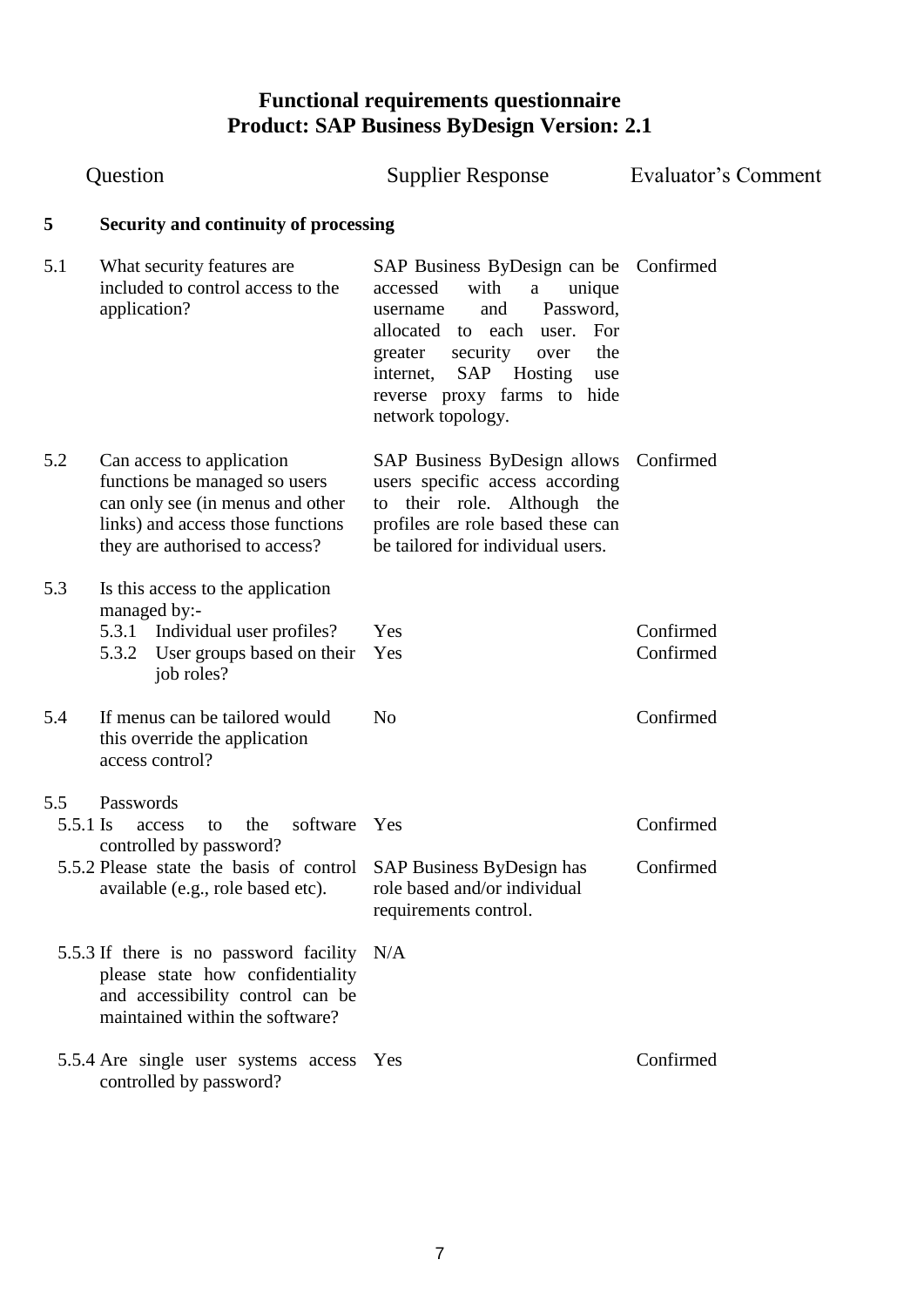# Functional requirements questionnaire
## Product: SAP Business ByDesign Version: 2.1

| | Question | Supplier Response | Evaluator's Comment |
|---|---|---|---|
| **5** | **Security and continuity of processing** | | |
| 5.1 | What security features are included to control access to the application? | SAP Business ByDesign can be accessed with a unique username and Password, allocated to each user. For greater security over the internet, SAP Hosting use reverse proxy farms to hide network topology. | Confirmed |
| 5.2 | Can access to application functions be managed so users can only see (in menus and other links) and access those functions they are authorised to access? | SAP Business ByDesign allows users specific access according to their role. Although the profiles are role based these can be tailored for individual users. | Confirmed |
| 5.3 | Is this access to the application managed by:- | | |
| | 5.3.1 Individual user profiles? | Yes | Confirmed |
| | 5.3.2 User groups based on their job roles? | Yes | Confirmed |
| 5.4 | If menus can be tailored would this override the application access control? | No | Confirmed |
| 5.5 | Passwords | | |
| 5.5.1 | Is access to the software controlled by password? | Yes | Confirmed |
| 5.5.2 | Please state the basis of control available (e.g., role based etc). | SAP Business ByDesign has role based and/or individual requirements control. | Confirmed |
| 5.5.3 | If there is no password facility please state how confidentiality and accessibility control can be maintained within the software? | N/A | |
| 5.5.4 | Are single user systems access controlled by password? | Yes | Confirmed |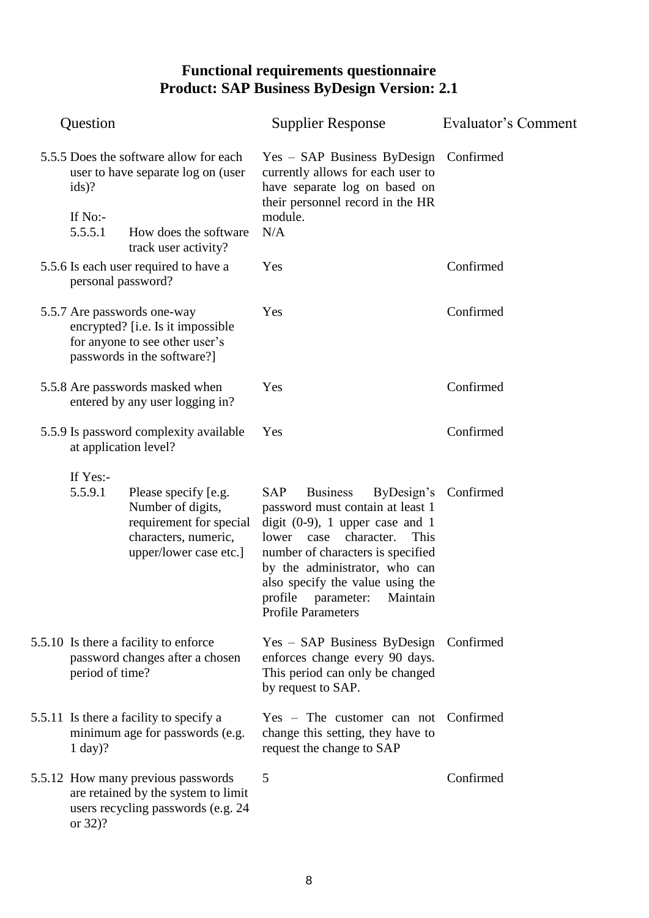# Functional requirements questionnaire
## Product: SAP Business ByDesign Version: 2.1

| Question | Supplier Response | Evaluator's Comment |
|---|---|---|
| 5.5.5 Does the software allow for each user to have separate log on (user ids)? | Yes – SAP Business ByDesign currently allows for each user to have separate log on based on their personnel record in the HR module. | Confirmed |
| If No:- 5.5.5.1 How does the software track user activity? | N/A | |
| 5.5.6 Is each user required to have a personal password? | Yes | Confirmed |
| 5.5.7 Are passwords one-way encrypted? [i.e. Is it impossible for anyone to see other user's passwords in the software?] | Yes | Confirmed |
| 5.5.8 Are passwords masked when entered by any user logging in? | Yes | Confirmed |
| 5.5.9 Is password complexity available at application level? | Yes | Confirmed |
| If Yes:- 5.5.9.1 Please specify [e.g. Number of digits, requirement for special characters, numeric, upper/lower case etc.] | SAP Business ByDesign's password must contain at least 1 digit (0-9), 1 upper case and 1 lower case character. This number of characters is specified by the administrator, who can also specify the value using the profile parameter: Maintain Profile Parameters | Confirmed |
| 5.5.10 Is there a facility to enforce password changes after a chosen period of time? | Yes – SAP Business ByDesign enforces change every 90 days. This period can only be changed by request to SAP. | Confirmed |
| 5.5.11 Is there a facility to specify a minimum age for passwords (e.g. 1 day)? | Yes – The customer can not change this setting, they have to request the change to SAP | Confirmed |
| 5.5.12 How many previous passwords are retained by the system to limit users recycling passwords (e.g. 24 or 32)? | 5 | Confirmed |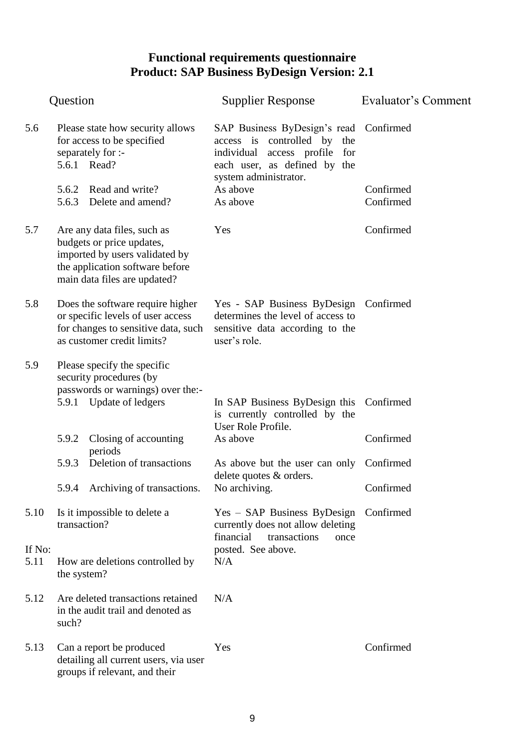# Functional requirements questionnaire
# Product: SAP Business ByDesign Version: 2.1

| | Question | Supplier Response | Evaluator's Comment |
|---|---|---|---|
| 5.6 | Please state how security allows for access to be specified separately for :- | | |
| | 5.6.1 Read? | SAP Business ByDesign's read access is controlled by the individual access profile for each user, as defined by the system administrator. | Confirmed |
| | 5.6.2 Read and write? | As above | Confirmed |
| | 5.6.3 Delete and amend? | As above | Confirmed |
| 5.7 | Are any data files, such as budgets or price updates, imported by users validated by the application software before main data files are updated? | Yes | Confirmed |
| 5.8 | Does the software require higher or specific levels of user access for changes to sensitive data, such as customer credit limits? | Yes - SAP Business ByDesign determines the level of access to sensitive data according to the user's role. | Confirmed |
| 5.9 | Please specify the specific security procedures (by passwords or warnings) over the:- | | |
| | 5.9.1 Update of ledgers | In SAP Business ByDesign this is currently controlled by the User Role Profile. | Confirmed |
| | 5.9.2 Closing of accounting periods | As above | Confirmed |
| | 5.9.3 Deletion of transactions | As above but the user can only delete quotes & orders. | Confirmed |
| | 5.9.4 Archiving of transactions. | No archiving. | Confirmed |
| 5.10 | Is it impossible to delete a transaction? | Yes – SAP Business ByDesign currently does not allow deleting financial transactions once posted. See above. | Confirmed |
| If No: 5.11 | How are deletions controlled by the system? | N/A | |
| 5.12 | Are deleted transactions retained in the audit trail and denoted as such? | N/A | |
| 5.13 | Can a report be produced detailing all current users, via user groups if relevant, and their | Yes | Confirmed |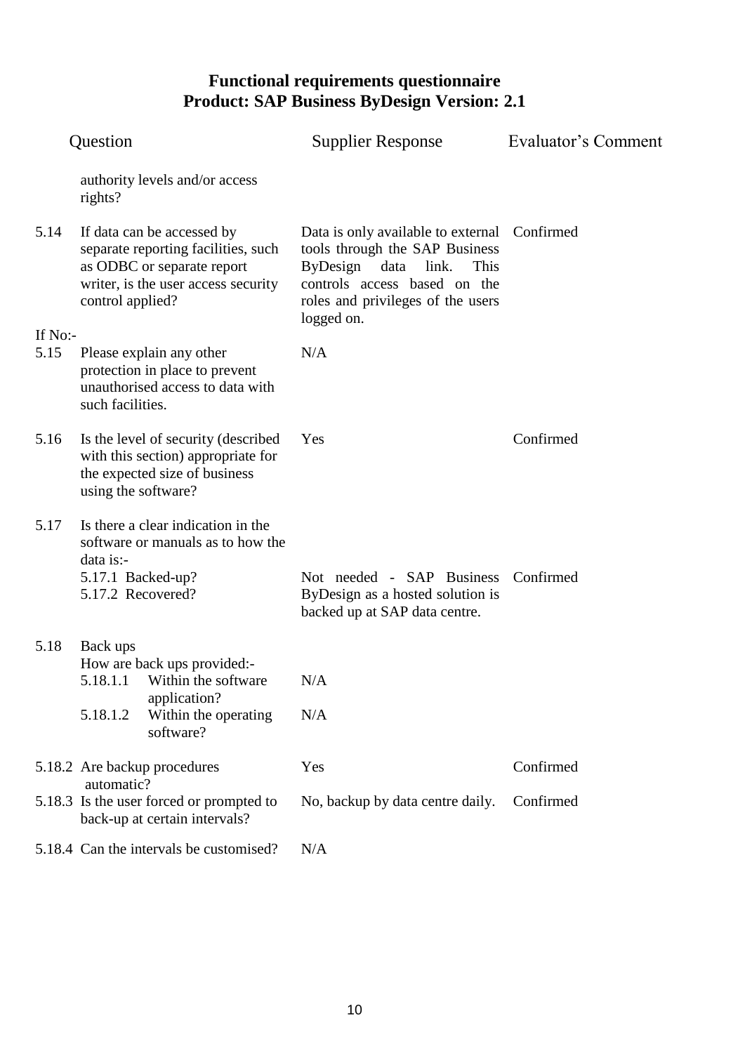**Functional requirements questionnaire**
**Product: SAP Business ByDesign Version: 2.1**

| | Question | Supplier Response | Evaluator's Comment |
|---|---|---|---|
| | authority levels and/or access rights? | | |
| 5.14 | If data can be accessed by separate reporting facilities, such as ODBC or separate report writer, is the user access security control applied? | Data is only available to external tools through the SAP Business ByDesign data link. This controls access based on the roles and privileges of the users logged on. | Confirmed |
| If No:- | | | |
| 5.15 | Please explain any other protection in place to prevent unauthorised access to data with such facilities. | N/A | |
| 5.16 | Is the level of security (described with this section) appropriate for the expected size of business using the software? | Yes | Confirmed |
| 5.17 | Is there a clear indication in the software or manuals as to how the data is:- | | |
| | 5.17.1 Backed-up?<br>5.17.2 Recovered? | Not needed - SAP Business ByDesign as a hosted solution is backed up at SAP data centre. | Confirmed |
| 5.18 | Back ups<br>How are back ups provided:- | | |
| | 5.18.1.1 Within the software application? | N/A | |
| | 5.18.1.2 Within the operating software? | N/A | |
| 5.18.2 | Are backup procedures automatic? | Yes | Confirmed |
| 5.18.3 | Is the user forced or prompted to back-up at certain intervals? | No, backup by data centre daily. | Confirmed |
| 5.18.4 | Can the intervals be customised? | N/A | |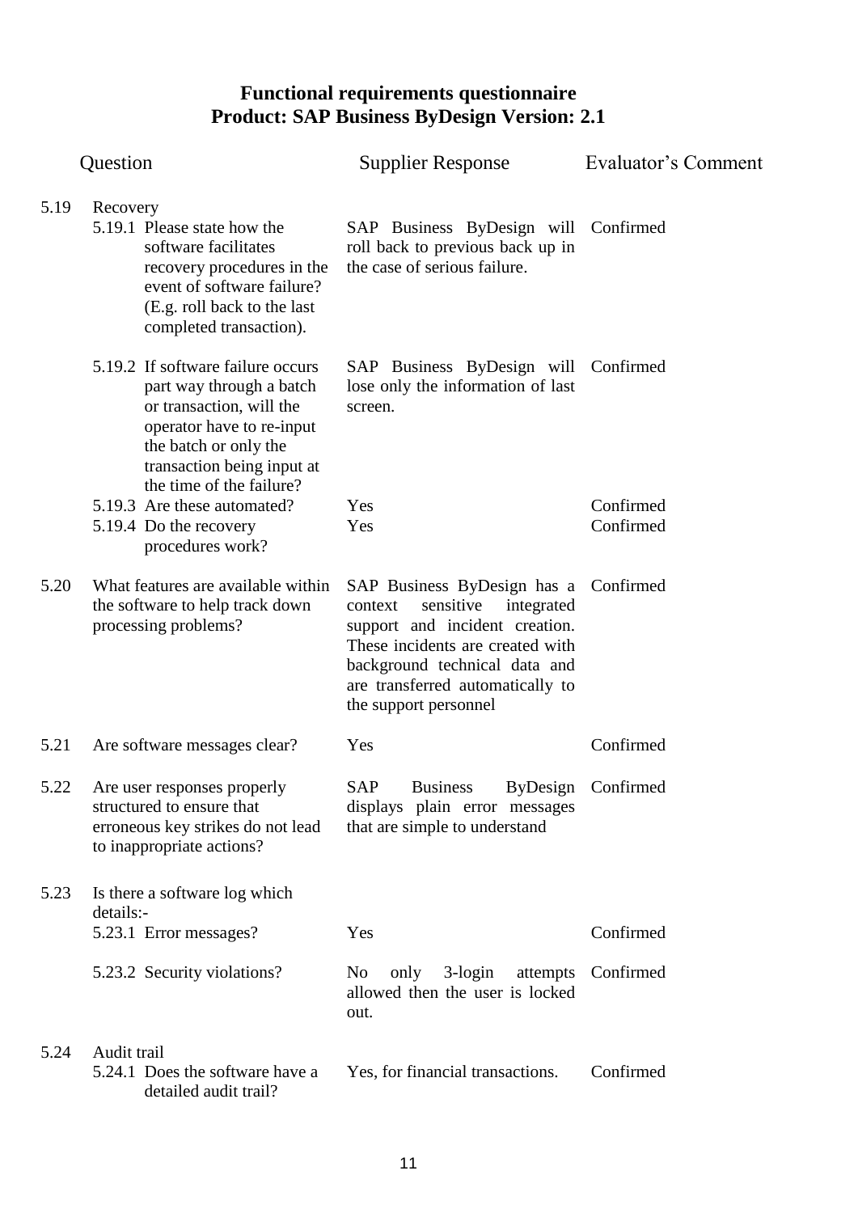# Functional requirements questionnaire
# Product: SAP Business ByDesign Version: 2.1

| | Question | Supplier Response | Evaluator's Comment |
|---|---|---|---|
| 5.19 | Recovery | | |
| | 5.19.1 Please state how the software facilitates recovery procedures in the event of software failure? (E.g. roll back to the last completed transaction). | SAP Business ByDesign will roll back to previous back up in the case of serious failure. | Confirmed |
| | 5.19.2 If software failure occurs part way through a batch or transaction, will the operator have to re-input the batch or only the transaction being input at the time of the failure? | SAP Business ByDesign will lose only the information of last screen. | Confirmed |
| | 5.19.3 Are these automated? | Yes | Confirmed |
| | 5.19.4 Do the recovery procedures work? | Yes | Confirmed |
| 5.20 | What features are available within the software to help track down processing problems? | SAP Business ByDesign has a context sensitive integrated support and incident creation. These incidents are created with background technical data and are transferred automatically to the support personnel | Confirmed |
| 5.21 | Are software messages clear? | Yes | Confirmed |
| 5.22 | Are user responses properly structured to ensure that erroneous key strikes do not lead to inappropriate actions? | SAP Business ByDesign displays plain error messages that are simple to understand | Confirmed |
| 5.23 | Is there a software log which details:- | | |
| | 5.23.1 Error messages? | Yes | Confirmed |
| | 5.23.2 Security violations? | No only 3-login attempts allowed then the user is locked out. | Confirmed |
| 5.24 | Audit trail | | |
| | 5.24.1 Does the software have a detailed audit trail? | Yes, for financial transactions. | Confirmed |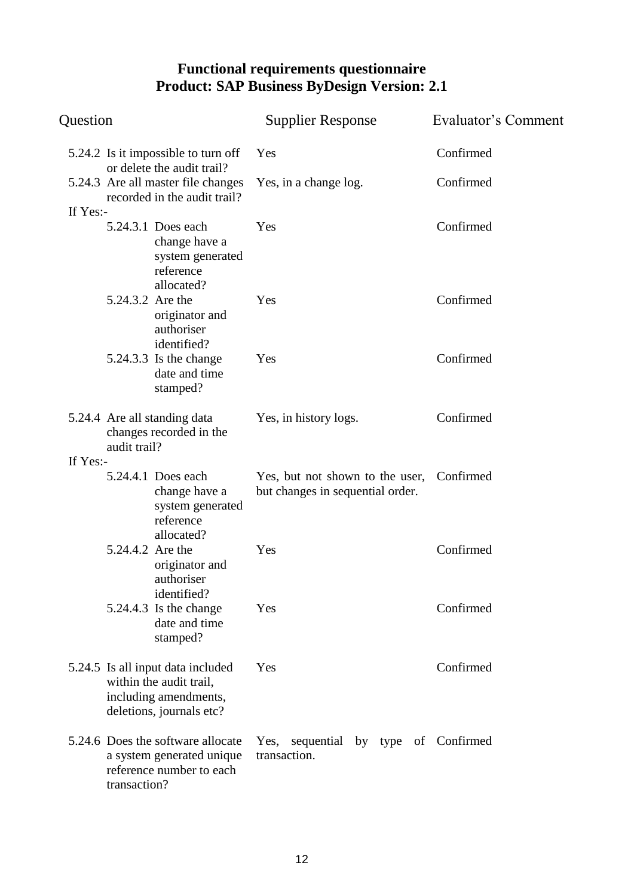# Functional requirements questionnaire
# Product: SAP Business ByDesign Version: 2.1

| Question | Supplier Response | Evaluator's Comment |
|---|---|---|
| 5.24.2 Is it impossible to turn off or delete the audit trail? | Yes | Confirmed |
| 5.24.3 Are all master file changes recorded in the audit trail? | Yes, in a change log. | Confirmed |
| If Yes:- | | |
| 5.24.3.1 Does each change have a system generated reference allocated? | Yes | Confirmed |
| 5.24.3.2 Are the originator and authoriser identified? | Yes | Confirmed |
| 5.24.3.3 Is the change date and time stamped? | Yes | Confirmed |
| 5.24.4 Are all standing data changes recorded in the audit trail? | Yes, in history logs. | Confirmed |
| If Yes:- | | |
| 5.24.4.1 Does each change have a system generated reference allocated? | Yes, but not shown to the user, but changes in sequential order. | Confirmed |
| 5.24.4.2 Are the originator and authoriser identified? | Yes | Confirmed |
| 5.24.4.3 Is the change date and time stamped? | Yes | Confirmed |
| 5.24.5 Is all input data included within the audit trail, including amendments, deletions, journals etc? | Yes | Confirmed |
| 5.24.6 Does the software allocate a system generated unique reference number to each transaction? | Yes, sequential by type of transaction. | Confirmed |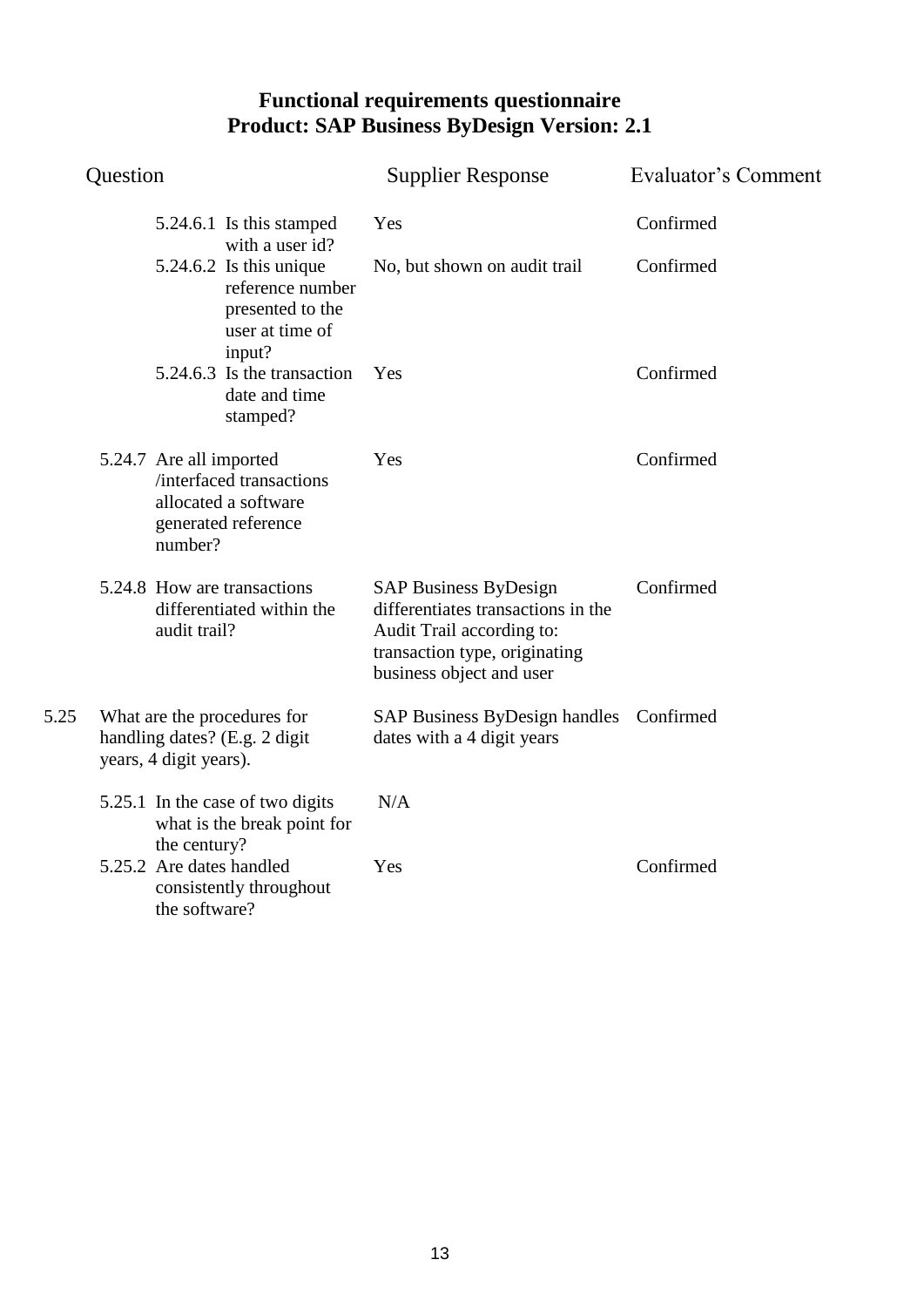# Functional requirements questionnaire
## Product: SAP Business ByDesign Version: 2.1

| Question | Supplier Response | Evaluator's Comment |
|---|---|---|
| 5.24.6.1 Is this stamped with a user id? | Yes | Confirmed |
| 5.24.6.2 Is this unique reference number presented to the user at time of input? | No, but shown on audit trail | Confirmed |
| 5.24.6.3 Is the transaction date and time stamped? | Yes | Confirmed |
| 5.24.7 Are all imported /interfaced transactions allocated a software generated reference number? | Yes | Confirmed |
| 5.24.8 How are transactions differentiated within the audit trail? | SAP Business ByDesign differentiates transactions in the Audit Trail according to: transaction type, originating business object and user | Confirmed |
| 5.25 What are the procedures for handling dates? (E.g. 2 digit years, 4 digit years). | SAP Business ByDesign handles dates with a 4 digit years | Confirmed |
| 5.25.1 In the case of two digits what is the break point for the century? | N/A | |
| 5.25.2 Are dates handled consistently throughout the software? | Yes | Confirmed |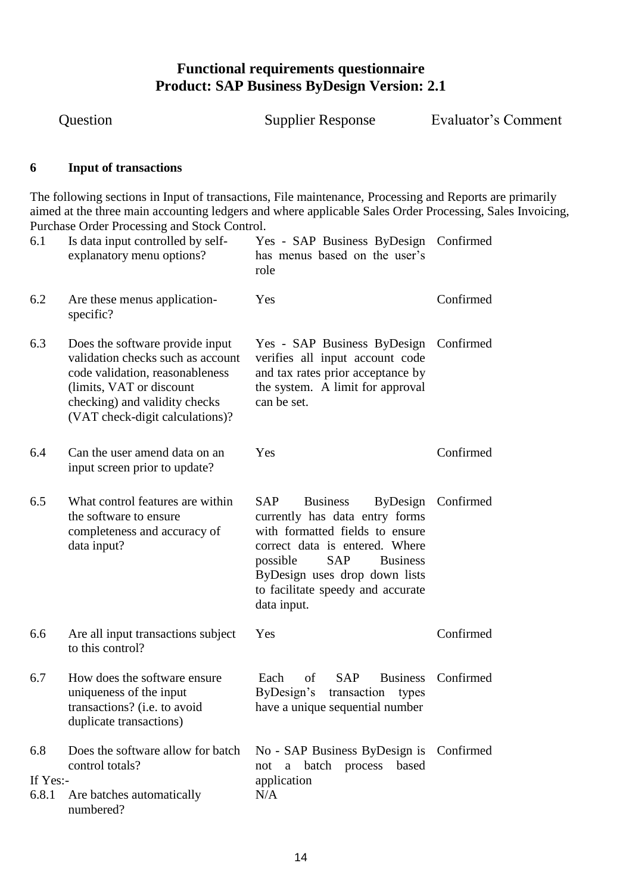# Functional requirements questionnaire
# Product: SAP Business ByDesign Version: 2.1

| | Question | Supplier Response | Evaluator's Comment |
|---|---|---|---|

## 6 Input of transactions

The following sections in Input of transactions, File maintenance, Processing and Reports are primarily aimed at the three main accounting ledgers and where applicable Sales Order Processing, Sales Invoicing, Purchase Order Processing and Stock Control.

| | Question | Supplier Response | Evaluator's Comment |
|---|---|---|---|
| 6.1 | Is data input controlled by self-explanatory menu options? | Yes - SAP Business ByDesign has menus based on the user's role | Confirmed |
| 6.2 | Are these menus application-specific? | Yes | Confirmed |
| 6.3 | Does the software provide input validation checks such as account code validation, reasonableness (limits, VAT or discount checking) and validity checks (VAT check-digit calculations)? | Yes - SAP Business ByDesign verifies all input account code and tax rates prior acceptance by the system. A limit for approval can be set. | Confirmed |
| 6.4 | Can the user amend data on an input screen prior to update? | Yes | Confirmed |
| 6.5 | What control features are within the software to ensure completeness and accuracy of data input? | SAP Business ByDesign currently has data entry forms with formatted fields to ensure correct data is entered. Where possible SAP Business ByDesign uses drop down lists to facilitate speedy and accurate data input. | Confirmed |
| 6.6 | Are all input transactions subject to this control? | Yes | Confirmed |
| 6.7 | How does the software ensure uniqueness of the input transactions? (i.e. to avoid duplicate transactions) | Each of SAP Business ByDesign's transaction types have a unique sequential number | Confirmed |
| 6.8 | Does the software allow for batch control totals? | No - SAP Business ByDesign is not a batch process based application | Confirmed |
| If Yes:- | | | |
| 6.8.1 | Are batches automatically numbered? | N/A | |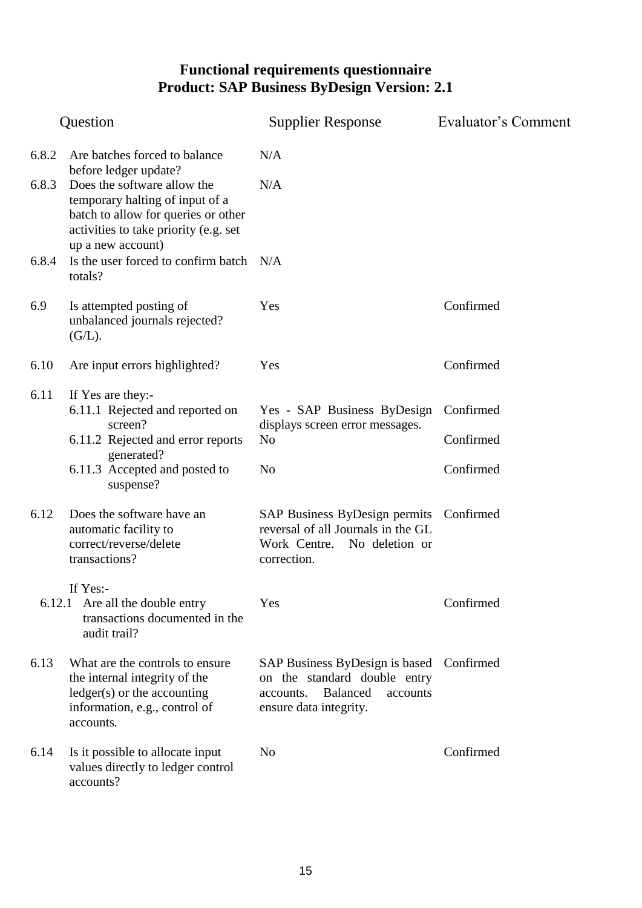## Functional requirements questionnaire
## Product: SAP Business ByDesign Version: 2.1

| | Question | Supplier Response | Evaluator's Comment |
|---|---|---|---|
| 6.8.2 | Are batches forced to balance before ledger update? | N/A | |
| 6.8.3 | Does the software allow the temporary halting of input of a batch to allow for queries or other activities to take priority (e.g. set up a new account) | N/A | |
| 6.8.4 | Is the user forced to confirm batch totals? | N/A | |
| 6.9 | Is attempted posting of unbalanced journals rejected? (G/L). | Yes | Confirmed |
| 6.10 | Are input errors highlighted? | Yes | Confirmed |
| 6.11 | If Yes are they:- | | |
| | 6.11.1 Rejected and reported on screen? | Yes - SAP Business ByDesign displays screen error messages. | Confirmed |
| | 6.11.2 Rejected and error reports generated? | No | Confirmed |
| | 6.11.3 Accepted and posted to suspense? | No | Confirmed |
| 6.12 | Does the software have an automatic facility to correct/reverse/delete transactions? | SAP Business ByDesign permits reversal of all Journals in the GL Work Centre. No deletion or correction. | Confirmed |
| | If Yes:- | | |
| 6.12.1 | Are all the double entry transactions documented in the audit trail? | Yes | Confirmed |
| 6.13 | What are the controls to ensure the internal integrity of the ledger(s) or the accounting information, e.g., control of accounts. | SAP Business ByDesign is based on the standard double entry accounts. Balanced accounts ensure data integrity. | Confirmed |
| 6.14 | Is it possible to allocate input values directly to ledger control accounts? | No | Confirmed |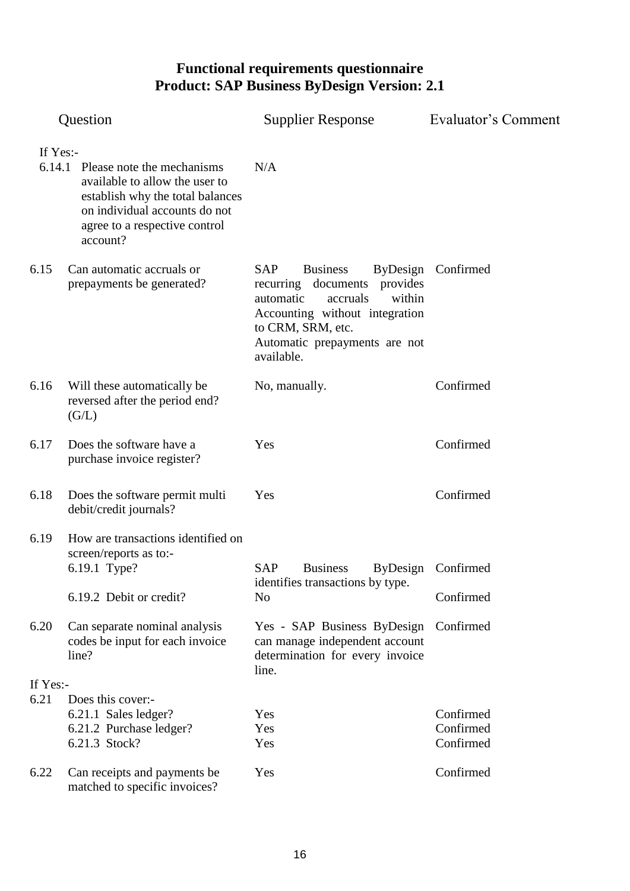## Functional requirements questionnaire
## Product: SAP Business ByDesign Version: 2.1

| Question | | Supplier Response | Evaluator's Comment |
|---|---|---|---|
| If Yes:- | | | |
| 6.14.1 | Please note the mechanisms available to allow the user to establish why the total balances on individual accounts do not agree to a respective control account? | N/A | |
| 6.15 | Can automatic accruals or prepayments be generated? | SAP Business ByDesign recurring documents provides automatic accruals within Accounting without integration to CRM, SRM, etc. Automatic prepayments are not available. | Confirmed |
| 6.16 | Will these automatically be reversed after the period end? (G/L) | No, manually. | Confirmed |
| 6.17 | Does the software have a purchase invoice register? | Yes | Confirmed |
| 6.18 | Does the software permit multi debit/credit journals? | Yes | Confirmed |
| 6.19 | How are transactions identified on screen/reports as to:- | | |
| | 6.19.1 Type? | SAP Business ByDesign identifies transactions by type. | Confirmed |
| | 6.19.2 Debit or credit? | No | Confirmed |
| 6.20 | Can separate nominal analysis codes be input for each invoice line? | Yes - SAP Business ByDesign can manage independent account determination for every invoice line. | Confirmed |
| If Yes:- | | | |
| 6.21 | Does this cover:- | | |
| | 6.21.1 Sales ledger? | Yes | Confirmed |
| | 6.21.2 Purchase ledger? | Yes | Confirmed |
| | 6.21.3 Stock? | Yes | Confirmed |
| 6.22 | Can receipts and payments be matched to specific invoices? | Yes | Confirmed |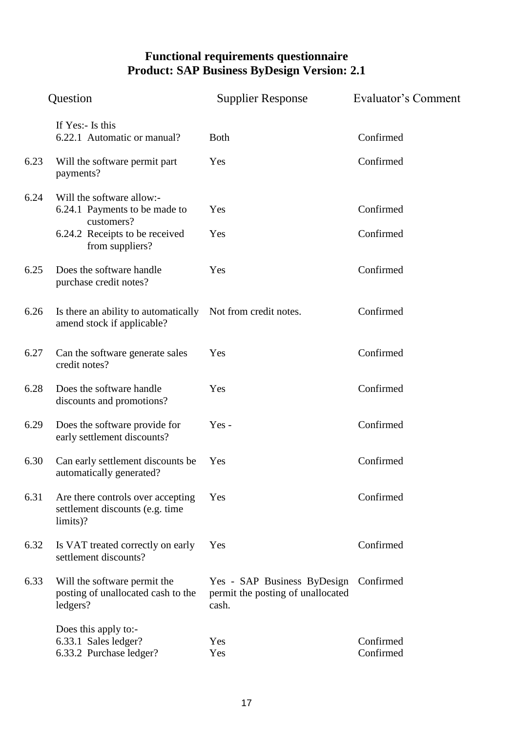## Functional requirements questionnaire
## Product: SAP Business ByDesign Version: 2.1

| | Question | Supplier Response | Evaluator's Comment |
|---|---|---|---|
| | If Yes:- Is this | | |
| | 6.22.1 Automatic or manual? | Both | Confirmed |
| 6.23 | Will the software permit part payments? | Yes | Confirmed |
| 6.24 | Will the software allow:- | | |
| | 6.24.1 Payments to be made to customers? | Yes | Confirmed |
| | 6.24.2 Receipts to be received from suppliers? | Yes | Confirmed |
| 6.25 | Does the software handle purchase credit notes? | Yes | Confirmed |
| 6.26 | Is there an ability to automatically amend stock if applicable? | Not from credit notes. | Confirmed |
| 6.27 | Can the software generate sales credit notes? | Yes | Confirmed |
| 6.28 | Does the software handle discounts and promotions? | Yes | Confirmed |
| 6.29 | Does the software provide for early settlement discounts? | Yes - | Confirmed |
| 6.30 | Can early settlement discounts be automatically generated? | Yes | Confirmed |
| 6.31 | Are there controls over accepting settlement discounts (e.g. time limits)? | Yes | Confirmed |
| 6.32 | Is VAT treated correctly on early settlement discounts? | Yes | Confirmed |
| 6.33 | Will the software permit the posting of unallocated cash to the ledgers? | Yes - SAP Business ByDesign permit the posting of unallocated cash. | Confirmed |
| | Does this apply to:- | | |
| | 6.33.1 Sales ledger? | Yes | Confirmed |
| | 6.33.2 Purchase ledger? | Yes | Confirmed |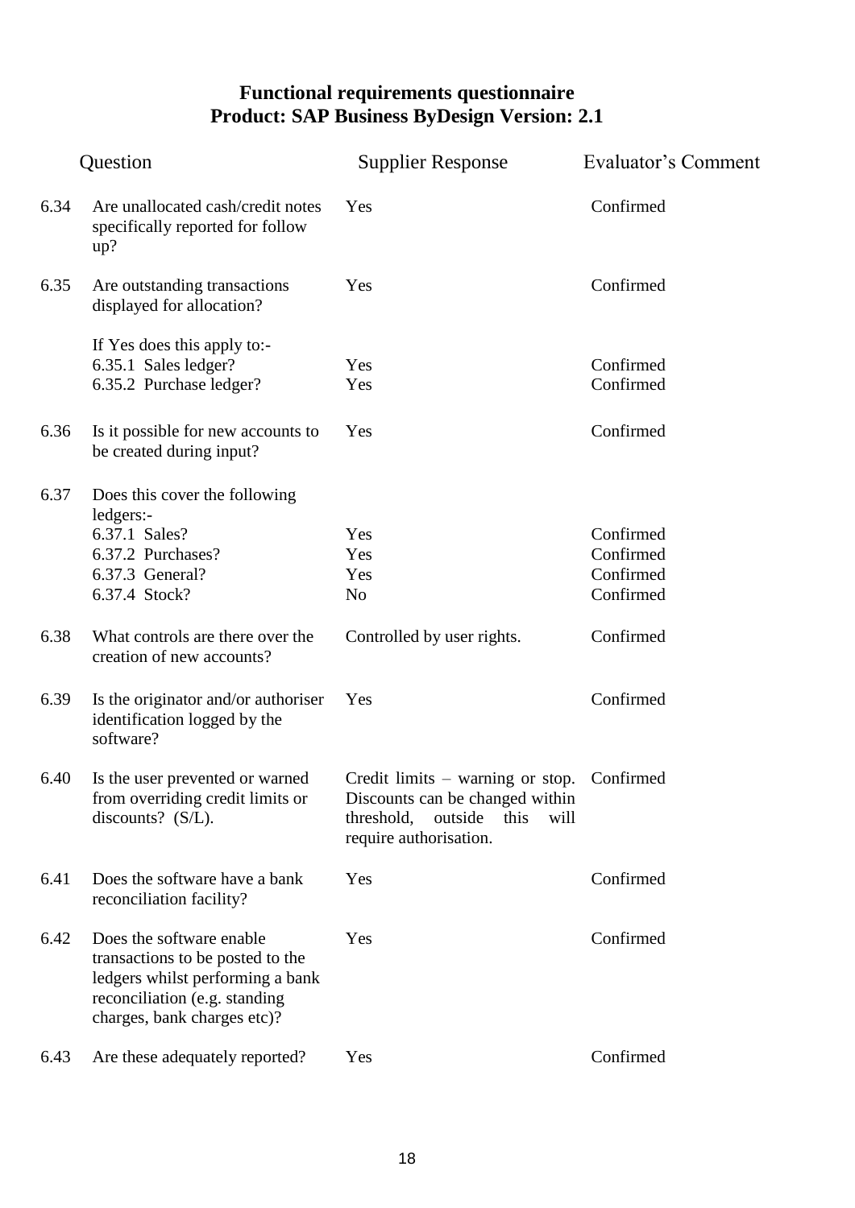# Functional requirements questionnaire
## Product: SAP Business ByDesign Version: 2.1

| | Question | Supplier Response | Evaluator's Comment |
|---|---|---|---|
| 6.34 | Are unallocated cash/credit notes specifically reported for follow up? | Yes | Confirmed |
| 6.35 | Are outstanding transactions displayed for allocation? | Yes | Confirmed |
| | If Yes does this apply to:- | | |
| | 6.35.1 Sales ledger? | Yes | Confirmed |
| | 6.35.2 Purchase ledger? | Yes | Confirmed |
| 6.36 | Is it possible for new accounts to be created during input? | Yes | Confirmed |
| 6.37 | Does this cover the following ledgers:- | | |
| | 6.37.1 Sales? | Yes | Confirmed |
| | 6.37.2 Purchases? | Yes | Confirmed |
| | 6.37.3 General? | Yes | Confirmed |
| | 6.37.4 Stock? | No | Confirmed |
| 6.38 | What controls are there over the creation of new accounts? | Controlled by user rights. | Confirmed |
| 6.39 | Is the originator and/or authoriser identification logged by the software? | Yes | Confirmed |
| 6.40 | Is the user prevented or warned from overriding credit limits or discounts? (S/L). | Credit limits – warning or stop. Discounts can be changed within threshold, outside this will require authorisation. | Confirmed |
| 6.41 | Does the software have a bank reconciliation facility? | Yes | Confirmed |
| 6.42 | Does the software enable transactions to be posted to the ledgers whilst performing a bank reconciliation (e.g. standing charges, bank charges etc)? | Yes | Confirmed |
| 6.43 | Are these adequately reported? | Yes | Confirmed |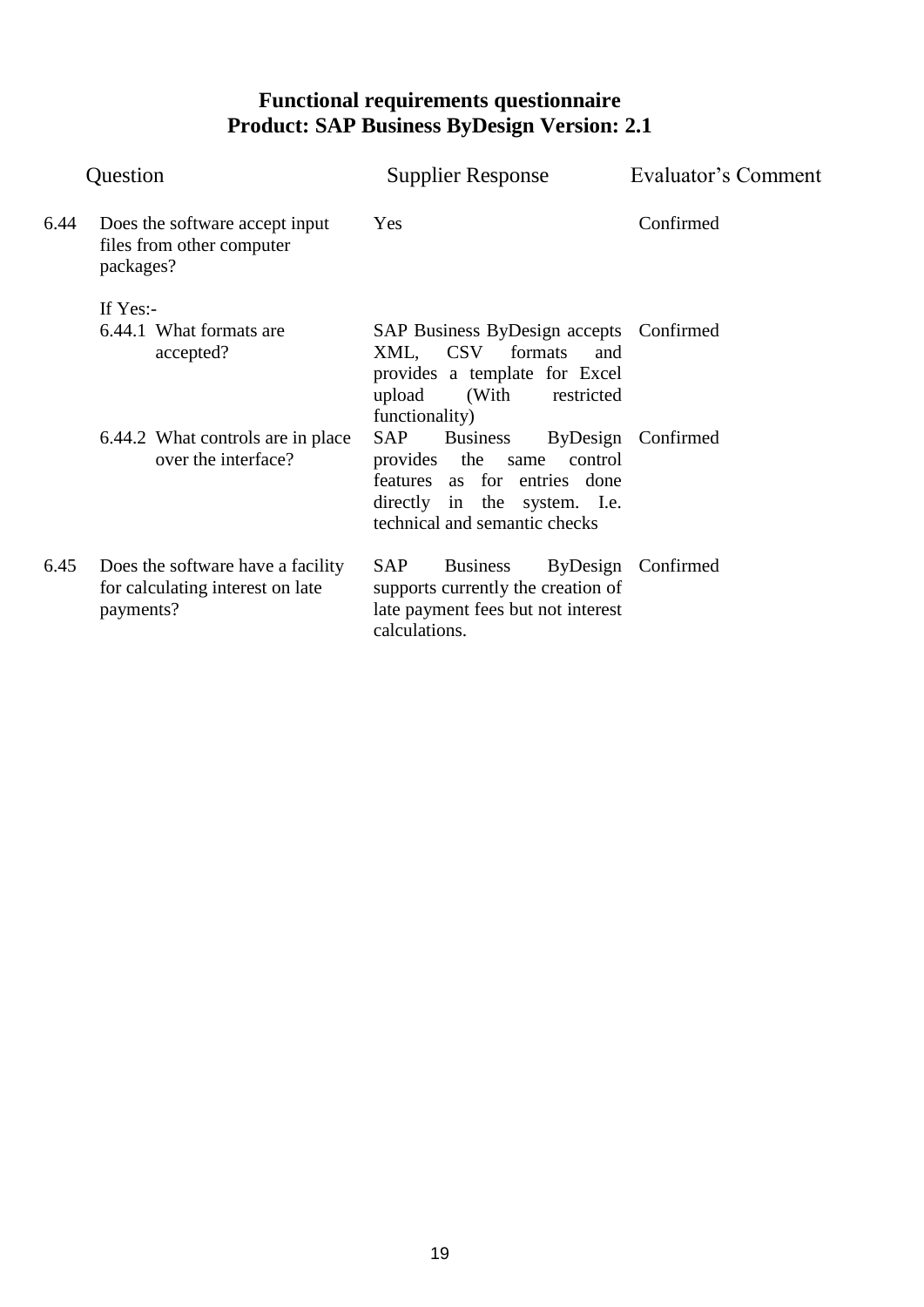# Functional requirements questionnaire
## Product: SAP Business ByDesign Version: 2.1

| | Question | Supplier Response | Evaluator's Comment |
|---|---|---|---|
| 6.44 | Does the software accept input files from other computer packages? | Yes | Confirmed |
| | If Yes:- | | |
| | 6.44.1 What formats are accepted? | SAP Business ByDesign accepts XML, CSV formats and provides a template for Excel upload (With restricted functionality) | Confirmed |
| | 6.44.2 What controls are in place over the interface? | SAP Business ByDesign provides the same control features as for entries done directly in the system. I.e. technical and semantic checks | Confirmed |
| 6.45 | Does the software have a facility for calculating interest on late payments? | SAP Business ByDesign supports currently the creation of late payment fees but not interest calculations. | Confirmed |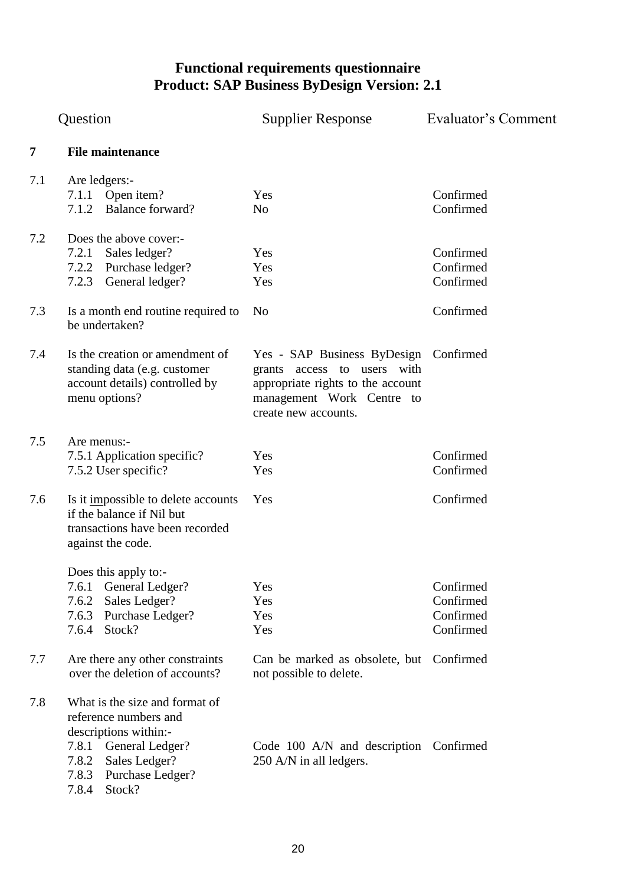# Functional requirements questionnaire
## Product: SAP Business ByDesign Version: 2.1

| | Question | Supplier Response | Evaluator's Comment |
|---|---|---|---|
| **7** | **File maintenance** | | |
| 7.1 | Are ledgers:- | | |
| | 7.1.1 Open item? | Yes | Confirmed |
| | 7.1.2 Balance forward? | No | Confirmed |
| 7.2 | Does the above cover:- | | |
| | 7.2.1 Sales ledger? | Yes | Confirmed |
| | 7.2.2 Purchase ledger? | Yes | Confirmed |
| | 7.2.3 General ledger? | Yes | Confirmed |
| 7.3 | Is a month end routine required to be undertaken? | No | Confirmed |
| 7.4 | Is the creation or amendment of standing data (e.g. customer account details) controlled by menu options? | Yes - SAP Business ByDesign grants access to users with appropriate rights to the account management Work Centre to create new accounts. | Confirmed |
| 7.5 | Are menus:- | | |
| | 7.5.1 Application specific? | Yes | Confirmed |
| | 7.5.2 User specific? | Yes | Confirmed |
| 7.6 | Is it <u>im</u>possible to delete accounts if the balance if Nil but transactions have been recorded against the code. | Yes | Confirmed |
| | Does this apply to:- | | |
| | 7.6.1 General Ledger? | Yes | Confirmed |
| | 7.6.2 Sales Ledger? | Yes | Confirmed |
| | 7.6.3 Purchase Ledger? | Yes | Confirmed |
| | 7.6.4 Stock? | Yes | Confirmed |
| 7.7 | Are there any other constraints over the deletion of accounts? | Can be marked as obsolete, but not possible to delete. | Confirmed |
| 7.8 | What is the size and format of reference numbers and descriptions within:- | | |
| | 7.8.1 General Ledger?<br>7.8.2 Sales Ledger?<br>7.8.3 Purchase Ledger?<br>7.8.4 Stock? | Code 100 A/N and description 250 A/N in all ledgers. | Confirmed |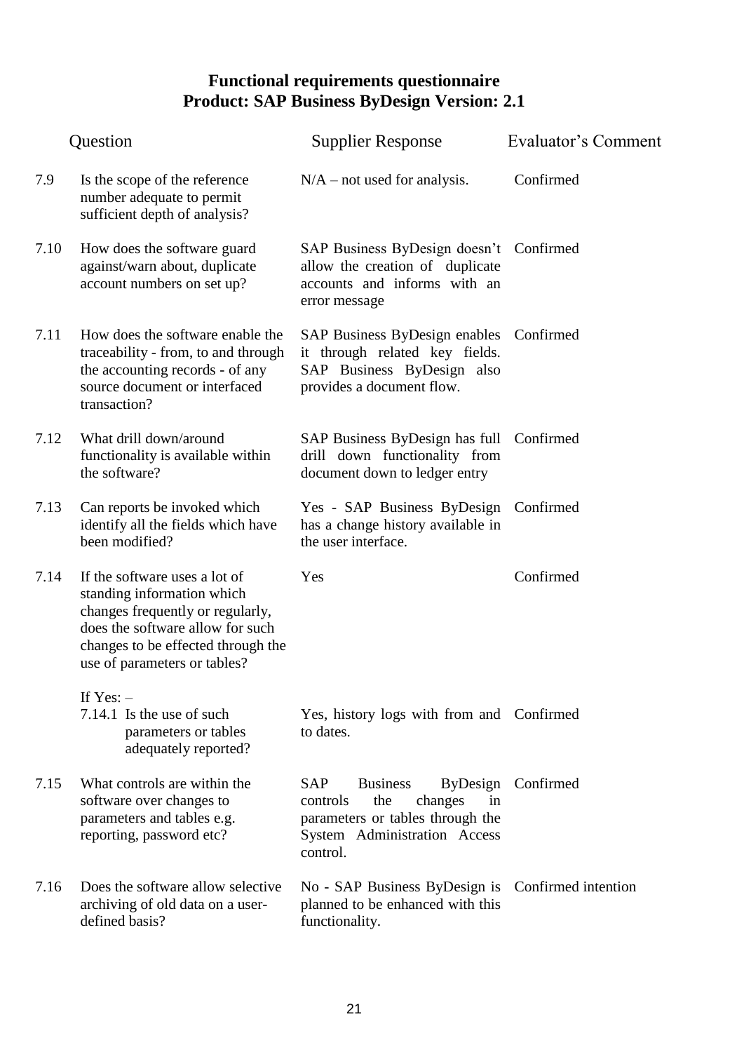**Functional requirements questionnaire**
**Product: SAP Business ByDesign Version: 2.1**

| | Question | Supplier Response | Evaluator's Comment |
|---|---|---|---|
| 7.9 | Is the scope of the reference number adequate to permit sufficient depth of analysis? | N/A – not used for analysis. | Confirmed |
| 7.10 | How does the software guard against/warn about, duplicate account numbers on set up? | SAP Business ByDesign doesn't allow the creation of duplicate accounts and informs with an error message | Confirmed |
| 7.11 | How does the software enable the traceability - from, to and through the accounting records - of any source document or interfaced transaction? | SAP Business ByDesign enables it through related key fields. SAP Business ByDesign also provides a document flow. | Confirmed |
| 7.12 | What drill down/around functionality is available within the software? | SAP Business ByDesign has full drill down functionality from document down to ledger entry | Confirmed |
| 7.13 | Can reports be invoked which identify all the fields which have been modified? | Yes - SAP Business ByDesign has a change history available in the user interface. | Confirmed |
| 7.14 | If the software uses a lot of standing information which changes frequently or regularly, does the software allow for such changes to be effected through the use of parameters or tables? | Yes | Confirmed |
| | If Yes: – 7.14.1 Is the use of such parameters or tables adequately reported? | Yes, history logs with from and to dates. | Confirmed |
| 7.15 | What controls are within the software over changes to parameters and tables e.g. reporting, password etc? | SAP Business ByDesign controls the changes in parameters or tables through the System Administration Access control. | Confirmed |
| 7.16 | Does the software allow selective archiving of old data on a user-defined basis? | No - SAP Business ByDesign is planned to be enhanced with this functionality. | Confirmed intention |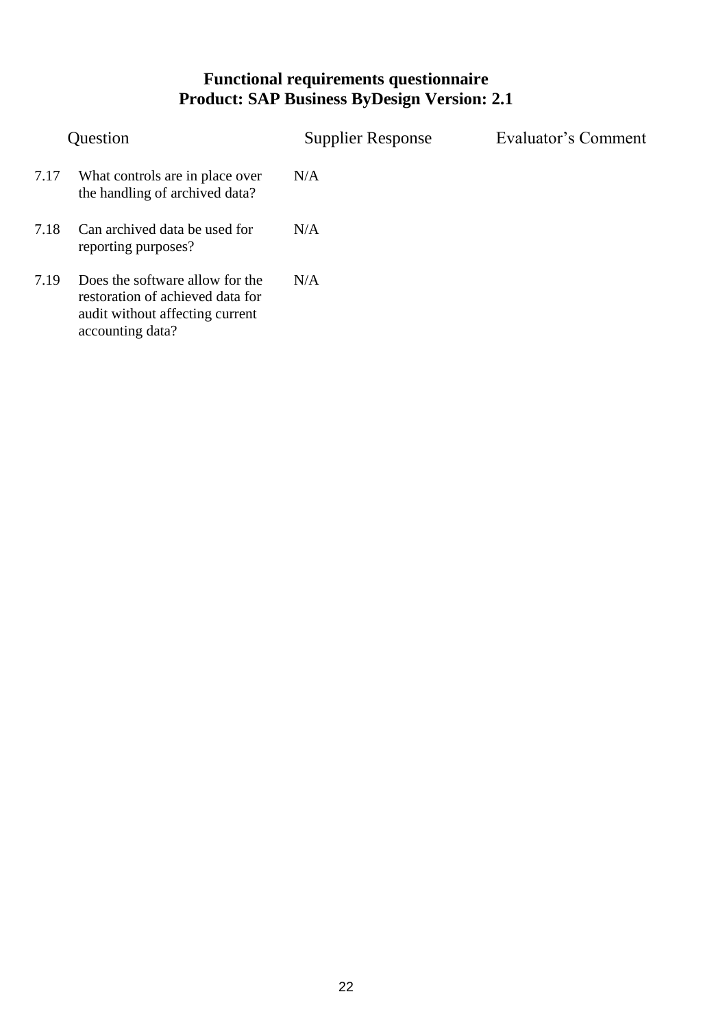**Functional requirements questionnaire**
**Product: SAP Business ByDesign Version: 2.1**

| | Question | Supplier Response | Evaluator's Comment |
|---|---|---|---|
| 7.17 | What controls are in place over the handling of archived data? | N/A | |
| 7.18 | Can archived data be used for reporting purposes? | N/A | |
| 7.19 | Does the software allow for the restoration of achieved data for audit without affecting current accounting data? | N/A | |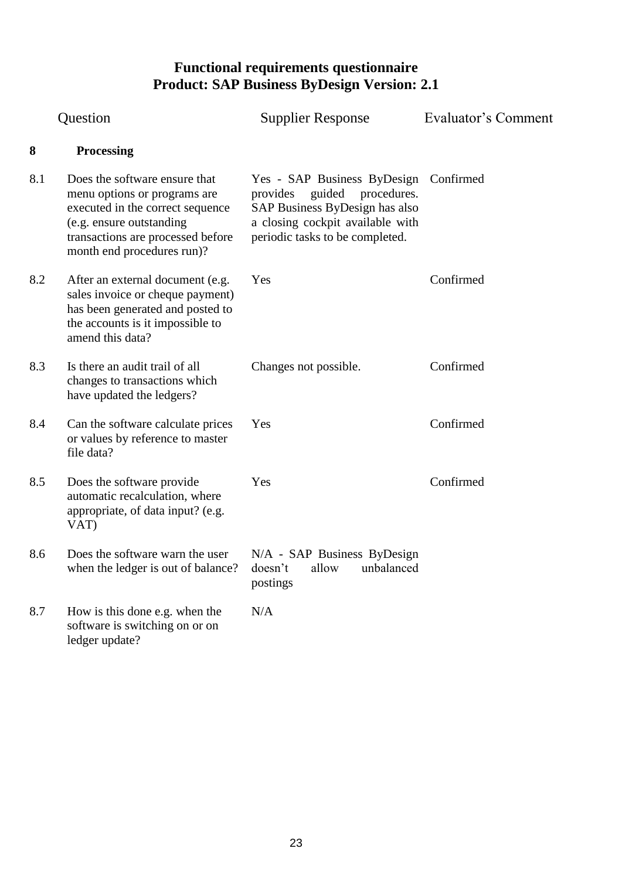# Functional requirements questionnaire
# Product: SAP Business ByDesign Version: 2.1

| | Question | Supplier Response | Evaluator's Comment |
|---|---|---|---|
| **8** | **Processing** | | |
| 8.1 | Does the software ensure that menu options or programs are executed in the correct sequence (e.g. ensure outstanding transactions are processed before month end procedures run)? | Yes - SAP Business ByDesign provides guided procedures. SAP Business ByDesign has also a closing cockpit available with periodic tasks to be completed. | Confirmed |
| 8.2 | After an external document (e.g. sales invoice or cheque payment) has been generated and posted to the accounts is it impossible to amend this data? | Yes | Confirmed |
| 8.3 | Is there an audit trail of all changes to transactions which have updated the ledgers? | Changes not possible. | Confirmed |
| 8.4 | Can the software calculate prices or values by reference to master file data? | Yes | Confirmed |
| 8.5 | Does the software provide automatic recalculation, where appropriate, of data input? (e.g. VAT) | Yes | Confirmed |
| 8.6 | Does the software warn the user when the ledger is out of balance? | N/A - SAP Business ByDesign doesn't allow unbalanced postings | |
| 8.7 | How is this done e.g. when the software is switching on or on ledger update? | N/A | |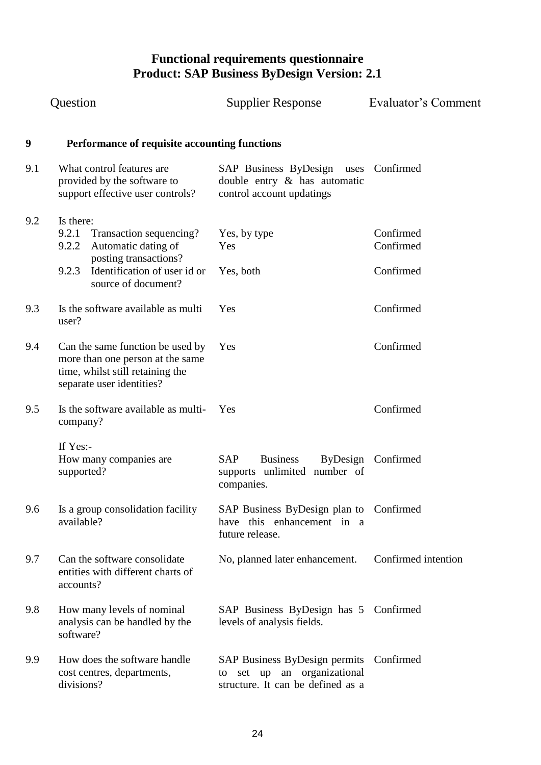## Functional requirements questionnaire
## Product: SAP Business ByDesign Version: 2.1

| | Question | Supplier Response | Evaluator's Comment |
|---|---|---|---|
| **9** | **Performance of requisite accounting functions** | | |
| 9.1 | What control features are provided by the software to support effective user controls? | SAP Business ByDesign uses double entry & has automatic control account updatings | Confirmed |
| 9.2 | Is there: | | |
| | 9.2.1 Transaction sequencing? | Yes, by type | Confirmed |
| | 9.2.2 Automatic dating of posting transactions? | Yes | Confirmed |
| | 9.2.3 Identification of user id or source of document? | Yes, both | Confirmed |
| 9.3 | Is the software available as multi user? | Yes | Confirmed |
| 9.4 | Can the same function be used by more than one person at the same time, whilst still retaining the separate user identities? | Yes | Confirmed |
| 9.5 | Is the software available as multi-company? | Yes | Confirmed |
| | If Yes:- How many companies are supported? | SAP Business ByDesign supports unlimited number of companies. | Confirmed |
| 9.6 | Is a group consolidation facility available? | SAP Business ByDesign plan to have this enhancement in a future release. | Confirmed |
| 9.7 | Can the software consolidate entities with different charts of accounts? | No, planned later enhancement. | Confirmed intention |
| 9.8 | How many levels of nominal analysis can be handled by the software? | SAP Business ByDesign has 5 levels of analysis fields. | Confirmed |
| 9.9 | How does the software handle cost centres, departments, divisions? | SAP Business ByDesign permits to set up an organizational structure. It can be defined as a | Confirmed |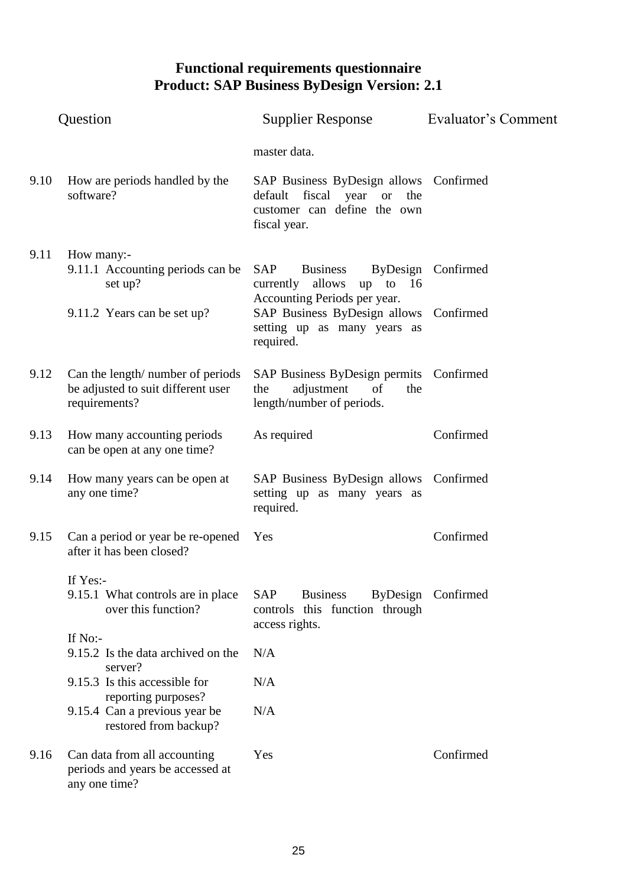# Functional requirements questionnaire
# Product: SAP Business ByDesign Version: 2.1

| | Question | Supplier Response | Evaluator's Comment |
|---|---|---|---|
| | | master data. | |
| 9.10 | How are periods handled by the software? | SAP Business ByDesign allows default fiscal year or the customer can define the own fiscal year. | Confirmed |
| 9.11 | How many:- | | |
| | 9.11.1 Accounting periods can be set up? | SAP Business ByDesign currently allows up to 16 Accounting Periods per year. | Confirmed |
| | 9.11.2 Years can be set up? | SAP Business ByDesign allows setting up as many years as required. | Confirmed |
| 9.12 | Can the length/ number of periods be adjusted to suit different user requirements? | SAP Business ByDesign permits the adjustment of the length/number of periods. | Confirmed |
| 9.13 | How many accounting periods can be open at any one time? | As required | Confirmed |
| 9.14 | How many years can be open at any one time? | SAP Business ByDesign allows setting up as many years as required. | Confirmed |
| 9.15 | Can a period or year be re-opened after it has been closed? | Yes | Confirmed |
| | If Yes:- | | |
| | 9.15.1 What controls are in place over this function? | SAP Business ByDesign controls this function through access rights. | Confirmed |
| | If No:- | | |
| | 9.15.2 Is the data archived on the server? | N/A | |
| | 9.15.3 Is this accessible for reporting purposes? | N/A | |
| | 9.15.4 Can a previous year be restored from backup? | N/A | |
| 9.16 | Can data from all accounting periods and years be accessed at any one time? | Yes | Confirmed |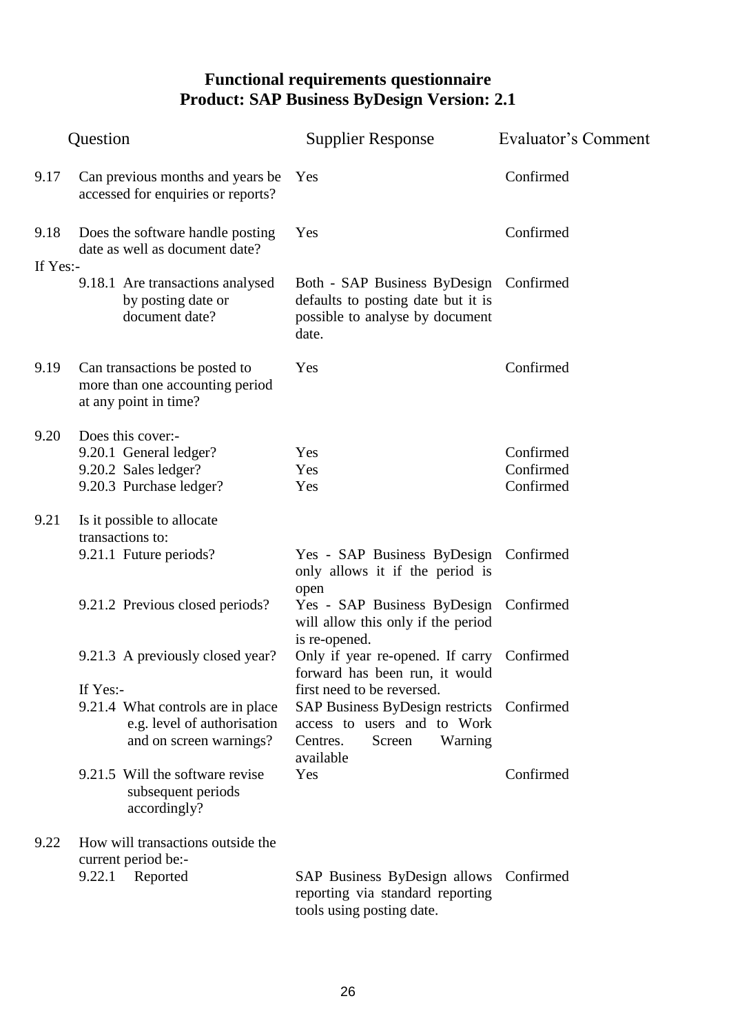# Functional requirements questionnaire
## Product: SAP Business ByDesign Version: 2.1

| | Question | Supplier Response | Evaluator's Comment |
|---|---|---|---|
| 9.17 | Can previous months and years be accessed for enquiries or reports? | Yes | Confirmed |
| 9.18 | Does the software handle posting date as well as document date? | Yes | Confirmed |
| If Yes:- | | | |
| | 9.18.1 Are transactions analysed by posting date or document date? | Both - SAP Business ByDesign defaults to posting date but it is possible to analyse by document date. | Confirmed |
| 9.19 | Can transactions be posted to more than one accounting period at any point in time? | Yes | Confirmed |
| 9.20 | Does this cover:- | | |
| | 9.20.1 General ledger? | Yes | Confirmed |
| | 9.20.2 Sales ledger? | Yes | Confirmed |
| | 9.20.3 Purchase ledger? | Yes | Confirmed |
| 9.21 | Is it possible to allocate transactions to: | | |
| | 9.21.1 Future periods? | Yes - SAP Business ByDesign only allows it if the period is open | Confirmed |
| | 9.21.2 Previous closed periods? | Yes - SAP Business ByDesign will allow this only if the period is re-opened. | Confirmed |
| | 9.21.3 A previously closed year? | Only if year re-opened. If carry forward has been run, it would first need to be reversed. | Confirmed |
| | If Yes:- | | |
| | 9.21.4 What controls are in place e.g. level of authorisation and on screen warnings? | SAP Business ByDesign restricts access to users and to Work Centres. Screen Warning available | Confirmed |
| | 9.21.5 Will the software revise subsequent periods accordingly? | Yes | Confirmed |
| 9.22 | How will transactions outside the current period be:- | | |
| | 9.22.1 Reported | SAP Business ByDesign allows reporting via standard reporting tools using posting date. | Confirmed |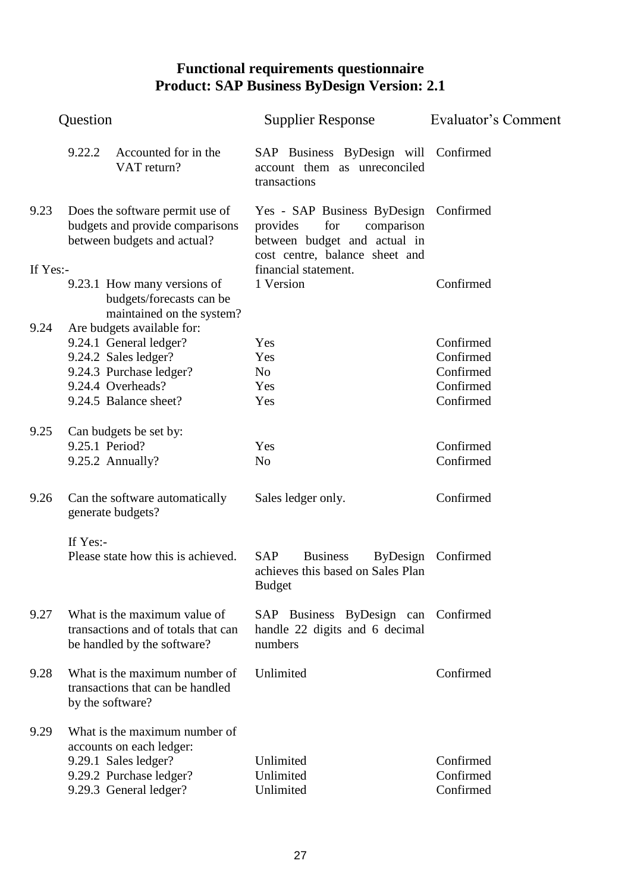## Functional requirements questionnaire
## Product: SAP Business ByDesign Version: 2.1

| Question | | Supplier Response | Evaluator's Comment |
|---|---|---|---|
| | 9.22.2 Accounted for in the VAT return? | SAP Business ByDesign will account them as unreconciled transactions | Confirmed |
| 9.23 | Does the software permit use of budgets and provide comparisons between budgets and actual? | Yes - SAP Business ByDesign provides for comparison between budget and actual in cost centre, balance sheet and financial statement. | Confirmed |
| If Yes:- | | | |
| | 9.23.1 How many versions of budgets/forecasts can be maintained on the system? | 1 Version | Confirmed |
| 9.24 | Are budgets available for: | | |
| | 9.24.1 General ledger? | Yes | Confirmed |
| | 9.24.2 Sales ledger? | Yes | Confirmed |
| | 9.24.3 Purchase ledger? | No | Confirmed |
| | 9.24.4 Overheads? | Yes | Confirmed |
| | 9.24.5 Balance sheet? | Yes | Confirmed |
| 9.25 | Can budgets be set by: | | |
| | 9.25.1 Period? | Yes | Confirmed |
| | 9.25.2 Annually? | No | Confirmed |
| 9.26 | Can the software automatically generate budgets? | Sales ledger only. | Confirmed |
| | If Yes:- Please state how this is achieved. | SAP Business ByDesign achieves this based on Sales Plan Budget | Confirmed |
| 9.27 | What is the maximum value of transactions and of totals that can be handled by the software? | SAP Business ByDesign can handle 22 digits and 6 decimal numbers | Confirmed |
| 9.28 | What is the maximum number of transactions that can be handled by the software? | Unlimited | Confirmed |
| 9.29 | What is the maximum number of accounts on each ledger: | | |
| | 9.29.1 Sales ledger? | Unlimited | Confirmed |
| | 9.29.2 Purchase ledger? | Unlimited | Confirmed |
| | 9.29.3 General ledger? | Unlimited | Confirmed |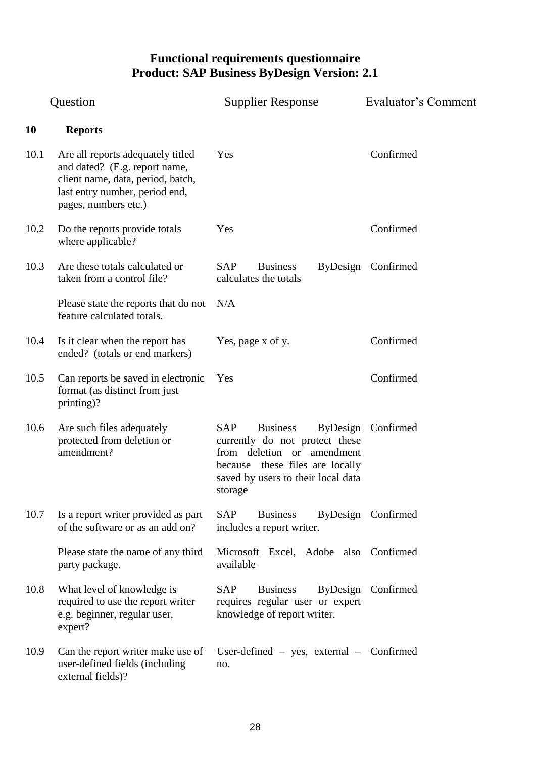# Functional requirements questionnaire
## Product: SAP Business ByDesign Version: 2.1

| | Question | Supplier Response | Evaluator's Comment |
|---|---|---|---|
| **10** | **Reports** | | |
| 10.1 | Are all reports adequately titled and dated? (E.g. report name, client name, data, period, batch, last entry number, period end, pages, numbers etc.) | Yes | Confirmed |
| 10.2 | Do the reports provide totals where applicable? | Yes | Confirmed |
| 10.3 | Are these totals calculated or taken from a control file? | SAP Business ByDesign calculates the totals | Confirmed |
| | Please state the reports that do not feature calculated totals. | N/A | |
| 10.4 | Is it clear when the report has ended? (totals or end markers) | Yes, page x of y. | Confirmed |
| 10.5 | Can reports be saved in electronic format (as distinct from just printing)? | Yes | Confirmed |
| 10.6 | Are such files adequately protected from deletion or amendment? | SAP Business ByDesign currently do not protect these from deletion or amendment because these files are locally saved by users to their local data storage | Confirmed |
| 10.7 | Is a report writer provided as part of the software or as an add on? | SAP Business ByDesign includes a report writer. | Confirmed |
| | Please state the name of any third party package. | Microsoft Excel, Adobe also available | Confirmed |
| 10.8 | What level of knowledge is required to use the report writer e.g. beginner, regular user, expert? | SAP Business ByDesign requires regular user or expert knowledge of report writer. | Confirmed |
| 10.9 | Can the report writer make use of user-defined fields (including external fields)? | User-defined – yes, external – no. | Confirmed |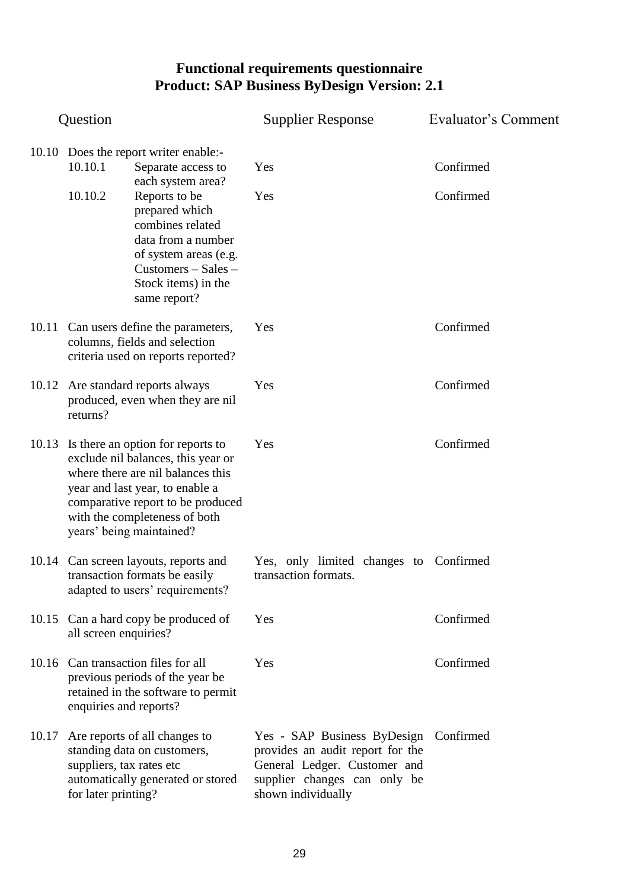**Functional requirements questionnaire**
**Product: SAP Business ByDesign Version: 2.1**

| Question | | Supplier Response | Evaluator's Comment |
|---|---|---|---|
| 10.10 | Does the report writer enable:- | | |
| | 10.10.1 Separate access to each system area? | Yes | Confirmed |
| | 10.10.2 Reports to be prepared which combines related data from a number of system areas (e.g. Customers – Sales – Stock items) in the same report? | Yes | Confirmed |
| 10.11 | Can users define the parameters, columns, fields and selection criteria used on reports reported? | Yes | Confirmed |
| 10.12 | Are standard reports always produced, even when they are nil returns? | Yes | Confirmed |
| 10.13 | Is there an option for reports to exclude nil balances, this year or where there are nil balances this year and last year, to enable a comparative report to be produced with the completeness of both years' being maintained? | Yes | Confirmed |
| 10.14 | Can screen layouts, reports and transaction formats be easily adapted to users' requirements? | Yes, only limited changes to transaction formats. | Confirmed |
| 10.15 | Can a hard copy be produced of all screen enquiries? | Yes | Confirmed |
| 10.16 | Can transaction files for all previous periods of the year be retained in the software to permit enquiries and reports? | Yes | Confirmed |
| 10.17 | Are reports of all changes to standing data on customers, suppliers, tax rates etc automatically generated or stored for later printing? | Yes - SAP Business ByDesign provides an audit report for the General Ledger. Customer and supplier changes can only be shown individually | Confirmed |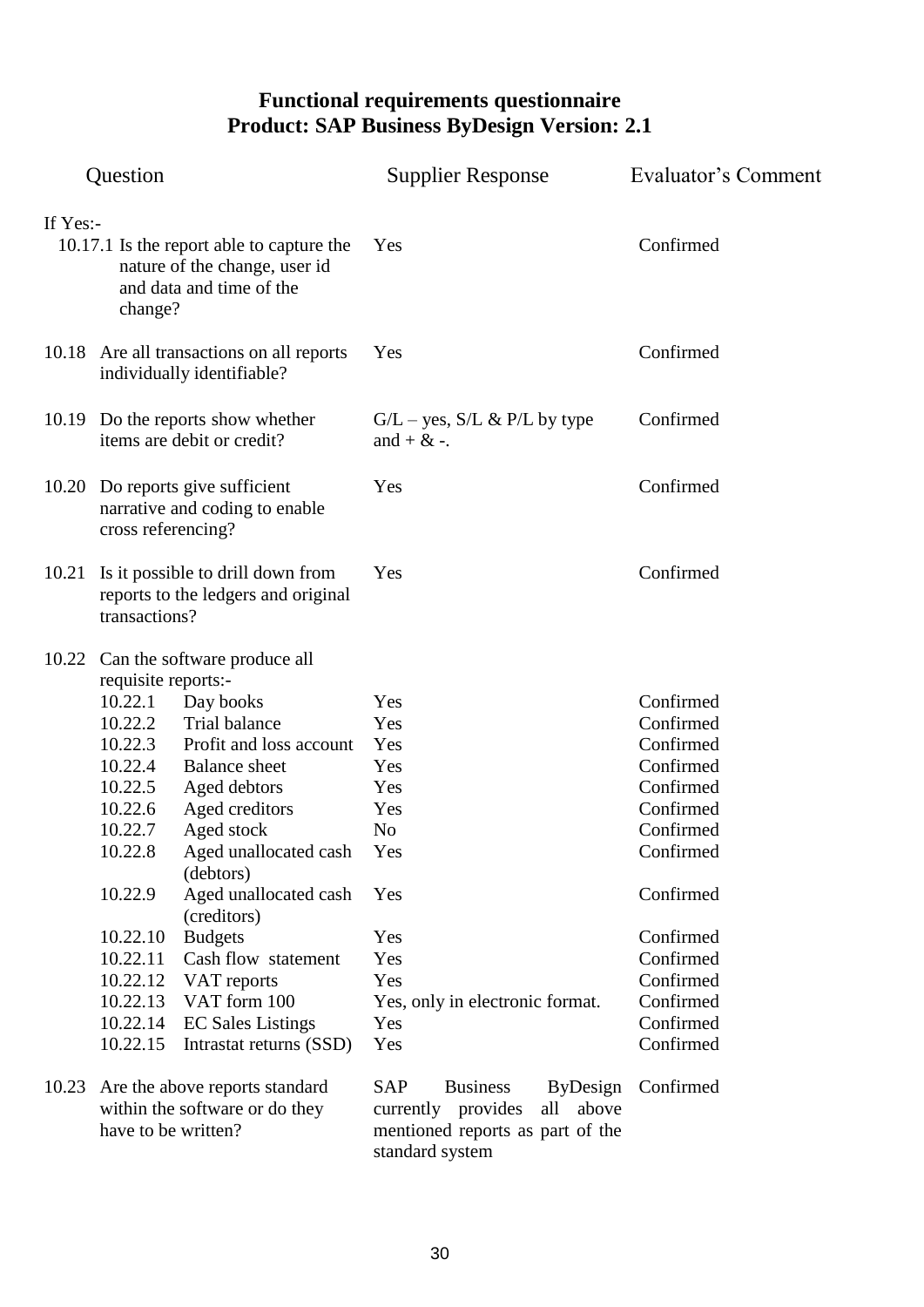# Functional requirements questionnaire
## Product: SAP Business ByDesign Version: 2.1

| Question | Supplier Response | Evaluator's Comment |
|---|---|---|
| If Yes:- | | |
| 10.17.1 Is the report able to capture the nature of the change, user id and data and time of the change? | Yes | Confirmed |
| 10.18 Are all transactions on all reports individually identifiable? | Yes | Confirmed |
| 10.19 Do the reports show whether items are debit or credit? | G/L – yes, S/L & P/L by type and + & -. | Confirmed |
| 10.20 Do reports give sufficient narrative and coding to enable cross referencing? | Yes | Confirmed |
| 10.21 Is it possible to drill down from reports to the ledgers and original transactions? | Yes | Confirmed |
| 10.22 Can the software produce all requisite reports:- | | |
| 10.22.1 Day books | Yes | Confirmed |
| 10.22.2 Trial balance | Yes | Confirmed |
| 10.22.3 Profit and loss account | Yes | Confirmed |
| 10.22.4 Balance sheet | Yes | Confirmed |
| 10.22.5 Aged debtors | Yes | Confirmed |
| 10.22.6 Aged creditors | Yes | Confirmed |
| 10.22.7 Aged stock | No | Confirmed |
| 10.22.8 Aged unallocated cash (debtors) | Yes | Confirmed |
| 10.22.9 Aged unallocated cash (creditors) | Yes | Confirmed |
| 10.22.10 Budgets | Yes | Confirmed |
| 10.22.11 Cash flow statement | Yes | Confirmed |
| 10.22.12 VAT reports | Yes | Confirmed |
| 10.22.13 VAT form 100 | Yes, only in electronic format. | Confirmed |
| 10.22.14 EC Sales Listings | Yes | Confirmed |
| 10.22.15 Intrastat returns (SSD) | Yes | Confirmed |
| 10.23 Are the above reports standard within the software or do they have to be written? | SAP Business ByDesign currently provides all above mentioned reports as part of the standard system | Confirmed |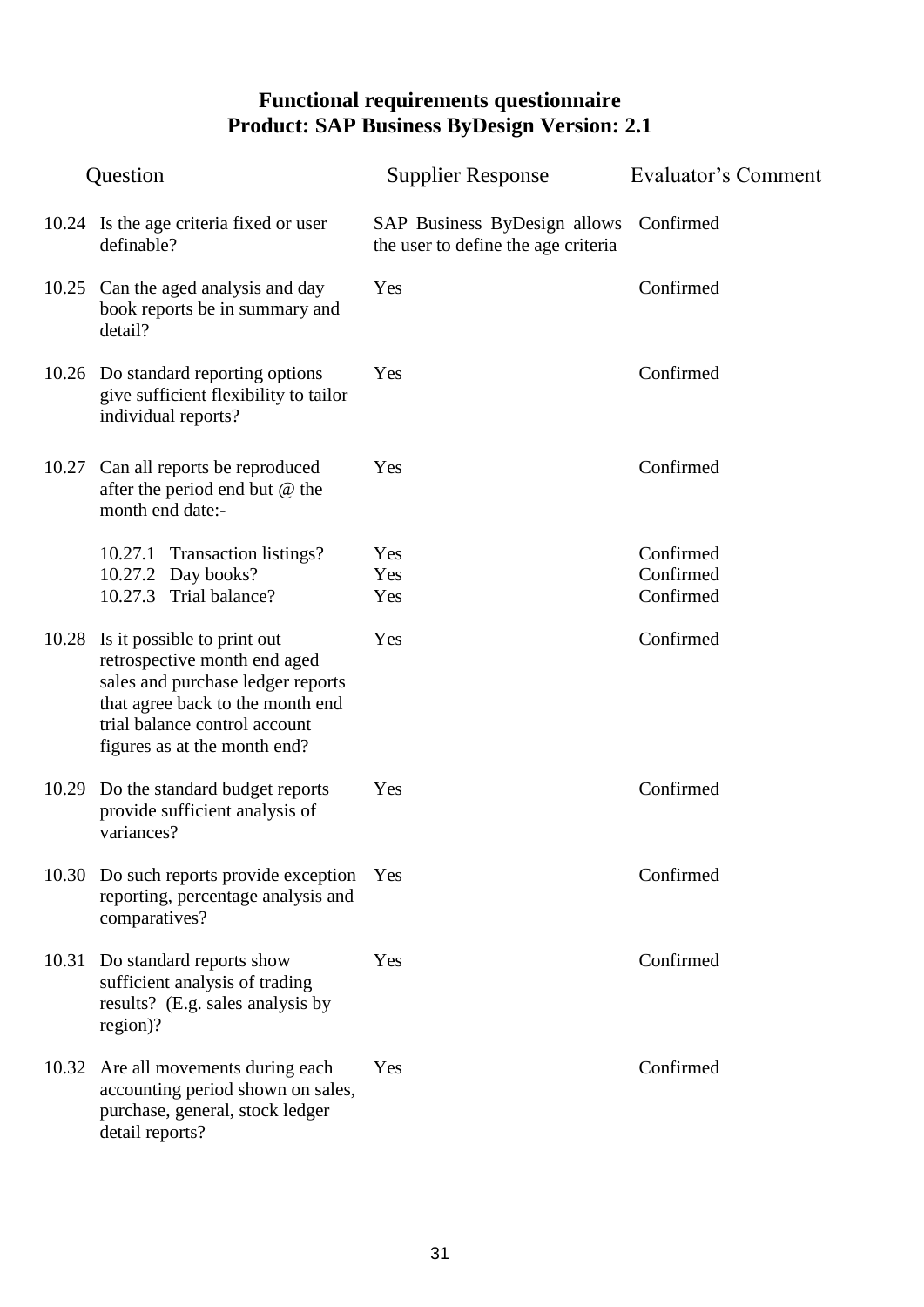# Functional requirements questionnaire
## Product: SAP Business ByDesign Version: 2.1

| | Question | Supplier Response | Evaluator's Comment |
|---|---|---|---|
| 10.24 | Is the age criteria fixed or user definable? | SAP Business ByDesign allows the user to define the age criteria | Confirmed |
| 10.25 | Can the aged analysis and day book reports be in summary and detail? | Yes | Confirmed |
| 10.26 | Do standard reporting options give sufficient flexibility to tailor individual reports? | Yes | Confirmed |
| 10.27 | Can all reports be reproduced after the period end but @ the month end date:- | Yes | Confirmed |
| | 10.27.1 Transaction listings? | Yes | Confirmed |
| | 10.27.2 Day books? | Yes | Confirmed |
| | 10.27.3 Trial balance? | Yes | Confirmed |
| 10.28 | Is it possible to print out retrospective month end aged sales and purchase ledger reports that agree back to the month end trial balance control account figures as at the month end? | Yes | Confirmed |
| 10.29 | Do the standard budget reports provide sufficient analysis of variances? | Yes | Confirmed |
| 10.30 | Do such reports provide exception reporting, percentage analysis and comparatives? | Yes | Confirmed |
| 10.31 | Do standard reports show sufficient analysis of trading results? (E.g. sales analysis by region)? | Yes | Confirmed |
| 10.32 | Are all movements during each accounting period shown on sales, purchase, general, stock ledger detail reports? | Yes | Confirmed |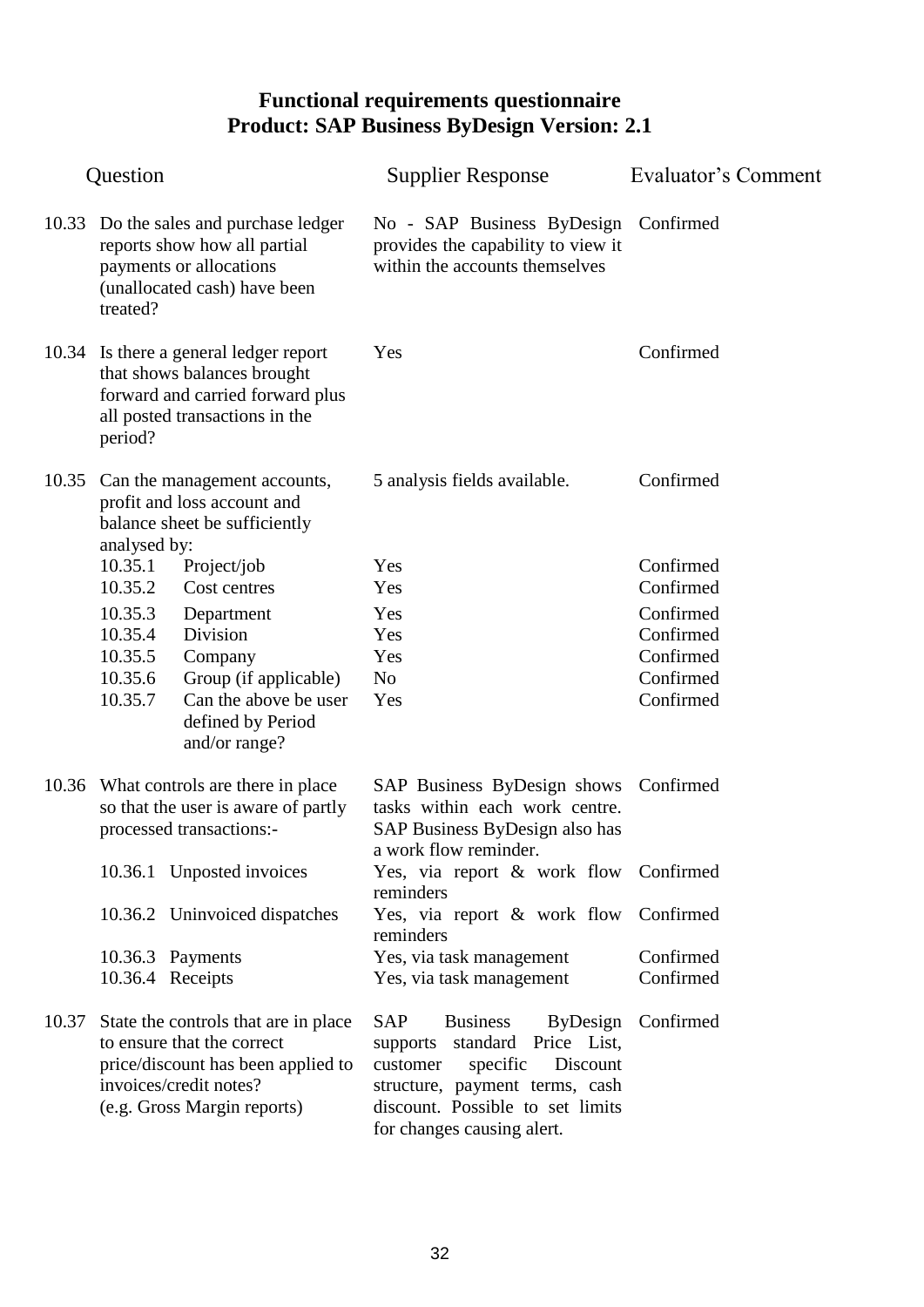# Functional requirements questionnaire
## Product: SAP Business ByDesign Version: 2.1

| | Question | Supplier Response | Evaluator's Comment |
|---|---|---|---|
| 10.33 | Do the sales and purchase ledger reports show how all partial payments or allocations (unallocated cash) have been treated? | No - SAP Business ByDesign provides the capability to view it within the accounts themselves | Confirmed |
| 10.34 | Is there a general ledger report that shows balances brought forward and carried forward plus all posted transactions in the period? | Yes | Confirmed |
| 10.35 | Can the management accounts, profit and loss account and balance sheet be sufficiently analysed by: | 5 analysis fields available. | Confirmed |
| 10.35.1 | Project/job | Yes | Confirmed |
| 10.35.2 | Cost centres | Yes | Confirmed |
| 10.35.3 | Department | Yes | Confirmed |
| 10.35.4 | Division | Yes | Confirmed |
| 10.35.5 | Company | Yes | Confirmed |
| 10.35.6 | Group (if applicable) | No | Confirmed |
| 10.35.7 | Can the above be user defined by Period and/or range? | Yes | Confirmed |
| 10.36 | What controls are there in place so that the user is aware of partly processed transactions:- | SAP Business ByDesign shows tasks within each work centre. SAP Business ByDesign also has a work flow reminder. | Confirmed |
| 10.36.1 | Unposted invoices | Yes, via report & work flow reminders | Confirmed |
| 10.36.2 | Uninvoiced dispatches | Yes, via report & work flow reminders | Confirmed |
| 10.36.3 | Payments | Yes, via task management | Confirmed |
| 10.36.4 | Receipts | Yes, via task management | Confirmed |
| 10.37 | State the controls that are in place to ensure that the correct price/discount has been applied to invoices/credit notes? (e.g. Gross Margin reports) | SAP Business ByDesign supports standard Price List, customer specific Discount structure, payment terms, cash discount. Possible to set limits for changes causing alert. | Confirmed |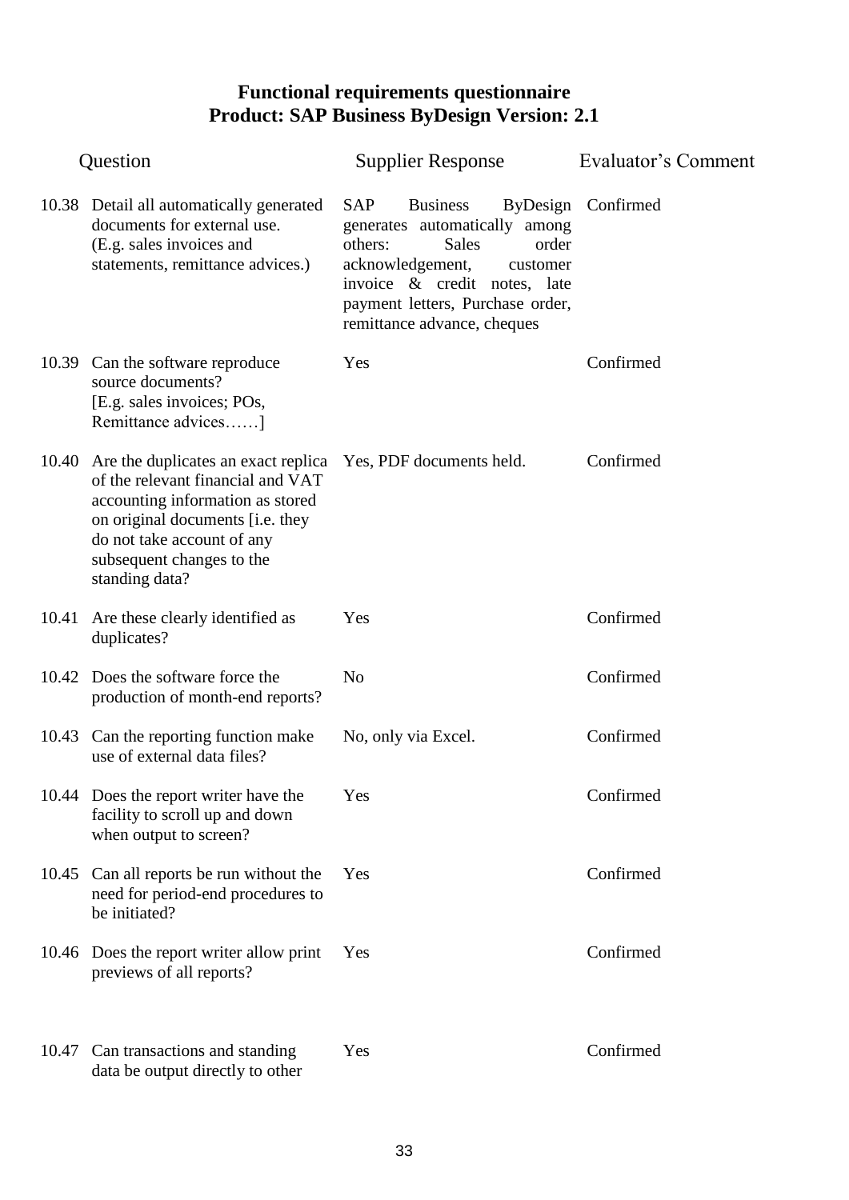**Functional requirements questionnaire**
**Product: SAP Business ByDesign Version: 2.1**

| | Question | Supplier Response | Evaluator's Comment |
|---|---|---|---|
| 10.38 | Detail all automatically generated documents for external use. (E.g. sales invoices and statements, remittance advices.) | SAP Business ByDesign generates automatically among others: Sales order acknowledgement, customer invoice & credit notes, late payment letters, Purchase order, remittance advance, cheques | Confirmed |
| 10.39 | Can the software reproduce source documents? [E.g. sales invoices; POs, Remittance advices……] | Yes | Confirmed |
| 10.40 | Are the duplicates an exact replica of the relevant financial and VAT accounting information as stored on original documents [i.e. they do not take account of any subsequent changes to the standing data? | Yes, PDF documents held. | Confirmed |
| 10.41 | Are these clearly identified as duplicates? | Yes | Confirmed |
| 10.42 | Does the software force the production of month-end reports? | No | Confirmed |
| 10.43 | Can the reporting function make use of external data files? | No, only via Excel. | Confirmed |
| 10.44 | Does the report writer have the facility to scroll up and down when output to screen? | Yes | Confirmed |
| 10.45 | Can all reports be run without the need for period-end procedures to be initiated? | Yes | Confirmed |
| 10.46 | Does the report writer allow print previews of all reports? | Yes | Confirmed |
| 10.47 | Can transactions and standing data be output directly to other | Yes | Confirmed |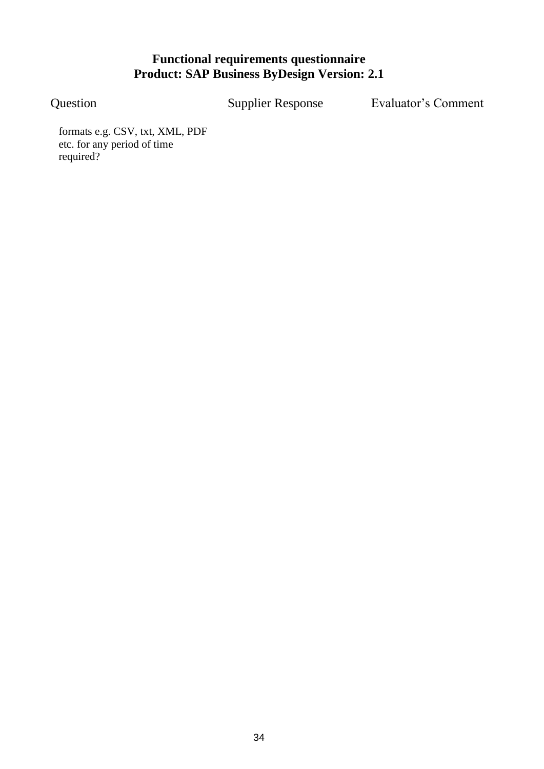**Functional requirements questionnaire**
**Product: SAP Business ByDesign Version: 2.1**

| Question | Supplier Response | Evaluator's Comment |
| --- | --- | --- |
| formats e.g. CSV, txt, XML, PDF etc. for any period of time required? | | |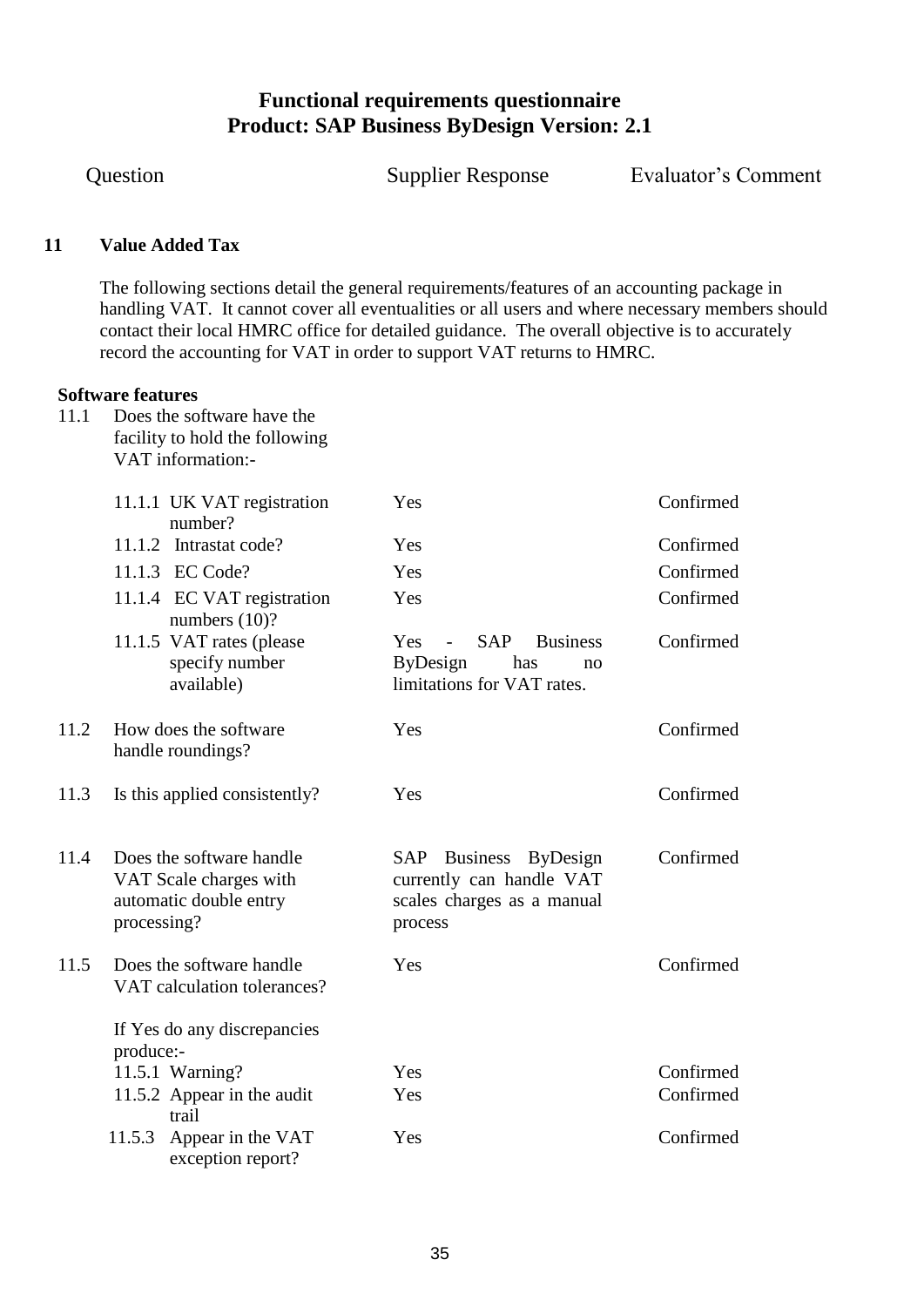# Functional requirements questionnaire
## Product: SAP Business ByDesign Version: 2.1

| Question | | Supplier Response | Evaluator's Comment |
|---|---|---|---|
| **11** | **Value Added Tax** | | |

The following sections detail the general requirements/features of an accounting package in handling VAT. It cannot cover all eventualities or all users and where necessary members should contact their local HMRC office for detailed guidance. The overall objective is to accurately record the accounting for VAT in order to support VAT returns to HMRC.

**Software features**

| Question | | Supplier Response | Evaluator's Comment |
|---|---|---|---|
| 11.1 | Does the software have the facility to hold the following VAT information:- | | |
| | 11.1.1 UK VAT registration number? | Yes | Confirmed |
| | 11.1.2 Intrastat code? | Yes | Confirmed |
| | 11.1.3 EC Code? | Yes | Confirmed |
| | 11.1.4 EC VAT registration numbers (10)? | Yes | Confirmed |
| | 11.1.5 VAT rates (please specify number available) | Yes - SAP Business ByDesign has no limitations for VAT rates. | Confirmed |
| 11.2 | How does the software handle roundings? | Yes | Confirmed |
| 11.3 | Is this applied consistently? | Yes | Confirmed |
| 11.4 | Does the software handle VAT Scale charges with automatic double entry processing? | SAP Business ByDesign currently can handle VAT scales charges as a manual process | Confirmed |
| 11.5 | Does the software handle VAT calculation tolerances? | Yes | Confirmed |
| | If Yes do any discrepancies produce:- | | |
| | 11.5.1 Warning? | Yes | Confirmed |
| | 11.5.2 Appear in the audit trail | Yes | Confirmed |
| | 11.5.3 Appear in the VAT exception report? | Yes | Confirmed |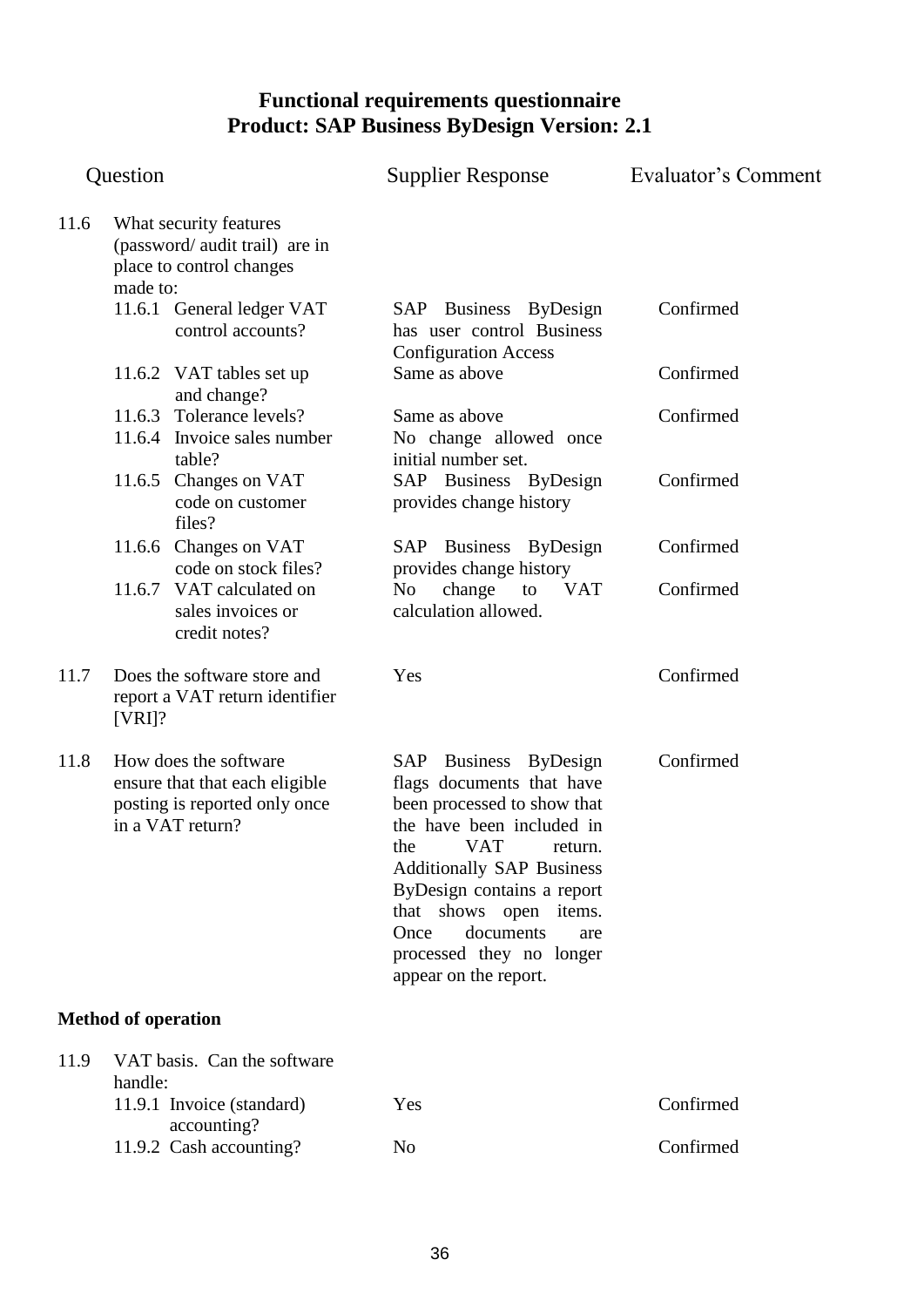# Functional requirements questionnaire
## Product: SAP Business ByDesign Version: 2.1

| | Question | Supplier Response | Evaluator's Comment |
|---|---|---|---|
| 11.6 | What security features (password/ audit trail) are in place to control changes made to: | | |
| | 11.6.1 General ledger VAT control accounts? | SAP Business ByDesign has user control Business Configuration Access | Confirmed |
| | 11.6.2 VAT tables set up and change? | Same as above | Confirmed |
| | 11.6.3 Tolerance levels? | Same as above | Confirmed |
| | 11.6.4 Invoice sales number table? | No change allowed once initial number set. | |
| | 11.6.5 Changes on VAT code on customer files? | SAP Business ByDesign provides change history | Confirmed |
| | 11.6.6 Changes on VAT code on stock files? | SAP Business ByDesign provides change history | Confirmed |
| | 11.6.7 VAT calculated on sales invoices or credit notes? | No change to VAT calculation allowed. | Confirmed |
| 11.7 | Does the software store and report a VAT return identifier [VRI]? | Yes | Confirmed |
| 11.8 | How does the software ensure that that each eligible posting is reported only once in a VAT return? | SAP Business ByDesign flags documents that have been processed to show that the have been included in the VAT return. Additionally SAP Business ByDesign contains a report that shows open items. Once documents are processed they no longer appear on the report. | Confirmed |

**Method of operation**

| | Question | Supplier Response | Evaluator's Comment |
|---|---|---|---|
| 11.9 | VAT basis. Can the software handle: | | |
| | 11.9.1 Invoice (standard) accounting? | Yes | Confirmed |
| | 11.9.2 Cash accounting? | No | Confirmed |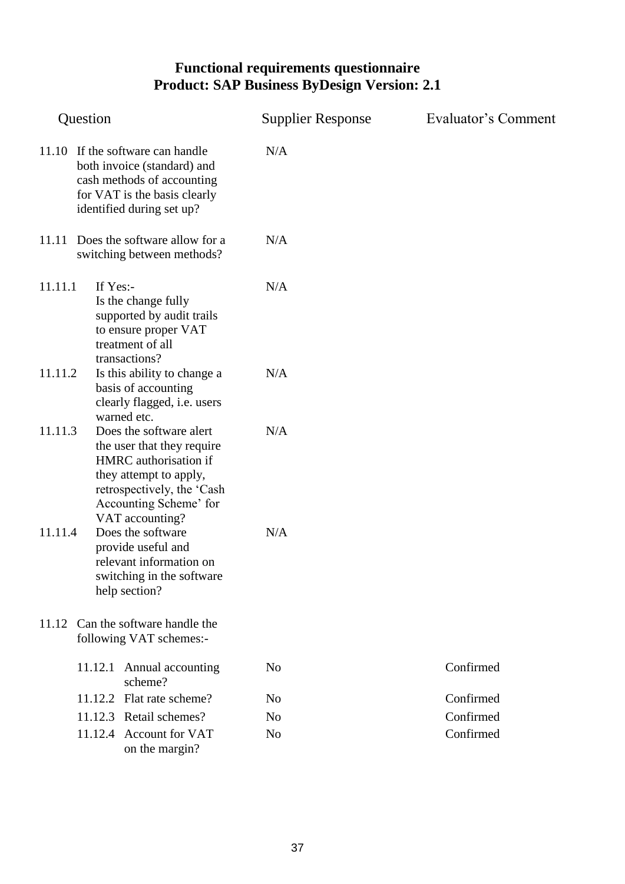# Functional requirements questionnaire
## Product: SAP Business ByDesign Version: 2.1

| Question | | Supplier Response | Evaluator's Comment |
|---|---|---|---|
| 11.10 | If the software can handle both invoice (standard) and cash methods of accounting for VAT is the basis clearly identified during set up? | N/A | |
| 11.11 | Does the software allow for a switching between methods? | N/A | |
| 11.11.1 | If Yes:- Is the change fully supported by audit trails to ensure proper VAT treatment of all transactions? | N/A | |
| 11.11.2 | Is this ability to change a basis of accounting clearly flagged, i.e. users warned etc. | N/A | |
| 11.11.3 | Does the software alert the user that they require HMRC authorisation if they attempt to apply, retrospectively, the 'Cash Accounting Scheme' for VAT accounting? | N/A | |
| 11.11.4 | Does the software provide useful and relevant information on switching in the software help section? | N/A | |
| 11.12 | Can the software handle the following VAT schemes:- | | |
| 11.12.1 | Annual accounting scheme? | No | Confirmed |
| 11.12.2 | Flat rate scheme? | No | Confirmed |
| 11.12.3 | Retail schemes? | No | Confirmed |
| 11.12.4 | Account for VAT on the margin? | No | Confirmed |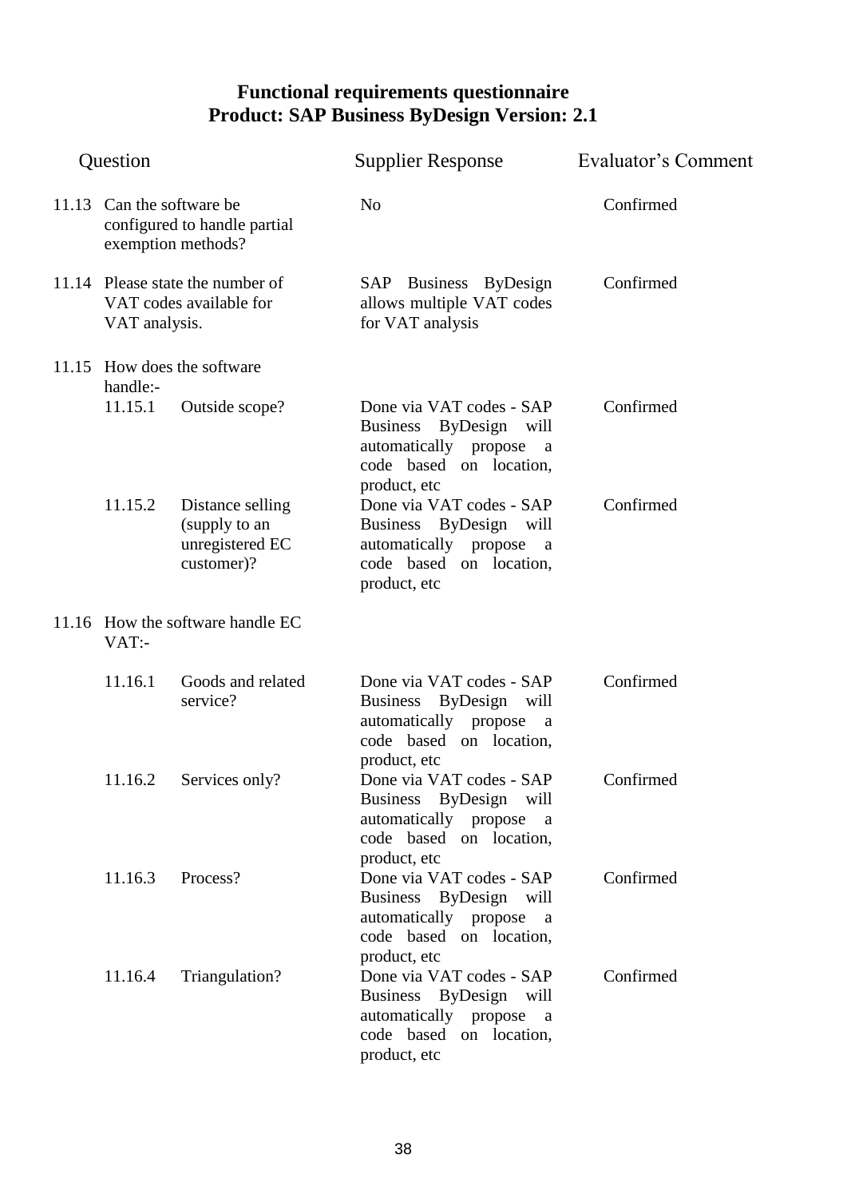# Functional requirements questionnaire
## Product: SAP Business ByDesign Version: 2.1

| Question | | Supplier Response | Evaluator's Comment |
|---|---|---|---|
| 11.13 | Can the software be configured to handle partial exemption methods? | No | Confirmed |
| 11.14 | Please state the number of VAT codes available for VAT analysis. | SAP Business ByDesign allows multiple VAT codes for VAT analysis | Confirmed |
| 11.15 | How does the software handle:- | | |
| 11.15.1 | Outside scope? | Done via VAT codes - SAP Business ByDesign will automatically propose a code based on location, product, etc | Confirmed |
| 11.15.2 | Distance selling (supply to an unregistered EC customer)? | Done via VAT codes - SAP Business ByDesign will automatically propose a code based on location, product, etc | Confirmed |
| 11.16 | How the software handle EC VAT:- | | |
| 11.16.1 | Goods and related service? | Done via VAT codes - SAP Business ByDesign will automatically propose a code based on location, product, etc | Confirmed |
| 11.16.2 | Services only? | Done via VAT codes - SAP Business ByDesign will automatically propose a code based on location, product, etc | Confirmed |
| 11.16.3 | Process? | Done via VAT codes - SAP Business ByDesign will automatically propose a code based on location, product, etc | Confirmed |
| 11.16.4 | Triangulation? | Done via VAT codes - SAP Business ByDesign will automatically propose a code based on location, product, etc | Confirmed |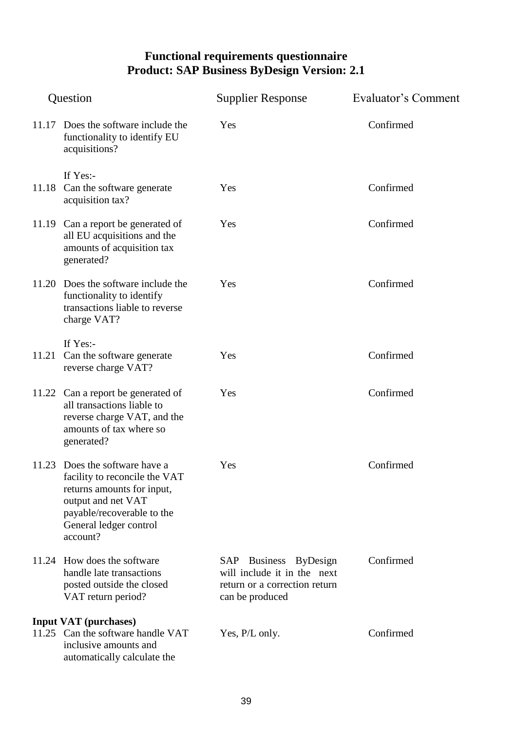# Functional requirements questionnaire
## Product: SAP Business ByDesign Version: 2.1

| | Question | Supplier Response | Evaluator's Comment |
|---|---|---|---|
| 11.17 | Does the software include the functionality to identify EU acquisitions? | Yes | Confirmed |
| | If Yes:- | | |
| 11.18 | Can the software generate acquisition tax? | Yes | Confirmed |
| 11.19 | Can a report be generated of all EU acquisitions and the amounts of acquisition tax generated? | Yes | Confirmed |
| 11.20 | Does the software include the functionality to identify transactions liable to reverse charge VAT? | Yes | Confirmed |
| | If Yes:- | | |
| 11.21 | Can the software generate reverse charge VAT? | Yes | Confirmed |
| 11.22 | Can a report be generated of all transactions liable to reverse charge VAT, and the amounts of tax where so generated? | Yes | Confirmed |
| 11.23 | Does the software have a facility to reconcile the VAT returns amounts for input, output and net VAT payable/recoverable to the General ledger control account? | Yes | Confirmed |
| 11.24 | How does the software handle late transactions posted outside the closed VAT return period? | SAP Business ByDesign will include it in the next return or a correction return can be produced | Confirmed |
| | **Input VAT (purchases)** | | |
| 11.25 | Can the software handle VAT inclusive amounts and automatically calculate the | Yes, P/L only. | Confirmed |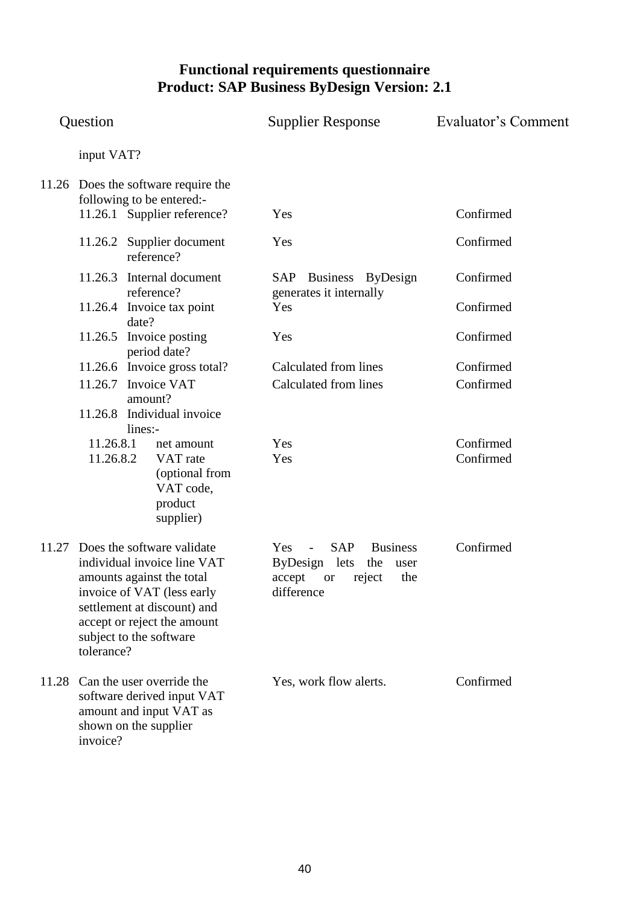## Functional requirements questionnaire
## Product: SAP Business ByDesign Version: 2.1

| Question | | Supplier Response | Evaluator's Comment |
|---|---|---|---|
| | input VAT? | | |
| 11.26 | Does the software require the following to be entered:- | | |
| | 11.26.1 Supplier reference? | Yes | Confirmed |
| | 11.26.2 Supplier document reference? | Yes | Confirmed |
| | 11.26.3 Internal document reference? | SAP Business ByDesign generates it internally | Confirmed |
| | 11.26.4 Invoice tax point date? | Yes | Confirmed |
| | 11.26.5 Invoice posting period date? | Yes | Confirmed |
| | 11.26.6 Invoice gross total? | Calculated from lines | Confirmed |
| | 11.26.7 Invoice VAT amount? | Calculated from lines | Confirmed |
| | 11.26.8 Individual invoice lines:- | | |
| | 11.26.8.1 net amount | Yes | Confirmed |
| | 11.26.8.2 VAT rate (optional from VAT code, product supplier) | Yes | Confirmed |
| 11.27 | Does the software validate individual invoice line VAT amounts against the total invoice of VAT (less early settlement at discount) and accept or reject the amount subject to the software tolerance? | Yes - SAP Business ByDesign lets the user accept or reject the difference | Confirmed |
| 11.28 | Can the user override the software derived input VAT amount and input VAT as shown on the supplier invoice? | Yes, work flow alerts. | Confirmed |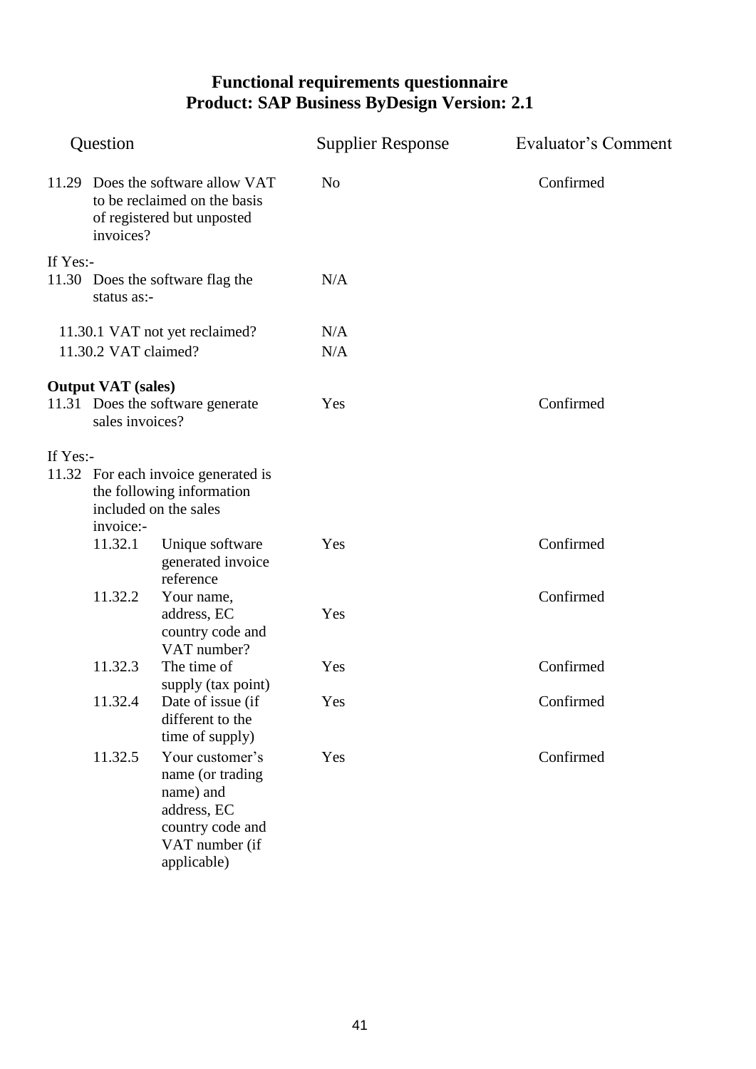# Functional requirements questionnaire
## Product: SAP Business ByDesign Version: 2.1

| Question | Supplier Response | Evaluator's Comment |
|---|---|---|
| 11.29 Does the software allow VAT to be reclaimed on the basis of registered but unposted invoices? | No | Confirmed |
| If Yes:- | | |
| 11.30 Does the software flag the status as:- | N/A | |
| 11.30.1 VAT not yet reclaimed? | N/A | |
| 11.30.2 VAT claimed? | N/A | |
| **Output VAT (sales)** | | |
| 11.31 Does the software generate sales invoices? | Yes | Confirmed |
| If Yes:- | | |
| 11.32 For each invoice generated is the following information included on the sales invoice:- | | |
| 11.32.1 Unique software generated invoice reference | Yes | Confirmed |
| 11.32.2 Your name, address, EC country code and VAT number? | Yes | Confirmed |
| 11.32.3 The time of supply (tax point) | Yes | Confirmed |
| 11.32.4 Date of issue (if different to the time of supply) | Yes | Confirmed |
| 11.32.5 Your customer's name (or trading name) and address, EC country code and VAT number (if applicable) | Yes | Confirmed |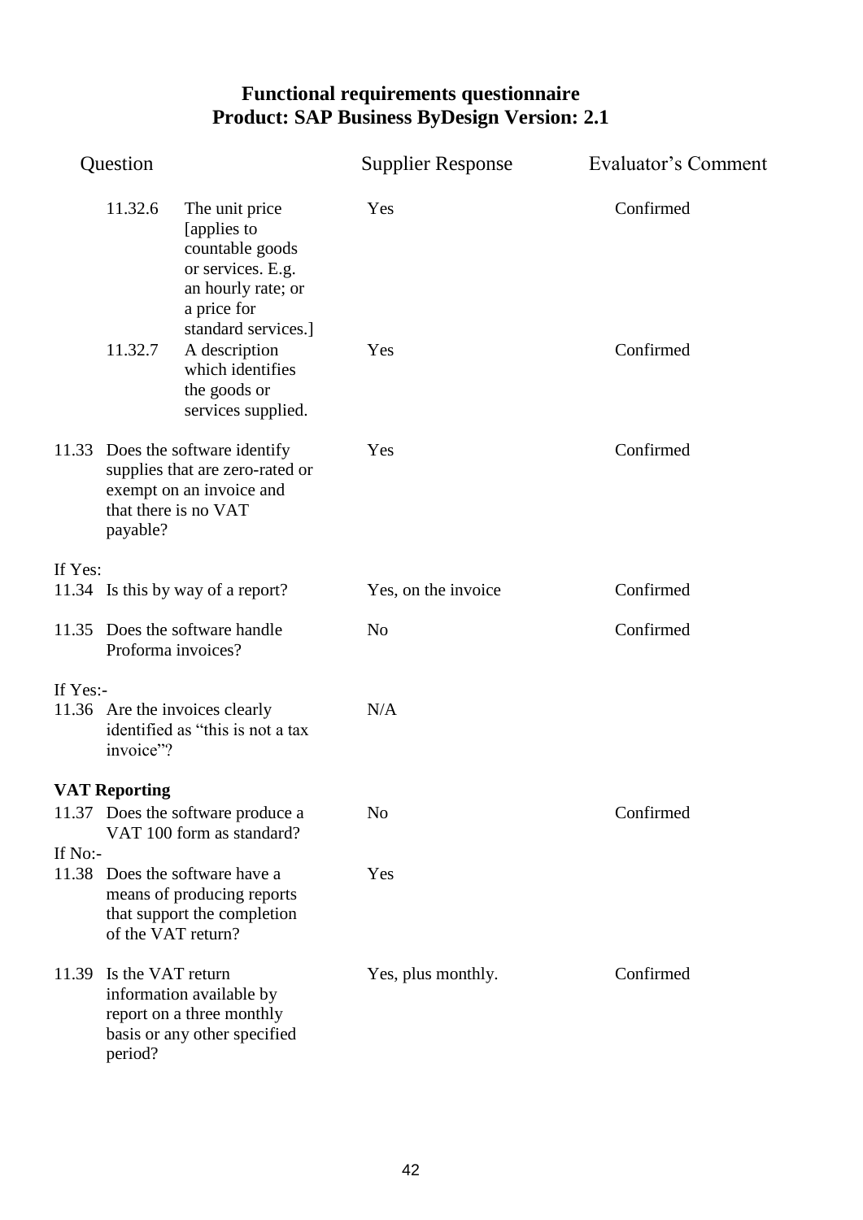## Functional requirements questionnaire
## Product: SAP Business ByDesign Version: 2.1

| Question | | Supplier Response | Evaluator's Comment |
|---|---|---|---|
| 11.32.6 | The unit price [applies to countable goods or services. E.g. an hourly rate; or a price for standard services.] | Yes | Confirmed |
| 11.32.7 | A description which identifies the goods or services supplied. | Yes | Confirmed |
| 11.33 | Does the software identify supplies that are zero-rated or exempt on an invoice and that there is no VAT payable? | Yes | Confirmed |
| If Yes: | | | |
| 11.34 | Is this by way of a report? | Yes, on the invoice | Confirmed |
| 11.35 | Does the software handle Proforma invoices? | No | Confirmed |
| If Yes:- | | | |
| 11.36 | Are the invoices clearly identified as "this is not a tax invoice"? | N/A | |
| **VAT Reporting** | | | |
| 11.37 | Does the software produce a VAT 100 form as standard? | No | Confirmed |
| If No:- | | | |
| 11.38 | Does the software have a means of producing reports that support the completion of the VAT return? | Yes | |
| 11.39 | Is the VAT return information available by report on a three monthly basis or any other specified period? | Yes, plus monthly. | Confirmed |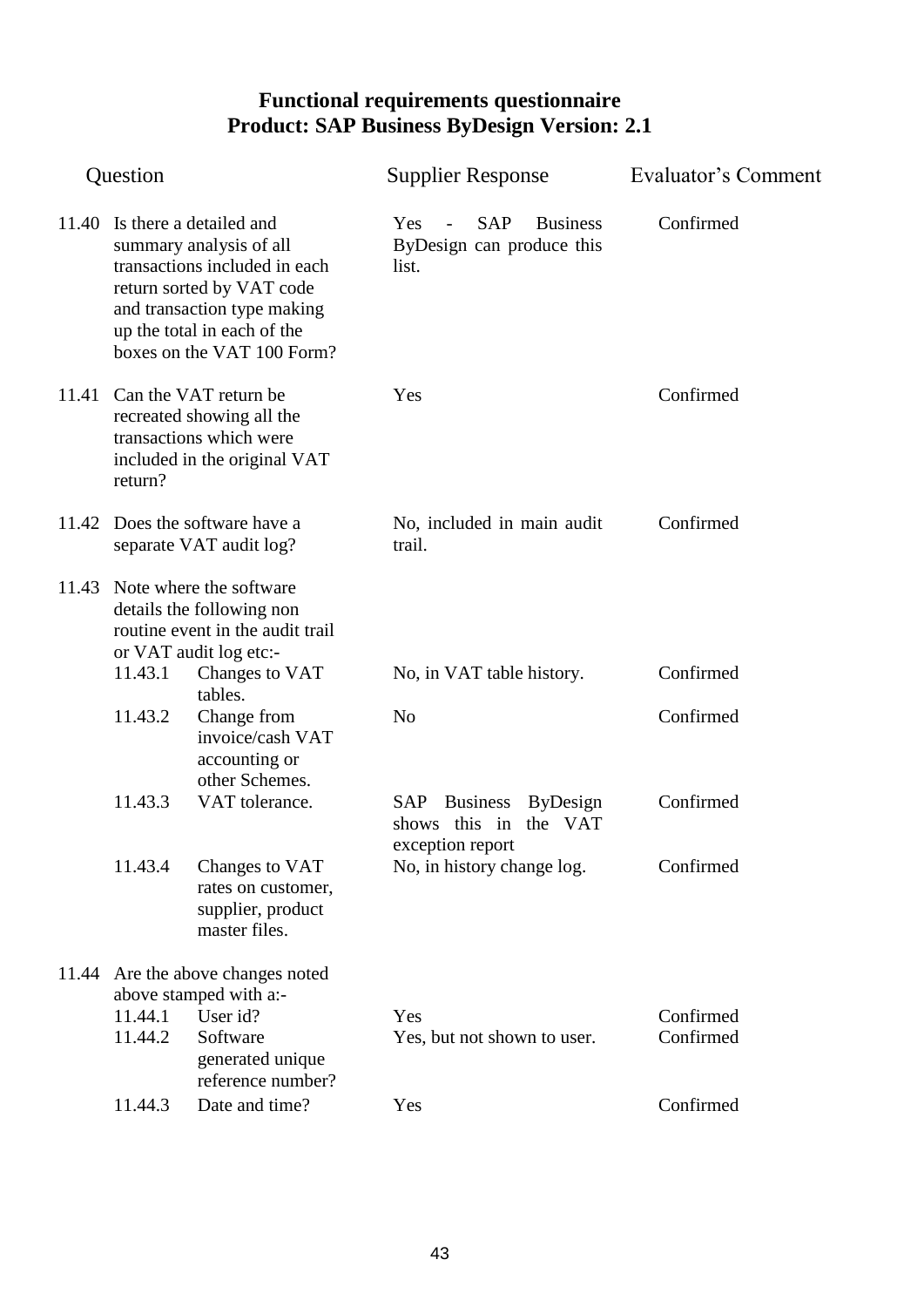# Functional requirements questionnaire
## Product: SAP Business ByDesign Version: 2.1

| | Question | Supplier Response | Evaluator's Comment |
|---|---|---|---|
| 11.40 | Is there a detailed and summary analysis of all transactions included in each return sorted by VAT code and transaction type making up the total in each of the boxes on the VAT 100 Form? | Yes - SAP Business ByDesign can produce this list. | Confirmed |
| 11.41 | Can the VAT return be recreated showing all the transactions which were included in the original VAT return? | Yes | Confirmed |
| 11.42 | Does the software have a separate VAT audit log? | No, included in main audit trail. | Confirmed |
| 11.43 | Note where the software details the following non routine event in the audit trail or VAT audit log etc:- | | |
| 11.43.1 | Changes to VAT tables. | No, in VAT table history. | Confirmed |
| 11.43.2 | Change from invoice/cash VAT accounting or other Schemes. | No | Confirmed |
| 11.43.3 | VAT tolerance. | SAP Business ByDesign shows this in the VAT exception report | Confirmed |
| 11.43.4 | Changes to VAT rates on customer, supplier, product master files. | No, in history change log. | Confirmed |
| 11.44 | Are the above changes noted above stamped with a:- | | |
| 11.44.1 | User id? | Yes | Confirmed |
| 11.44.2 | Software generated unique reference number? | Yes, but not shown to user. | Confirmed |
| 11.44.3 | Date and time? | Yes | Confirmed |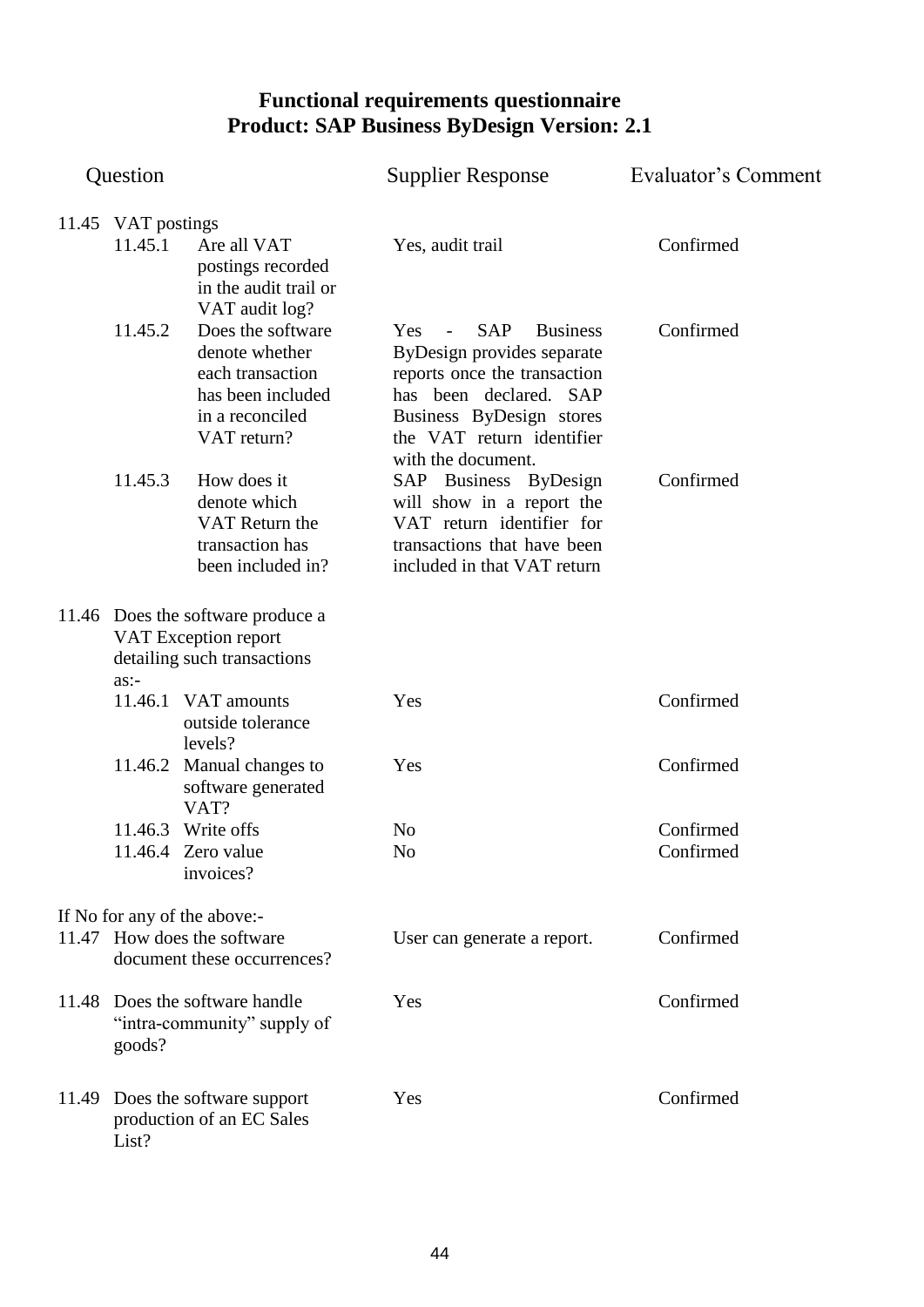# Functional requirements questionnaire
## Product: SAP Business ByDesign Version: 2.1

| Question | | Supplier Response | Evaluator's Comment |
|---|---|---|---|
| 11.45 | VAT postings | | |
| 11.45.1 | Are all VAT postings recorded in the audit trail or VAT audit log? | Yes, audit trail | Confirmed |
| 11.45.2 | Does the software denote whether each transaction has been included in a reconciled VAT return? | Yes - SAP Business ByDesign provides separate reports once the transaction has been declared. SAP Business ByDesign stores the VAT return identifier with the document. | Confirmed |
| 11.45.3 | How does it denote which VAT Return the transaction has been included in? | SAP Business ByDesign will show in a report the VAT return identifier for transactions that have been included in that VAT return | Confirmed |
| 11.46 | Does the software produce a VAT Exception report detailing such transactions as:- | | |
| 11.46.1 | VAT amounts outside tolerance levels? | Yes | Confirmed |
| 11.46.2 | Manual changes to software generated VAT? | Yes | Confirmed |
| 11.46.3 | Write offs | No | Confirmed |
| 11.46.4 | Zero value invoices? | No | Confirmed |
| | If No for any of the above:- | | |
| 11.47 | How does the software document these occurrences? | User can generate a report. | Confirmed |
| 11.48 | Does the software handle "intra-community" supply of goods? | Yes | Confirmed |
| 11.49 | Does the software support production of an EC Sales List? | Yes | Confirmed |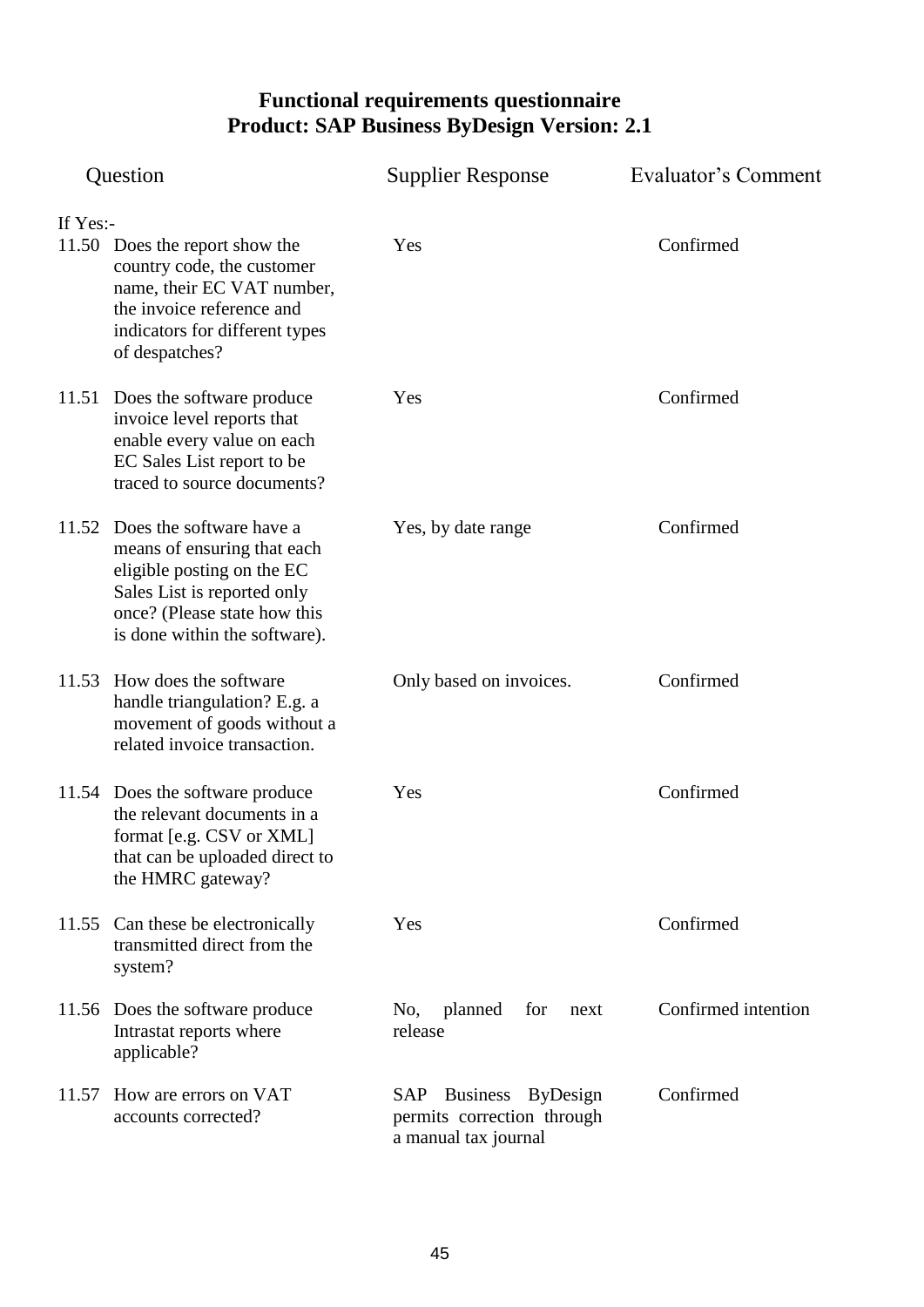## Functional requirements questionnaire
## Product: SAP Business ByDesign Version: 2.1

| Question | | Supplier Response | Evaluator's Comment |
|---|---|---|---|
| If Yes:- | | | |
| 11.50 | Does the report show the country code, the customer name, their EC VAT number, the invoice reference and indicators for different types of despatches? | Yes | Confirmed |
| 11.51 | Does the software produce invoice level reports that enable every value on each EC Sales List report to be traced to source documents? | Yes | Confirmed |
| 11.52 | Does the software have a means of ensuring that each eligible posting on the EC Sales List is reported only once? (Please state how this is done within the software). | Yes, by date range | Confirmed |
| 11.53 | How does the software handle triangulation? E.g. a movement of goods without a related invoice transaction. | Only based on invoices. | Confirmed |
| 11.54 | Does the software produce the relevant documents in a format [e.g. CSV or XML] that can be uploaded direct to the HMRC gateway? | Yes | Confirmed |
| 11.55 | Can these be electronically transmitted direct from the system? | Yes | Confirmed |
| 11.56 | Does the software produce Intrastat reports where applicable? | No, planned for next release | Confirmed intention |
| 11.57 | How are errors on VAT accounts corrected? | SAP Business ByDesign permits correction through a manual tax journal | Confirmed |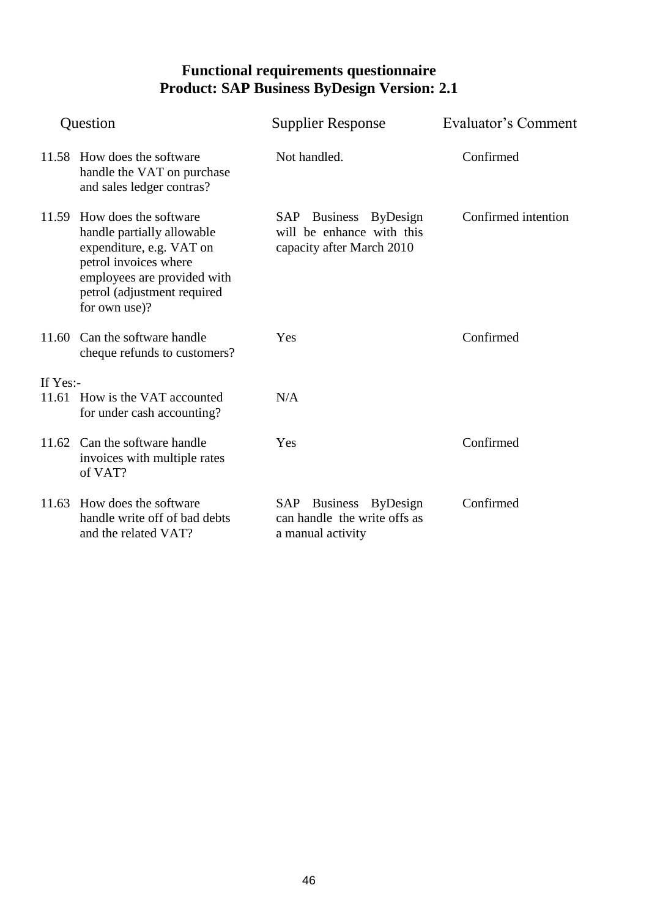# Functional requirements questionnaire
## Product: SAP Business ByDesign Version: 2.1

| | Question | Supplier Response | Evaluator's Comment |
|---|---|---|---|
| 11.58 | How does the software handle the VAT on purchase and sales ledger contras? | Not handled. | Confirmed |
| 11.59 | How does the software handle partially allowable expenditure, e.g. VAT on petrol invoices where employees are provided with petrol (adjustment required for own use)? | SAP Business ByDesign will be enhance with this capacity after March 2010 | Confirmed intention |
| 11.60 | Can the software handle cheque refunds to customers? | Yes | Confirmed |
| If Yes:- | | | |
| 11.61 | How is the VAT accounted for under cash accounting? | N/A | |
| 11.62 | Can the software handle invoices with multiple rates of VAT? | Yes | Confirmed |
| 11.63 | How does the software handle write off of bad debts and the related VAT? | SAP Business ByDesign can handle the write offs as a manual activity | Confirmed |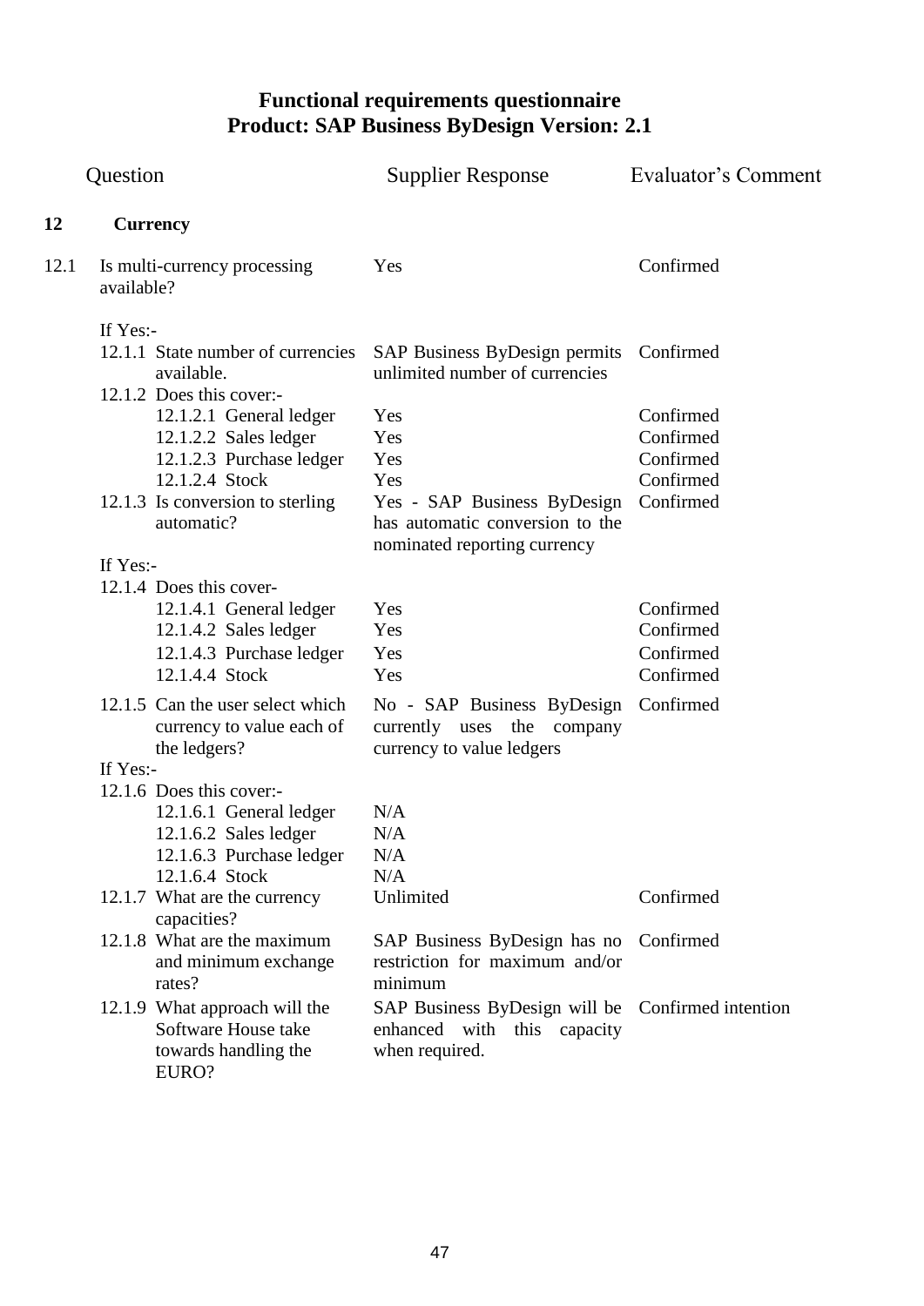# Functional requirements questionnaire
## Product: SAP Business ByDesign Version: 2.1

| | Question | Supplier Response | Evaluator's Comment |
|---|---|---|---|
| **12** | **Currency** | | |
| 12.1 | Is multi-currency processing available? | Yes | Confirmed |
| | If Yes:- | | |
| | 12.1.1 State number of currencies available. | SAP Business ByDesign permits unlimited number of currencies | Confirmed |
| | 12.1.2 Does this cover:- | | |
| | 12.1.2.1 General ledger | Yes | Confirmed |
| | 12.1.2.2 Sales ledger | Yes | Confirmed |
| | 12.1.2.3 Purchase ledger | Yes | Confirmed |
| | 12.1.2.4 Stock | Yes | Confirmed |
| | 12.1.3 Is conversion to sterling automatic? | Yes - SAP Business ByDesign has automatic conversion to the nominated reporting currency | Confirmed |
| | If Yes:- | | |
| | 12.1.4 Does this cover- | | |
| | 12.1.4.1 General ledger | Yes | Confirmed |
| | 12.1.4.2 Sales ledger | Yes | Confirmed |
| | 12.1.4.3 Purchase ledger | Yes | Confirmed |
| | 12.1.4.4 Stock | Yes | Confirmed |
| | 12.1.5 Can the user select which currency to value each of the ledgers? | No - SAP Business ByDesign currently uses the company currency to value ledgers | Confirmed |
| | If Yes:- | | |
| | 12.1.6 Does this cover:- | | |
| | 12.1.6.1 General ledger | N/A | |
| | 12.1.6.2 Sales ledger | N/A | |
| | 12.1.6.3 Purchase ledger | N/A | |
| | 12.1.6.4 Stock | N/A | |
| | 12.1.7 What are the currency capacities? | Unlimited | Confirmed |
| | 12.1.8 What are the maximum and minimum exchange rates? | SAP Business ByDesign has no restriction for maximum and/or minimum | Confirmed |
| | 12.1.9 What approach will the Software House take towards handling the EURO? | SAP Business ByDesign will be enhanced with this capacity when required. | Confirmed intention |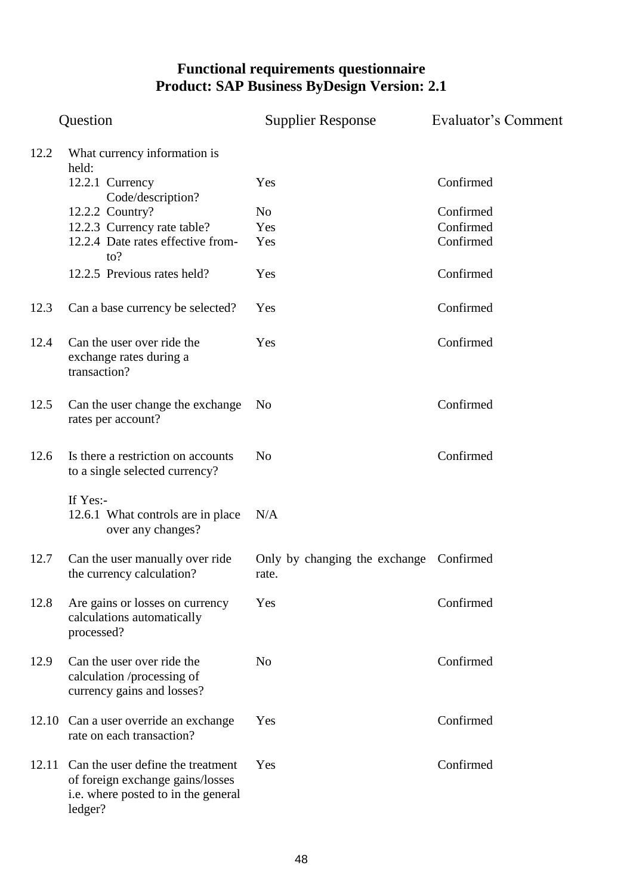# Functional requirements questionnaire
## Product: SAP Business ByDesign Version: 2.1

| | Question | Supplier Response | Evaluator's Comment |
|---|---|---|---|
| 12.2 | What currency information is held: | | |
| | 12.2.1 Currency Code/description? | Yes | Confirmed |
| | 12.2.2 Country? | No | Confirmed |
| | 12.2.3 Currency rate table? | Yes | Confirmed |
| | 12.2.4 Date rates effective from-to? | Yes | Confirmed |
| | 12.2.5 Previous rates held? | Yes | Confirmed |
| 12.3 | Can a base currency be selected? | Yes | Confirmed |
| 12.4 | Can the user over ride the exchange rates during a transaction? | Yes | Confirmed |
| 12.5 | Can the user change the exchange rates per account? | No | Confirmed |
| 12.6 | Is there a restriction on accounts to a single selected currency? | No | Confirmed |
| | If Yes:- | | |
| | 12.6.1 What controls are in place over any changes? | N/A | |
| 12.7 | Can the user manually over ride the currency calculation? | Only by changing the exchange rate. | Confirmed |
| 12.8 | Are gains or losses on currency calculations automatically processed? | Yes | Confirmed |
| 12.9 | Can the user over ride the calculation /processing of currency gains and losses? | No | Confirmed |
| 12.10 | Can a user override an exchange rate on each transaction? | Yes | Confirmed |
| 12.11 | Can the user define the treatment of foreign exchange gains/losses i.e. where posted to in the general ledger? | Yes | Confirmed |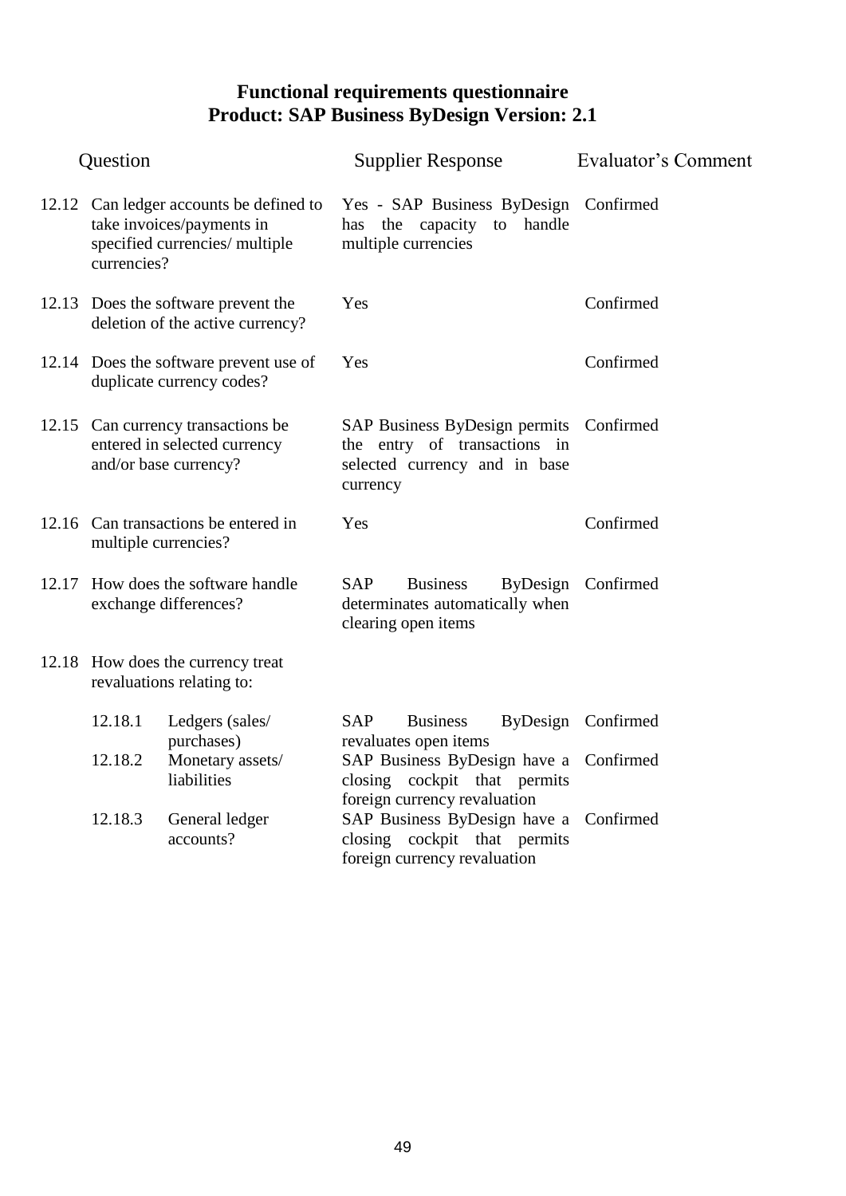# Functional requirements questionnaire
# Product: SAP Business ByDesign Version: 2.1

| | Question | Supplier Response | Evaluator's Comment |
|---|---|---|---|
| 12.12 | Can ledger accounts be defined to take invoices/payments in specified currencies/ multiple currencies? | Yes - SAP Business ByDesign has the capacity to handle multiple currencies | Confirmed |
| 12.13 | Does the software prevent the deletion of the active currency? | Yes | Confirmed |
| 12.14 | Does the software prevent use of duplicate currency codes? | Yes | Confirmed |
| 12.15 | Can currency transactions be entered in selected currency and/or base currency? | SAP Business ByDesign permits the entry of transactions in selected currency and in base currency | Confirmed |
| 12.16 | Can transactions be entered in multiple currencies? | Yes | Confirmed |
| 12.17 | How does the software handle exchange differences? | SAP Business ByDesign determinates automatically when clearing open items | Confirmed |
| 12.18 | How does the currency treat revaluations relating to: | | |
| 12.18.1 | Ledgers (sales/ purchases) | SAP Business ByDesign revaluates open items | Confirmed |
| 12.18.2 | Monetary assets/ liabilities | SAP Business ByDesign have a closing cockpit that permits foreign currency revaluation | Confirmed |
| 12.18.3 | General ledger accounts? | SAP Business ByDesign have a closing cockpit that permits foreign currency revaluation | Confirmed |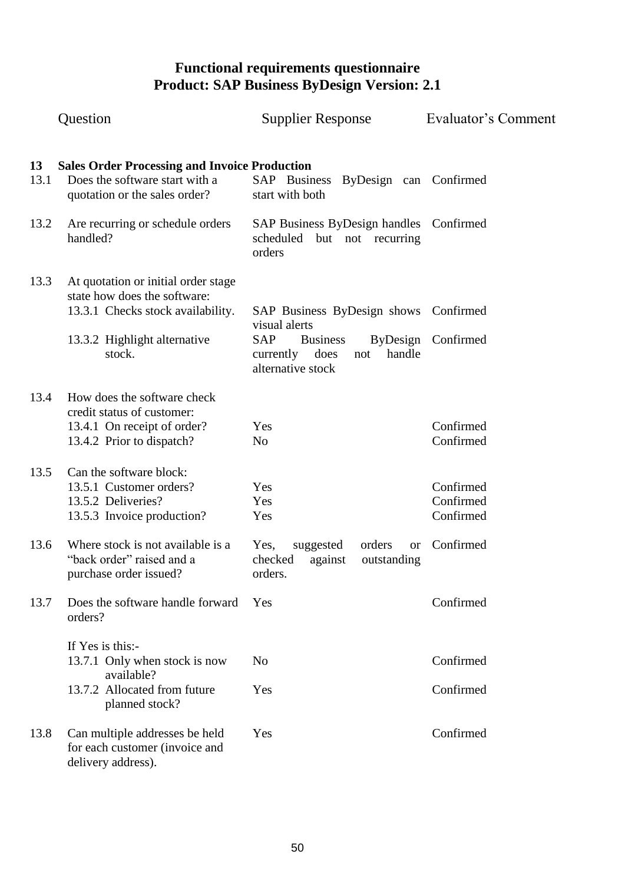# Functional requirements questionnaire
## Product: SAP Business ByDesign Version: 2.1

| | Question | Supplier Response | Evaluator's Comment |
|---|---|---|---|
| **13** | **Sales Order Processing and Invoice Production** | | |
| 13.1 | Does the software start with a quotation or the sales order? | SAP Business ByDesign can start with both | Confirmed |
| 13.2 | Are recurring or schedule orders handled? | SAP Business ByDesign handles scheduled but not recurring orders | Confirmed |
| 13.3 | At quotation or initial order stage state how does the software: | | |
| | 13.3.1 Checks stock availability. | SAP Business ByDesign shows visual alerts | Confirmed |
| | 13.3.2 Highlight alternative stock. | SAP Business ByDesign currently does not handle alternative stock | Confirmed |
| 13.4 | How does the software check credit status of customer: | | |
| | 13.4.1 On receipt of order? | Yes | Confirmed |
| | 13.4.2 Prior to dispatch? | No | Confirmed |
| 13.5 | Can the software block: | | |
| | 13.5.1 Customer orders? | Yes | Confirmed |
| | 13.5.2 Deliveries? | Yes | Confirmed |
| | 13.5.3 Invoice production? | Yes | Confirmed |
| 13.6 | Where stock is not available is a "back order" raised and a purchase order issued? | Yes, suggested orders or checked against outstanding orders. | Confirmed |
| 13.7 | Does the software handle forward orders? | Yes | Confirmed |
| | If Yes is this:- | | |
| | 13.7.1 Only when stock is now available? | No | Confirmed |
| | 13.7.2 Allocated from future planned stock? | Yes | Confirmed |
| 13.8 | Can multiple addresses be held for each customer (invoice and delivery address). | Yes | Confirmed |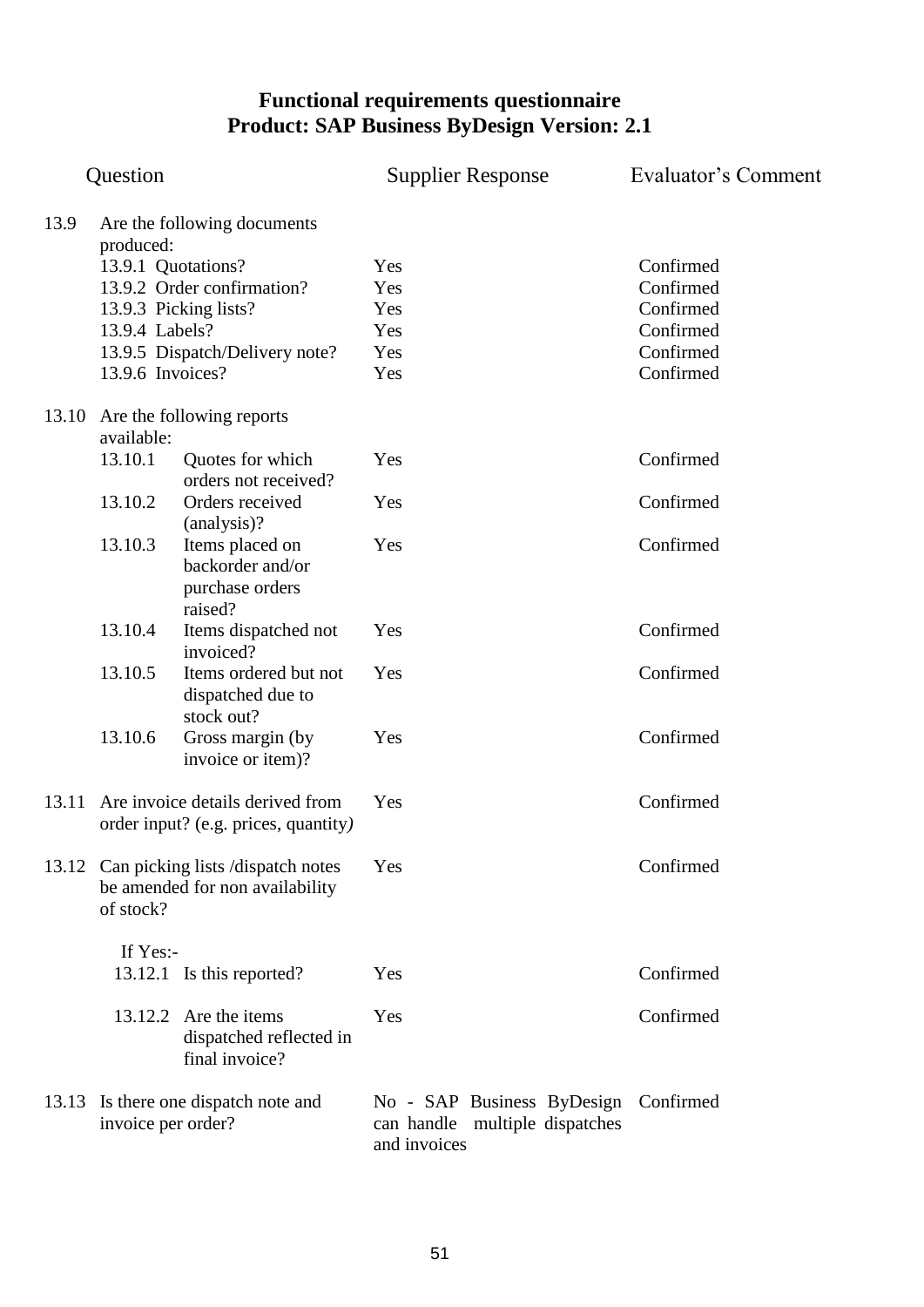# Functional requirements questionnaire
# Product: SAP Business ByDesign Version: 2.1

| | Question | Supplier Response | Evaluator's Comment |
|---|---|---|---|
| 13.9 | Are the following documents produced: | | |
| | 13.9.1 Quotations? | Yes | Confirmed |
| | 13.9.2 Order confirmation? | Yes | Confirmed |
| | 13.9.3 Picking lists? | Yes | Confirmed |
| | 13.9.4 Labels? | Yes | Confirmed |
| | 13.9.5 Dispatch/Delivery note? | Yes | Confirmed |
| | 13.9.6 Invoices? | Yes | Confirmed |
| 13.10 | Are the following reports available: | | |
| | 13.10.1 Quotes for which orders not received? | Yes | Confirmed |
| | 13.10.2 Orders received (analysis)? | Yes | Confirmed |
| | 13.10.3 Items placed on backorder and/or purchase orders raised? | Yes | Confirmed |
| | 13.10.4 Items dispatched not invoiced? | Yes | Confirmed |
| | 13.10.5 Items ordered but not dispatched due to stock out? | Yes | Confirmed |
| | 13.10.6 Gross margin (by invoice or item)? | Yes | Confirmed |
| 13.11 | Are invoice details derived from order input? (e.g. prices, quantity) | Yes | Confirmed |
| 13.12 | Can picking lists /dispatch notes be amended for non availability of stock? | Yes | Confirmed |
| | If Yes:- | | |
| | 13.12.1 Is this reported? | Yes | Confirmed |
| | 13.12.2 Are the items dispatched reflected in final invoice? | Yes | Confirmed |
| 13.13 | Is there one dispatch note and invoice per order? | No - SAP Business ByDesign can handle multiple dispatches and invoices | Confirmed |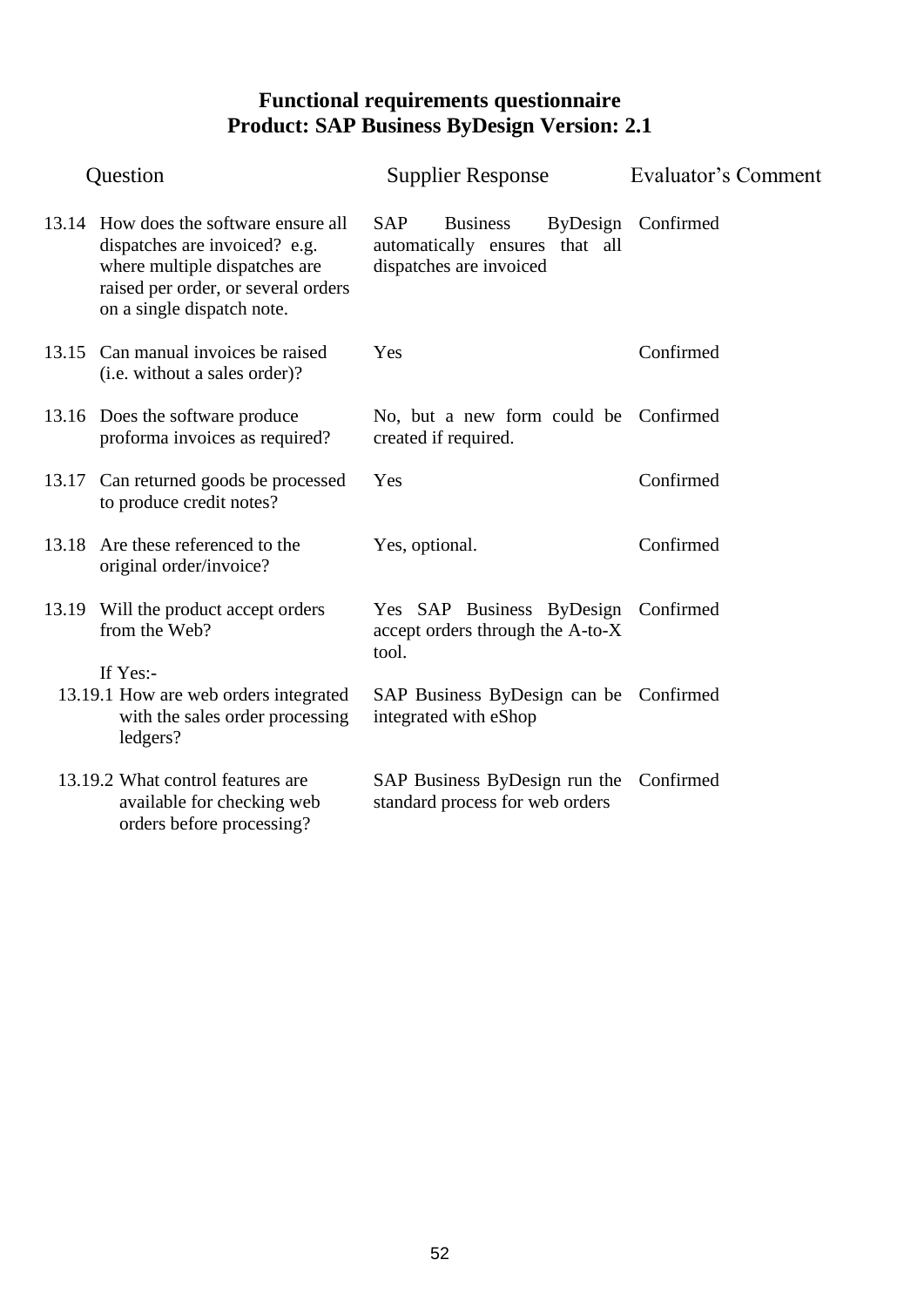**Functional requirements questionnaire**
**Product: SAP Business ByDesign Version: 2.1**

| | Question | Supplier Response | Evaluator's Comment |
|---|---|---|---|
| 13.14 | How does the software ensure all dispatches are invoiced? e.g. where multiple dispatches are raised per order, or several orders on a single dispatch note. | SAP Business ByDesign automatically ensures that all dispatches are invoiced | Confirmed |
| 13.15 | Can manual invoices be raised (i.e. without a sales order)? | Yes | Confirmed |
| 13.16 | Does the software produce proforma invoices as required? | No, but a new form could be created if required. | Confirmed |
| 13.17 | Can returned goods be processed to produce credit notes? | Yes | Confirmed |
| 13.18 | Are these referenced to the original order/invoice? | Yes, optional. | Confirmed |
| 13.19 | Will the product accept orders from the Web? | Yes SAP Business ByDesign accept orders through the A-to-X tool. | Confirmed |
| | If Yes:- | | |
| 13.19.1 | How are web orders integrated with the sales order processing ledgers? | SAP Business ByDesign can be integrated with eShop | Confirmed |
| 13.19.2 | What control features are available for checking web orders before processing? | SAP Business ByDesign run the standard process for web orders | Confirmed |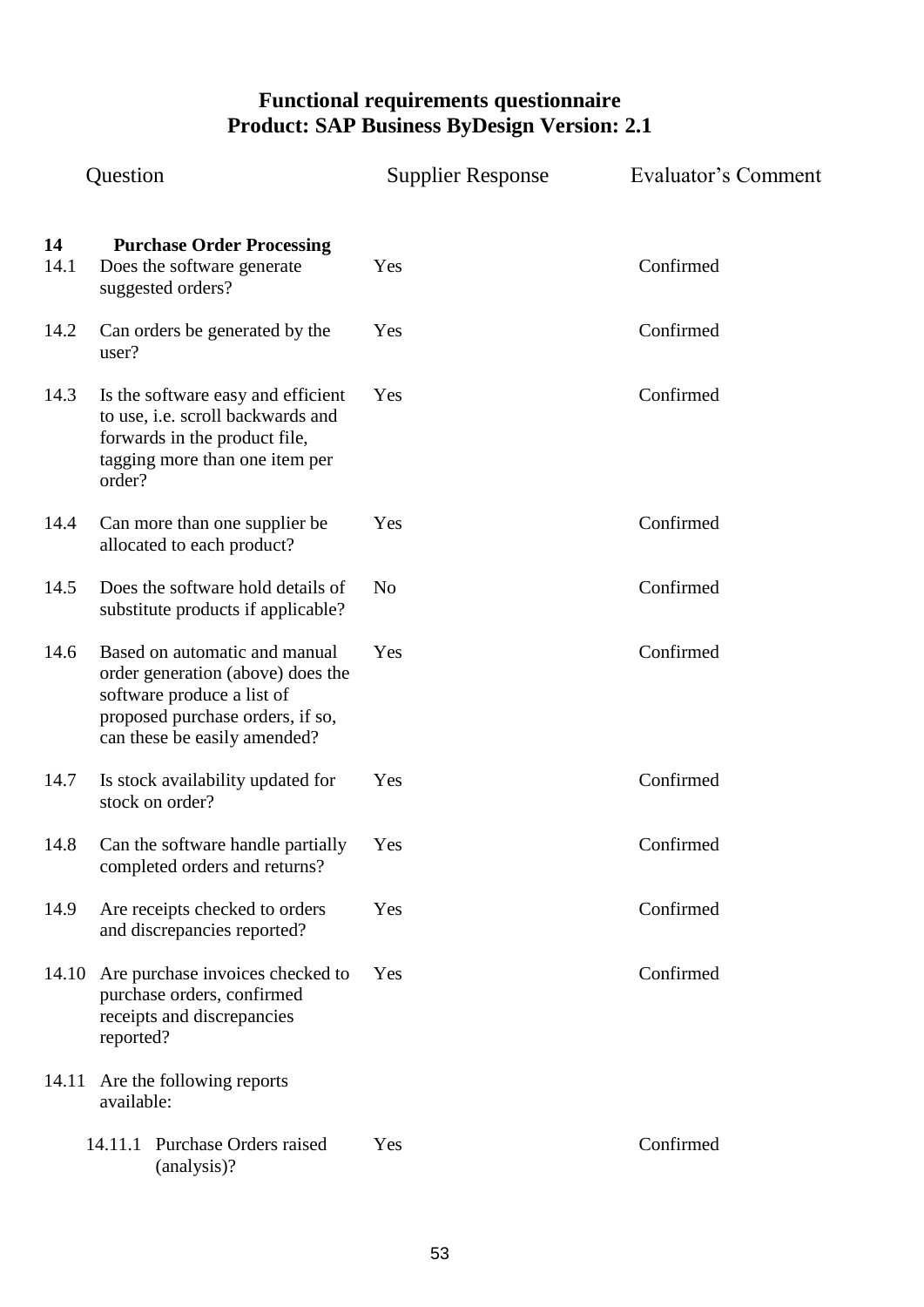# Functional requirements questionnaire
## Product: SAP Business ByDesign Version: 2.1

| | Question | Supplier Response | Evaluator's Comment |
|---|---|---|---|
| **14** | **Purchase Order Processing** | | |
| 14.1 | Does the software generate suggested orders? | Yes | Confirmed |
| 14.2 | Can orders be generated by the user? | Yes | Confirmed |
| 14.3 | Is the software easy and efficient to use, i.e. scroll backwards and forwards in the product file, tagging more than one item per order? | Yes | Confirmed |
| 14.4 | Can more than one supplier be allocated to each product? | Yes | Confirmed |
| 14.5 | Does the software hold details of substitute products if applicable? | No | Confirmed |
| 14.6 | Based on automatic and manual order generation (above) does the software produce a list of proposed purchase orders, if so, can these be easily amended? | Yes | Confirmed |
| 14.7 | Is stock availability updated for stock on order? | Yes | Confirmed |
| 14.8 | Can the software handle partially completed orders and returns? | Yes | Confirmed |
| 14.9 | Are receipts checked to orders and discrepancies reported? | Yes | Confirmed |
| 14.10 | Are purchase invoices checked to purchase orders, confirmed receipts and discrepancies reported? | Yes | Confirmed |
| 14.11 | Are the following reports available: | | |
| 14.11.1 | Purchase Orders raised (analysis)? | Yes | Confirmed |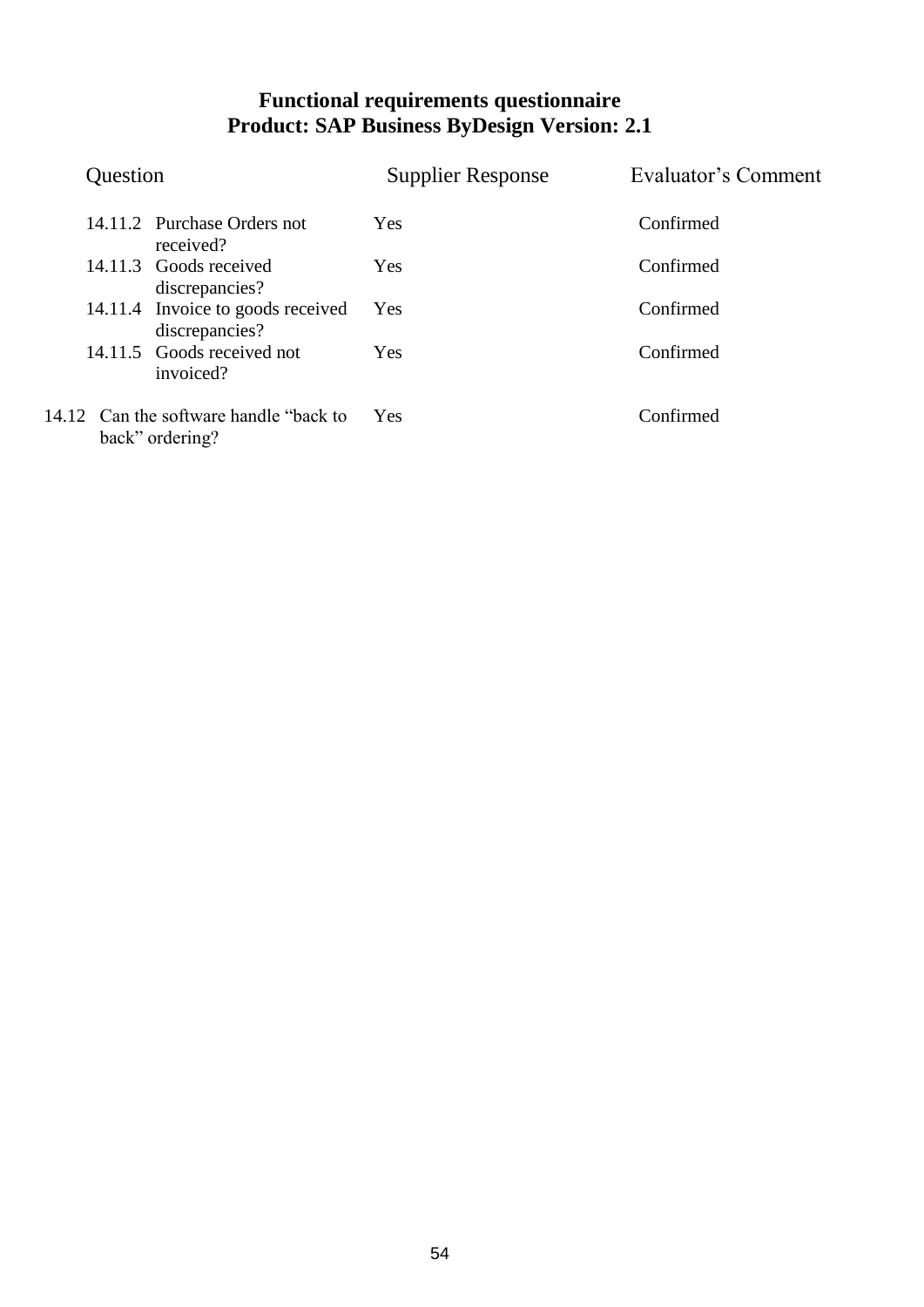# Functional requirements questionnaire
# Product: SAP Business ByDesign Version: 2.1

| Question | Supplier Response | Evaluator's Comment |
|---|---|---|
| 14.11.2 Purchase Orders not received? | Yes | Confirmed |
| 14.11.3 Goods received discrepancies? | Yes | Confirmed |
| 14.11.4 Invoice to goods received discrepancies? | Yes | Confirmed |
| 14.11.5 Goods received not invoiced? | Yes | Confirmed |
| 14.12 Can the software handle "back to back" ordering? | Yes | Confirmed |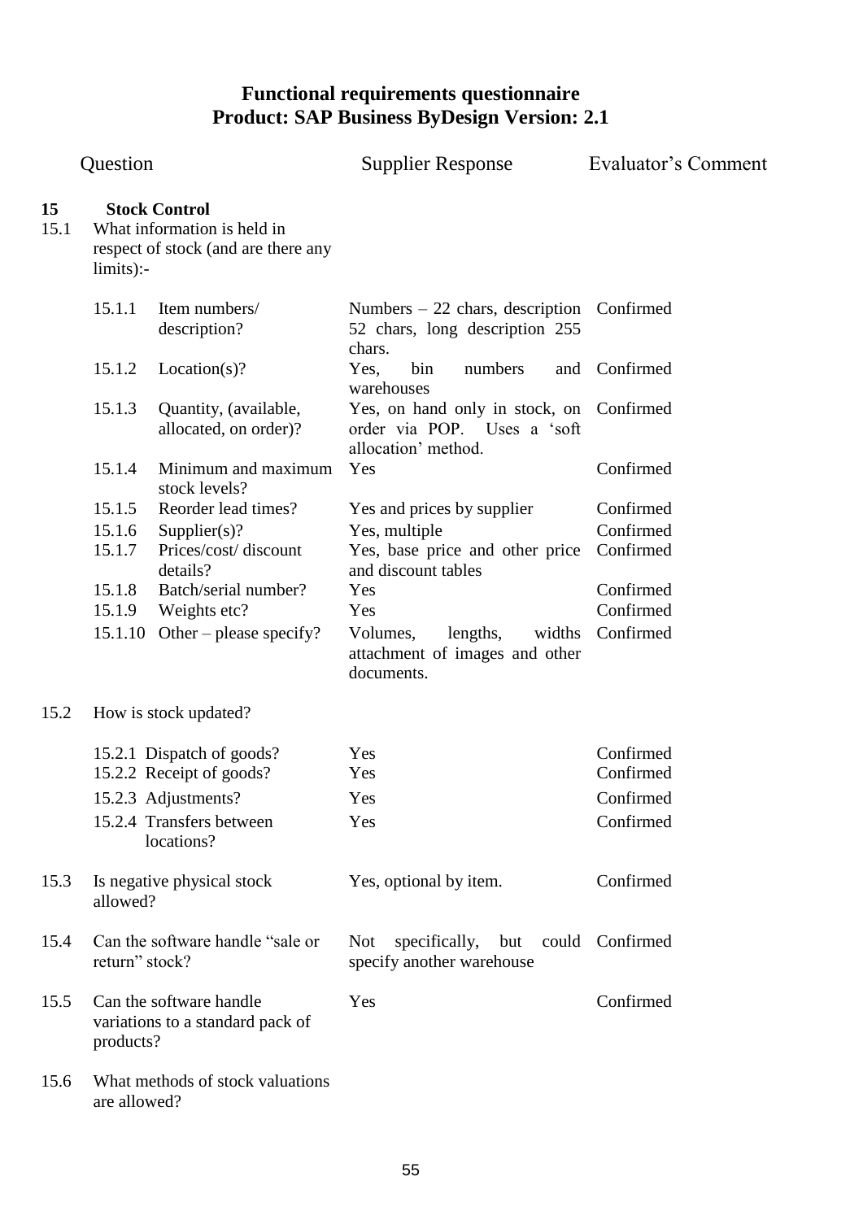## Functional requirements questionnaire
## Product: SAP Business ByDesign Version: 2.1

| | Question | Supplier Response | Evaluator's Comment |
|---|---|---|---|
| **15** | **Stock Control** | | |
| 15.1 | What information is held in respect of stock (and are there any limits):- | | |
| 15.1.1 | Item numbers/ description? | Numbers – 22 chars, description 52 chars, long description 255 chars. | Confirmed |
| 15.1.2 | Location(s)? | Yes, bin numbers and warehouses | Confirmed |
| 15.1.3 | Quantity, (available, allocated, on order)? | Yes, on hand only in stock, on order via POP. Uses a 'soft allocation' method. | Confirmed |
| 15.1.4 | Minimum and maximum stock levels? | Yes | Confirmed |
| 15.1.5 | Reorder lead times? | Yes and prices by supplier | Confirmed |
| 15.1.6 | Supplier(s)? | Yes, multiple | Confirmed |
| 15.1.7 | Prices/cost/ discount details? | Yes, base price and other price and discount tables | Confirmed |
| 15.1.8 | Batch/serial number? | Yes | Confirmed |
| 15.1.9 | Weights etc? | Yes | Confirmed |
| 15.1.10 | Other – please specify? | Volumes, lengths, widths attachment of images and other documents. | Confirmed |
| 15.2 | How is stock updated? | | |
| 15.2.1 | Dispatch of goods? | Yes | Confirmed |
| 15.2.2 | Receipt of goods? | Yes | Confirmed |
| 15.2.3 | Adjustments? | Yes | Confirmed |
| 15.2.4 | Transfers between locations? | Yes | Confirmed |
| 15.3 | Is negative physical stock allowed? | Yes, optional by item. | Confirmed |
| 15.4 | Can the software handle "sale or return" stock? | Not specifically, but could specify another warehouse | Confirmed |
| 15.5 | Can the software handle variations to a standard pack of products? | Yes | Confirmed |
| 15.6 | What methods of stock valuations are allowed? | | |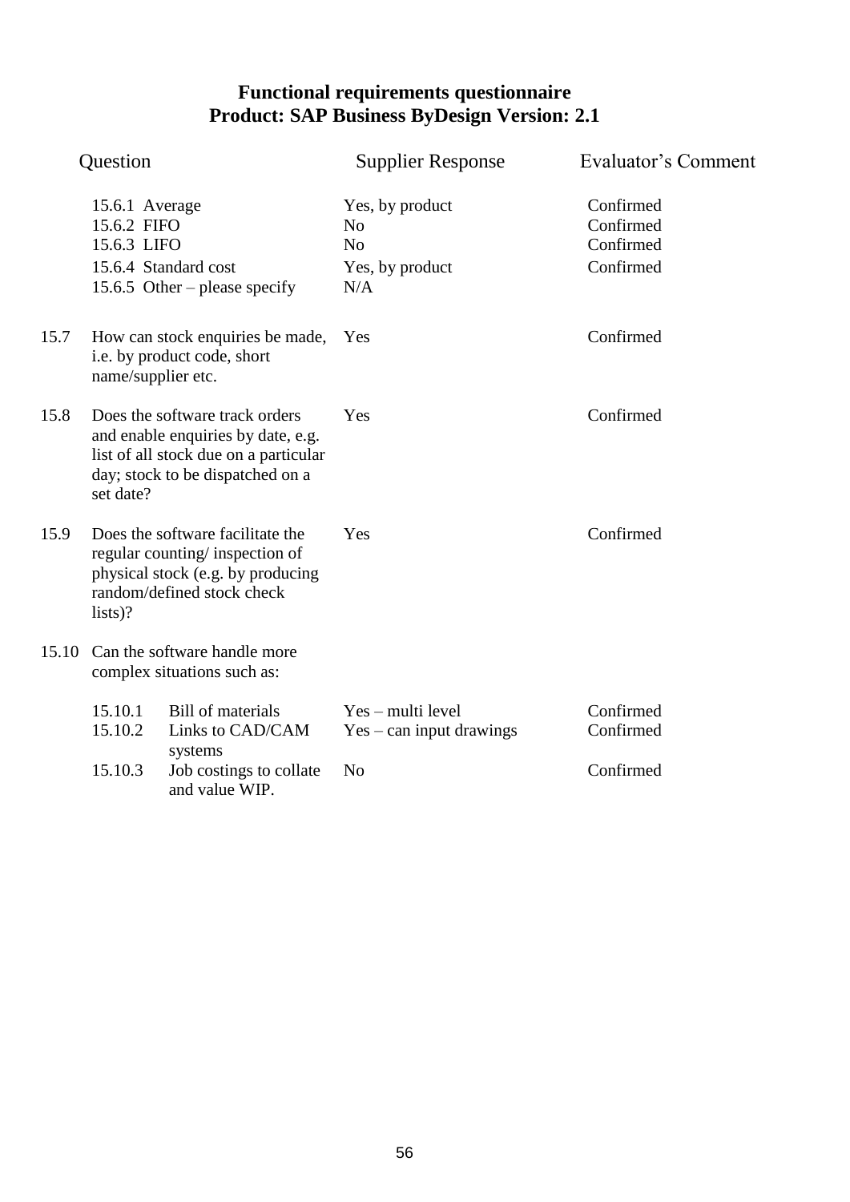# Functional requirements questionnaire
## Product: SAP Business ByDesign Version: 2.1

| | Question | Supplier Response | Evaluator's Comment |
|---|---|---|---|
| | 15.6.1 Average | Yes, by product | Confirmed |
| | 15.6.2 FIFO | No | Confirmed |
| | 15.6.3 LIFO | No | Confirmed |
| | 15.6.4 Standard cost | Yes, by product | Confirmed |
| | 15.6.5 Other – please specify | N/A | |
| 15.7 | How can stock enquiries be made, i.e. by product code, short name/supplier etc. | Yes | Confirmed |
| 15.8 | Does the software track orders and enable enquiries by date, e.g. list of all stock due on a particular day; stock to be dispatched on a set date? | Yes | Confirmed |
| 15.9 | Does the software facilitate the regular counting/ inspection of physical stock (e.g. by producing random/defined stock check lists)? | Yes | Confirmed |
| 15.10 | Can the software handle more complex situations such as: | | |
| | 15.10.1 Bill of materials | Yes – multi level | Confirmed |
| | 15.10.2 Links to CAD/CAM systems | Yes – can input drawings | Confirmed |
| | 15.10.3 Job costings to collate and value WIP. | No | Confirmed |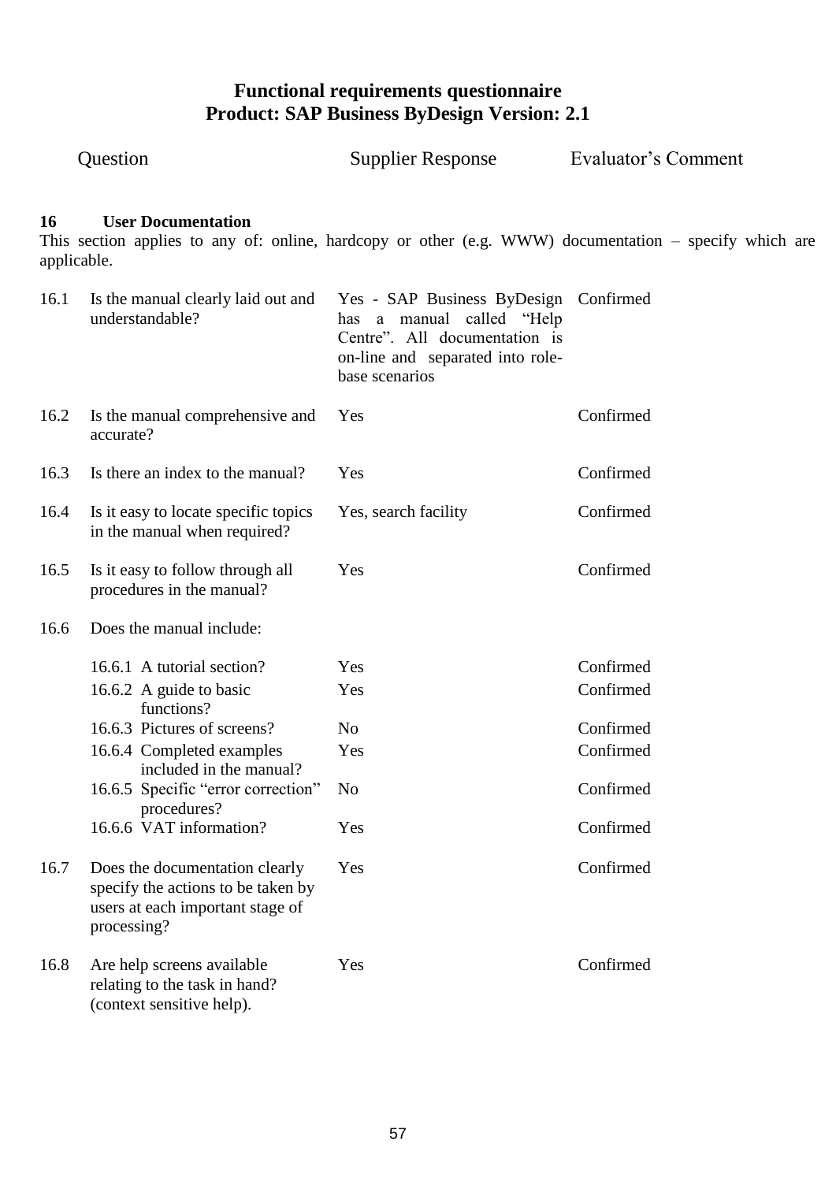# Functional requirements questionnaire
# Product: SAP Business ByDesign Version: 2.1

## 16 User Documentation

This section applies to any of: online, hardcopy or other (e.g. WWW) documentation – specify which are applicable.

| | Question | Supplier Response | Evaluator's Comment |
|---|---|---|---|
| 16.1 | Is the manual clearly laid out and understandable? | Yes - SAP Business ByDesign has a manual called "Help Centre". All documentation is on-line and separated into role-base scenarios | Confirmed |
| 16.2 | Is the manual comprehensive and accurate? | Yes | Confirmed |
| 16.3 | Is there an index to the manual? | Yes | Confirmed |
| 16.4 | Is it easy to locate specific topics in the manual when required? | Yes, search facility | Confirmed |
| 16.5 | Is it easy to follow through all procedures in the manual? | Yes | Confirmed |
| 16.6 | Does the manual include: | | |
| | 16.6.1 A tutorial section? | Yes | Confirmed |
| | 16.6.2 A guide to basic functions? | Yes | Confirmed |
| | 16.6.3 Pictures of screens? | No | Confirmed |
| | 16.6.4 Completed examples included in the manual? | Yes | Confirmed |
| | 16.6.5 Specific "error correction" procedures? | No | Confirmed |
| | 16.6.6 VAT information? | Yes | Confirmed |
| 16.7 | Does the documentation clearly specify the actions to be taken by users at each important stage of processing? | Yes | Confirmed |
| 16.8 | Are help screens available relating to the task in hand? (context sensitive help). | Yes | Confirmed |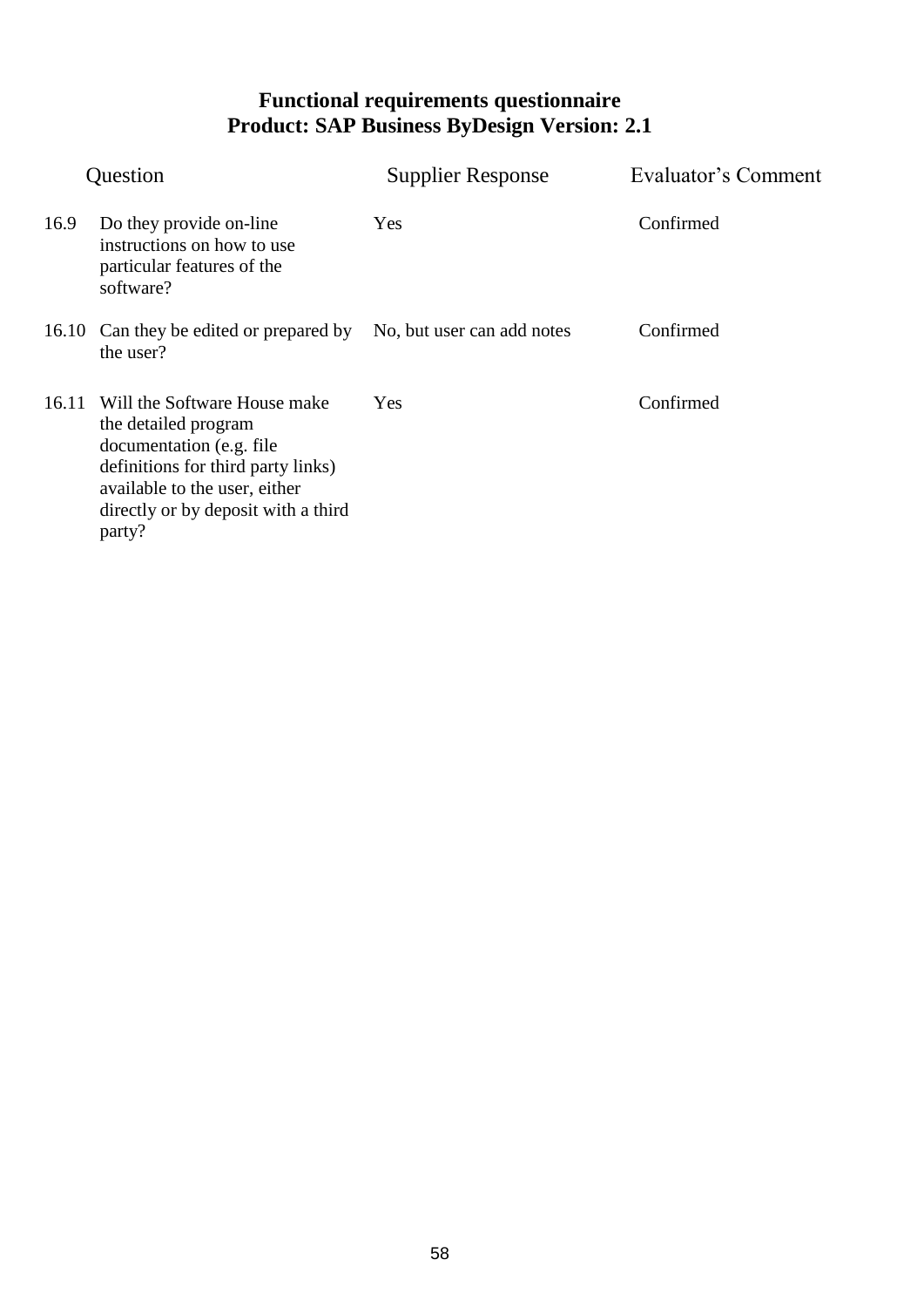**Functional requirements questionnaire**
**Product: SAP Business ByDesign Version: 2.1**

| | Question | Supplier Response | Evaluator's Comment |
|---|---|---|---|
| 16.9 | Do they provide on-line instructions on how to use particular features of the software? | Yes | Confirmed |
| 16.10 | Can they be edited or prepared by the user? | No, but user can add notes | Confirmed |
| 16.11 | Will the Software House make the detailed program documentation (e.g. file definitions for third party links) available to the user, either directly or by deposit with a third party? | Yes | Confirmed |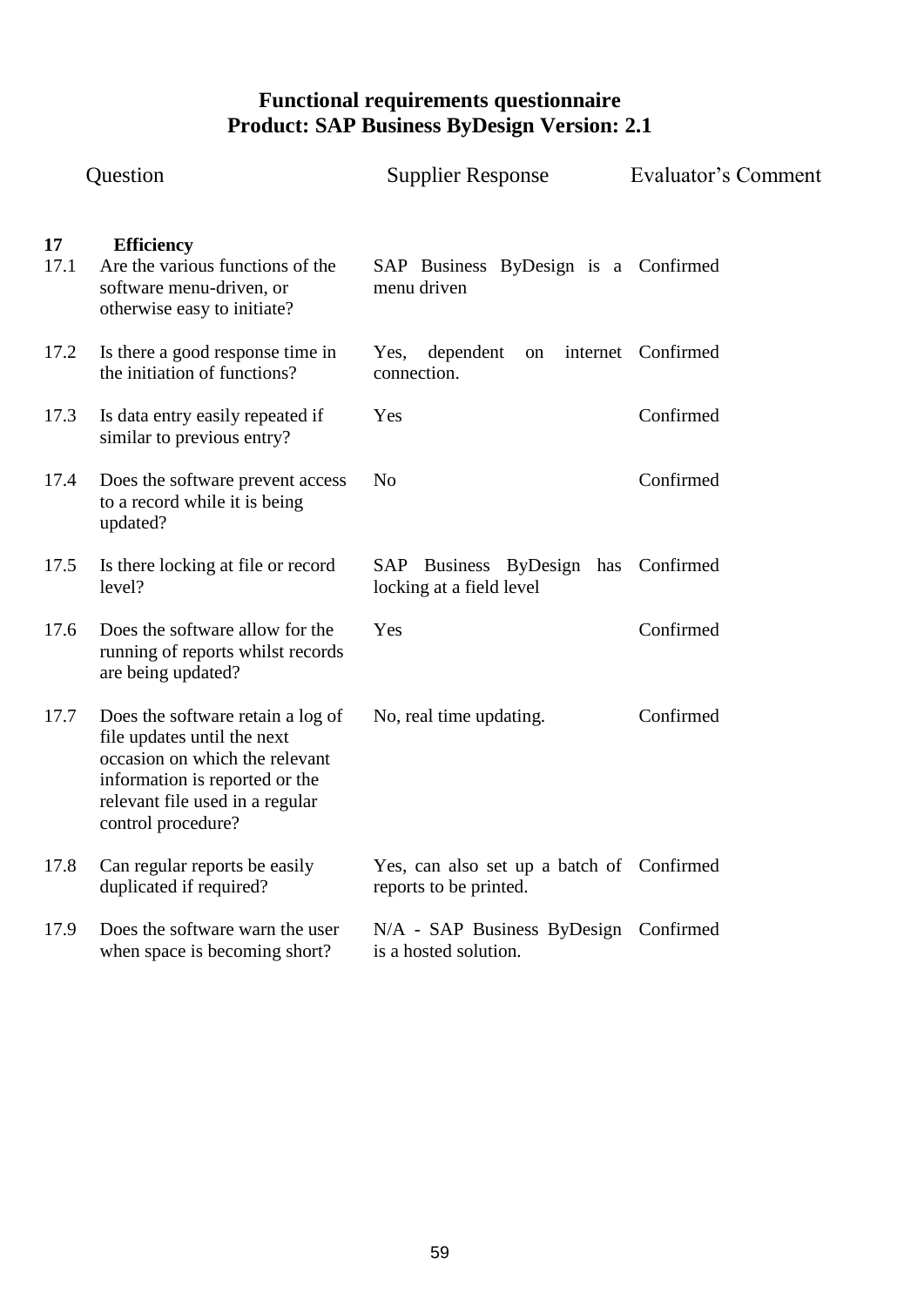**Functional requirements questionnaire**
**Product: SAP Business ByDesign Version: 2.1**

| | Question | Supplier Response | Evaluator's Comment |
|---|---|---|---|
| **17** | **Efficiency** | | |
| 17.1 | Are the various functions of the software menu-driven, or otherwise easy to initiate? | SAP Business ByDesign is a menu driven | Confirmed |
| 17.2 | Is there a good response time in the initiation of functions? | Yes, dependent on internet connection. | Confirmed |
| 17.3 | Is data entry easily repeated if similar to previous entry? | Yes | Confirmed |
| 17.4 | Does the software prevent access to a record while it is being updated? | No | Confirmed |
| 17.5 | Is there locking at file or record level? | SAP Business ByDesign has locking at a field level | Confirmed |
| 17.6 | Does the software allow for the running of reports whilst records are being updated? | Yes | Confirmed |
| 17.7 | Does the software retain a log of file updates until the next occasion on which the relevant information is reported or the relevant file used in a regular control procedure? | No, real time updating. | Confirmed |
| 17.8 | Can regular reports be easily duplicated if required? | Yes, can also set up a batch of reports to be printed. | Confirmed |
| 17.9 | Does the software warn the user when space is becoming short? | N/A - SAP Business ByDesign is a hosted solution. | Confirmed |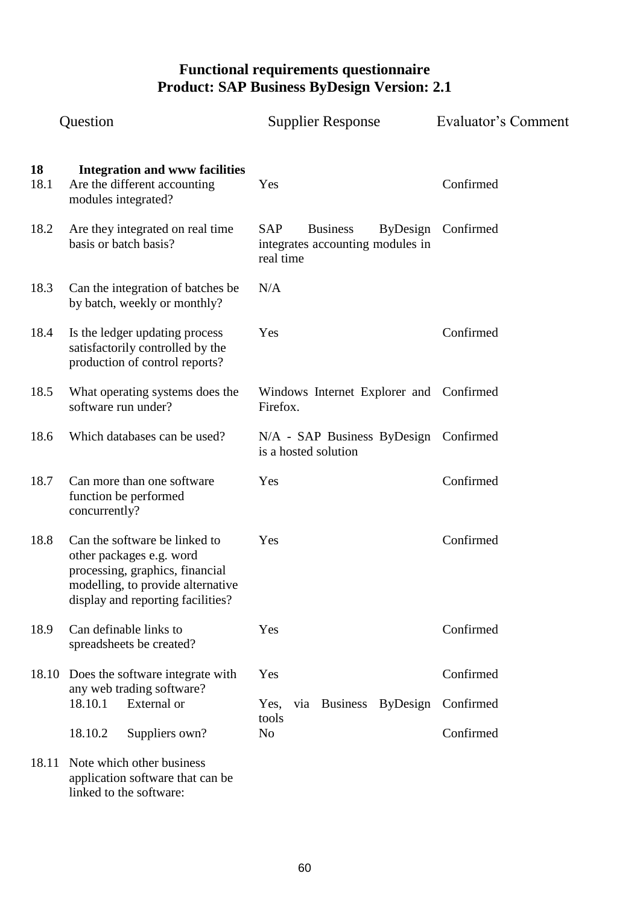# Functional requirements questionnaire
## Product: SAP Business ByDesign Version: 2.1

| | Question | Supplier Response | Evaluator's Comment |
|---|---|---|---|
| **18** | **Integration and www facilities** | | |
| 18.1 | Are the different accounting modules integrated? | Yes | Confirmed |
| 18.2 | Are they integrated on real time basis or batch basis? | SAP Business ByDesign integrates accounting modules in real time | Confirmed |
| 18.3 | Can the integration of batches be by batch, weekly or monthly? | N/A | |
| 18.4 | Is the ledger updating process satisfactorily controlled by the production of control reports? | Yes | Confirmed |
| 18.5 | What operating systems does the software run under? | Windows Internet Explorer and Firefox. | Confirmed |
| 18.6 | Which databases can be used? | N/A - SAP Business ByDesign is a hosted solution | Confirmed |
| 18.7 | Can more than one software function be performed concurrently? | Yes | Confirmed |
| 18.8 | Can the software be linked to other packages e.g. word processing, graphics, financial modelling, to provide alternative display and reporting facilities? | Yes | Confirmed |
| 18.9 | Can definable links to spreadsheets be created? | Yes | Confirmed |
| 18.10 | Does the software integrate with any web trading software? | Yes | Confirmed |
| | 18.10.1 External or | Yes, via Business ByDesign tools | Confirmed |
| | 18.10.2 Suppliers own? | No | Confirmed |
| 18.11 | Note which other business application software that can be linked to the software: | | |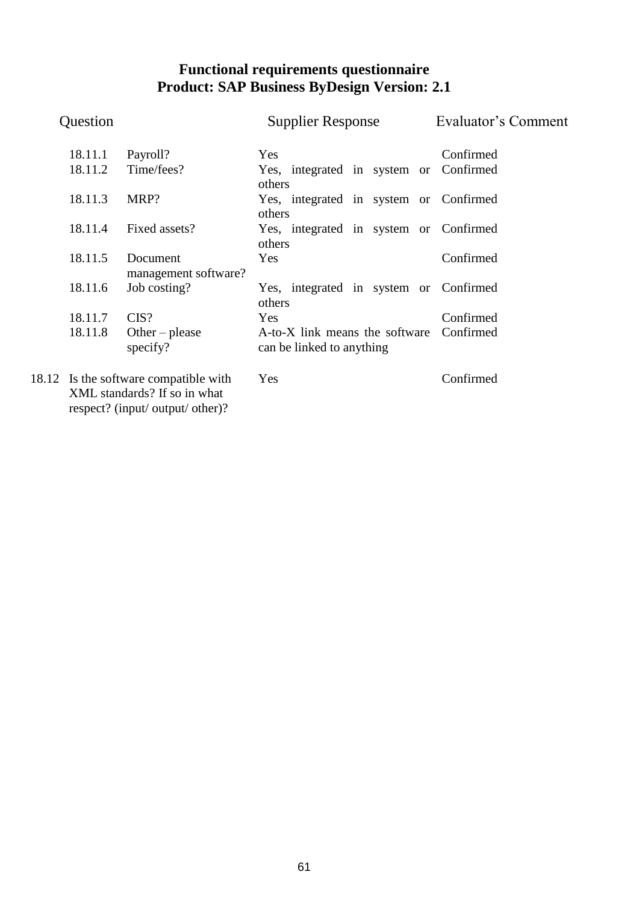# Functional requirements questionnaire
## Product: SAP Business ByDesign Version: 2.1

| Question | | Supplier Response | Evaluator's Comment |
|---|---|---|---|
| 18.11.1 | Payroll? | Yes | Confirmed |
| 18.11.2 | Time/fees? | Yes, integrated in system or others | Confirmed |
| 18.11.3 | MRP? | Yes, integrated in system or others | Confirmed |
| 18.11.4 | Fixed assets? | Yes, integrated in system or others | Confirmed |
| 18.11.5 | Document management software? | Yes | Confirmed |
| 18.11.6 | Job costing? | Yes, integrated in system or others | Confirmed |
| 18.11.7 | CIS? | Yes | Confirmed |
| 18.11.8 | Other – please specify? | A-to-X link means the software can be linked to anything | Confirmed |
| 18.12 | Is the software compatible with XML standards? If so in what respect? (input/ output/ other)? | Yes | Confirmed |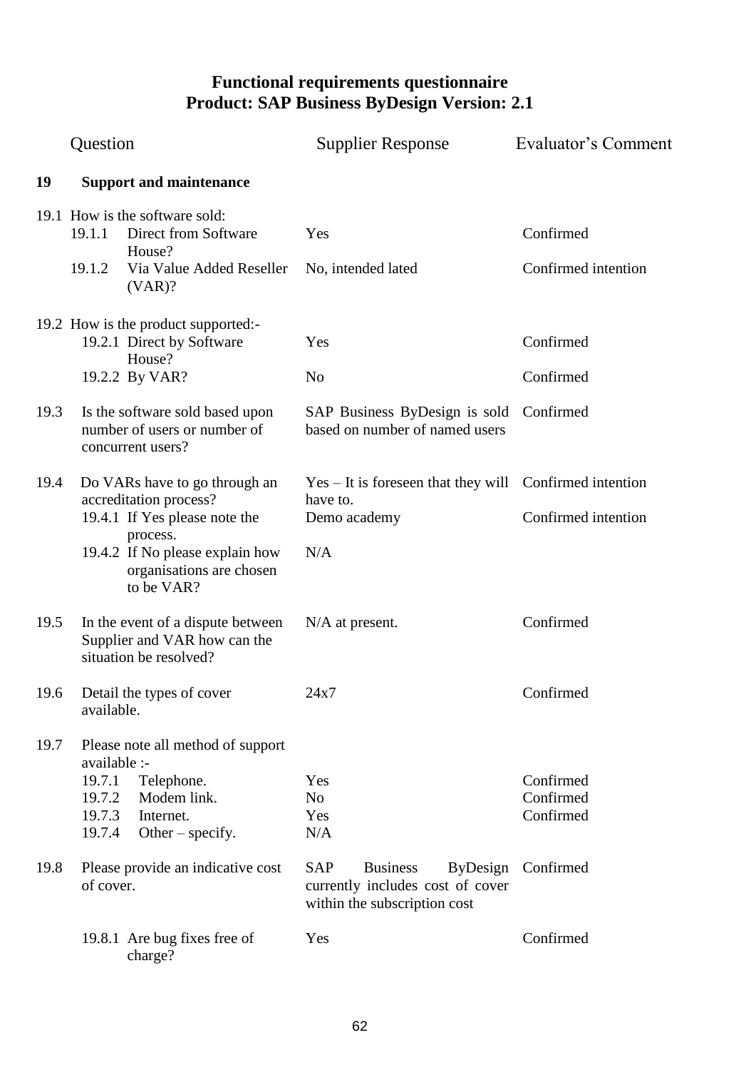# Functional requirements questionnaire
## Product: SAP Business ByDesign Version: 2.1

| | Question | Supplier Response | Evaluator's Comment |
|---|---|---|---|
| **19** | **Support and maintenance** | | |
| 19.1 | How is the software sold: | | |
| 19.1.1 | Direct from Software House? | Yes | Confirmed |
| 19.1.2 | Via Value Added Reseller (VAR)? | No, intended lated | Confirmed intention |
| 19.2 | How is the product supported:- | | |
| 19.2.1 | Direct by Software House? | Yes | Confirmed |
| 19.2.2 | By VAR? | No | Confirmed |
| 19.3 | Is the software sold based upon number of users or number of concurrent users? | SAP Business ByDesign is sold based on number of named users | Confirmed |
| 19.4 | Do VARs have to go through an accreditation process? | Yes – It is foreseen that they will have to. | Confirmed intention |
| 19.4.1 | If Yes please note the process. | Demo academy | Confirmed intention |
| 19.4.2 | If No please explain how organisations are chosen to be VAR? | N/A | |
| 19.5 | In the event of a dispute between Supplier and VAR how can the situation be resolved? | N/A at present. | Confirmed |
| 19.6 | Detail the types of cover available. | 24x7 | Confirmed |
| 19.7 | Please note all method of support available :- | | |
| 19.7.1 | Telephone. | Yes | Confirmed |
| 19.7.2 | Modem link. | No | Confirmed |
| 19.7.3 | Internet. | Yes | Confirmed |
| 19.7.4 | Other – specify. | N/A | |
| 19.8 | Please provide an indicative cost of cover. | SAP Business ByDesign currently includes cost of cover within the subscription cost | Confirmed |
| 19.8.1 | Are bug fixes free of charge? | Yes | Confirmed |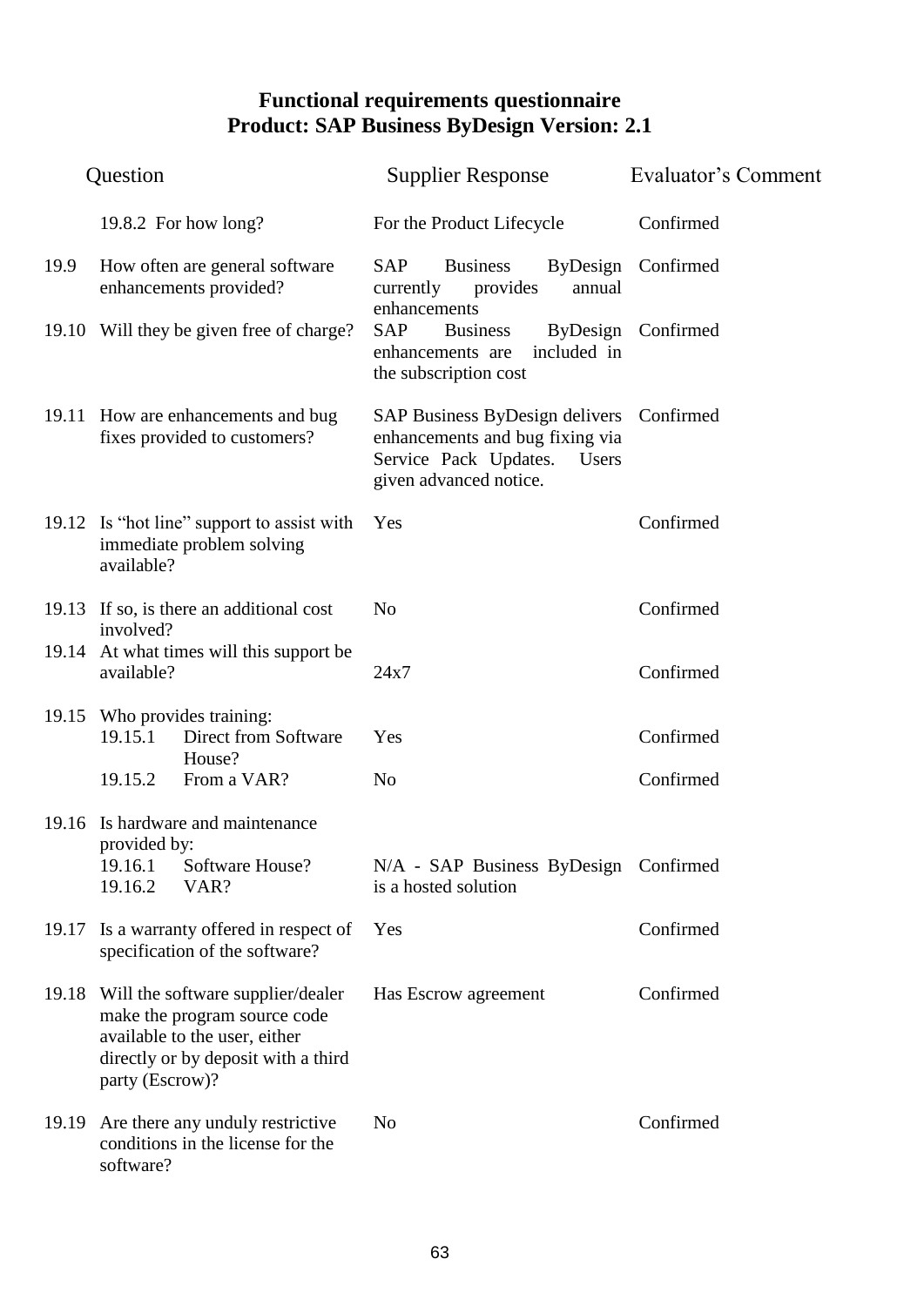# Functional requirements questionnaire
## Product: SAP Business ByDesign Version: 2.1

| | Question | Supplier Response | Evaluator's Comment |
|---|---|---|---|
| | 19.8.2 For how long? | For the Product Lifecycle | Confirmed |
| 19.9 | How often are general software enhancements provided? | SAP Business ByDesign currently provides annual enhancements | Confirmed |
| 19.10 | Will they be given free of charge? | SAP Business ByDesign enhancements are included in the subscription cost | Confirmed |
| 19.11 | How are enhancements and bug fixes provided to customers? | SAP Business ByDesign delivers enhancements and bug fixing via Service Pack Updates. Users given advanced notice. | Confirmed |
| 19.12 | Is "hot line" support to assist with immediate problem solving available? | Yes | Confirmed |
| 19.13 | If so, is there an additional cost involved? | No | Confirmed |
| 19.14 | At what times will this support be available? | 24x7 | Confirmed |
| 19.15 | Who provides training: | | |
| | 19.15.1 Direct from Software House? | Yes | Confirmed |
| | 19.15.2 From a VAR? | No | Confirmed |
| 19.16 | Is hardware and maintenance provided by: | | |
| | 19.16.1 Software House?<br>19.16.2 VAR? | N/A - SAP Business ByDesign is a hosted solution | Confirmed |
| 19.17 | Is a warranty offered in respect of specification of the software? | Yes | Confirmed |
| 19.18 | Will the software supplier/dealer make the program source code available to the user, either directly or by deposit with a third party (Escrow)? | Has Escrow agreement | Confirmed |
| 19.19 | Are there any unduly restrictive conditions in the license for the software? | No | Confirmed |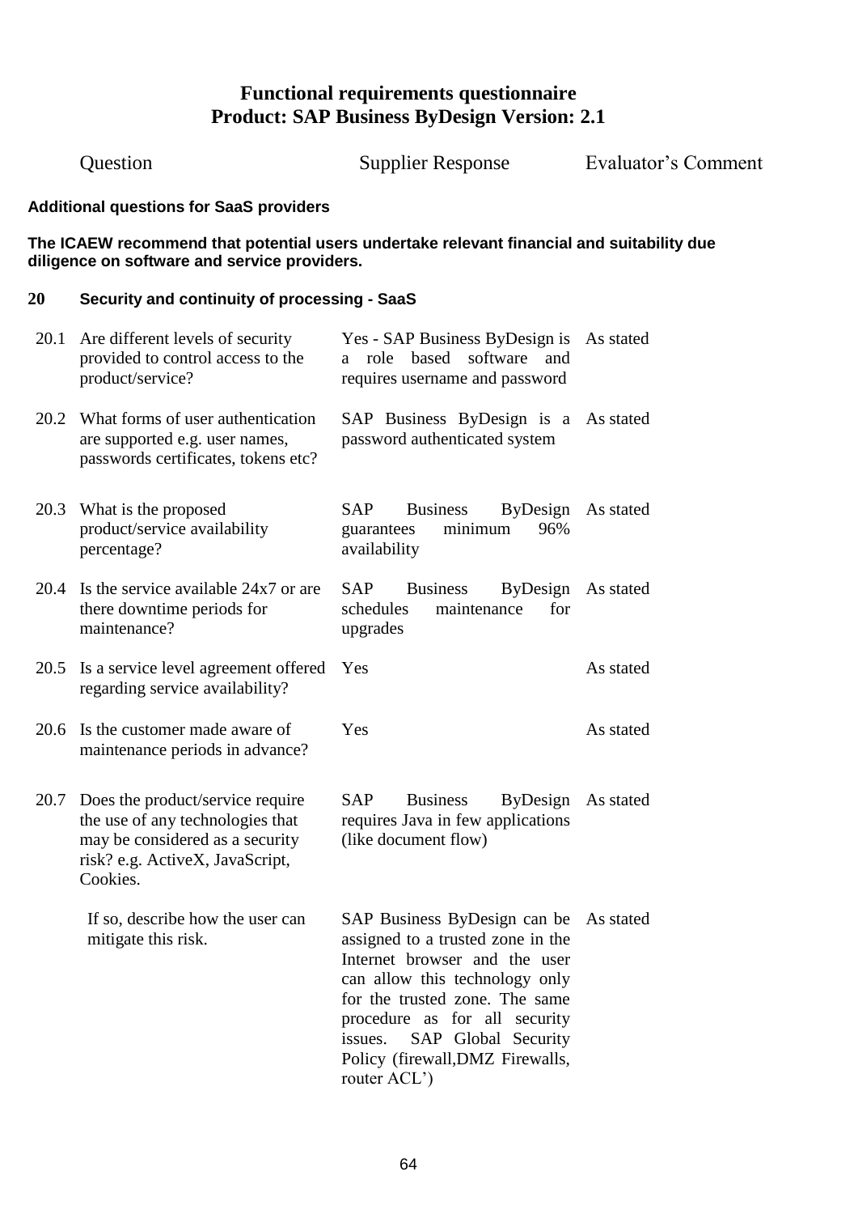# Functional requirements questionnaire
## Product: SAP Business ByDesign Version: 2.1

| | Question | Supplier Response | Evaluator's Comment |
|---|---|---|---|

**Additional questions for SaaS providers**

**The ICAEW recommend that potential users undertake relevant financial and suitability due diligence on software and service providers.**

**20 Security and continuity of processing - SaaS**

| | Question | Supplier Response | Evaluator's Comment |
|---|---|---|---|
| 20.1 | Are different levels of security provided to control access to the product/service? | Yes - SAP Business ByDesign is a role based software and requires username and password | As stated |
| 20.2 | What forms of user authentication are supported e.g. user names, passwords certificates, tokens etc? | SAP Business ByDesign is a password authenticated system | As stated |
| 20.3 | What is the proposed product/service availability percentage? | SAP Business ByDesign guarantees minimum 96% availability | As stated |
| 20.4 | Is the service available 24x7 or are there downtime periods for maintenance? | SAP Business ByDesign schedules maintenance for upgrades | As stated |
| 20.5 | Is a service level agreement offered regarding service availability? | Yes | As stated |
| 20.6 | Is the customer made aware of maintenance periods in advance? | Yes | As stated |
| 20.7 | Does the product/service require the use of any technologies that may be considered as a security risk? e.g. ActiveX, JavaScript, Cookies. | SAP Business ByDesign requires Java in few applications (like document flow) | As stated |
| | If so, describe how the user can mitigate this risk. | SAP Business ByDesign can be assigned to a trusted zone in the Internet browser and the user can allow this technology only for the trusted zone. The same procedure as for all security issues. SAP Global Security Policy (firewall,DMZ Firewalls, router ACL') | As stated |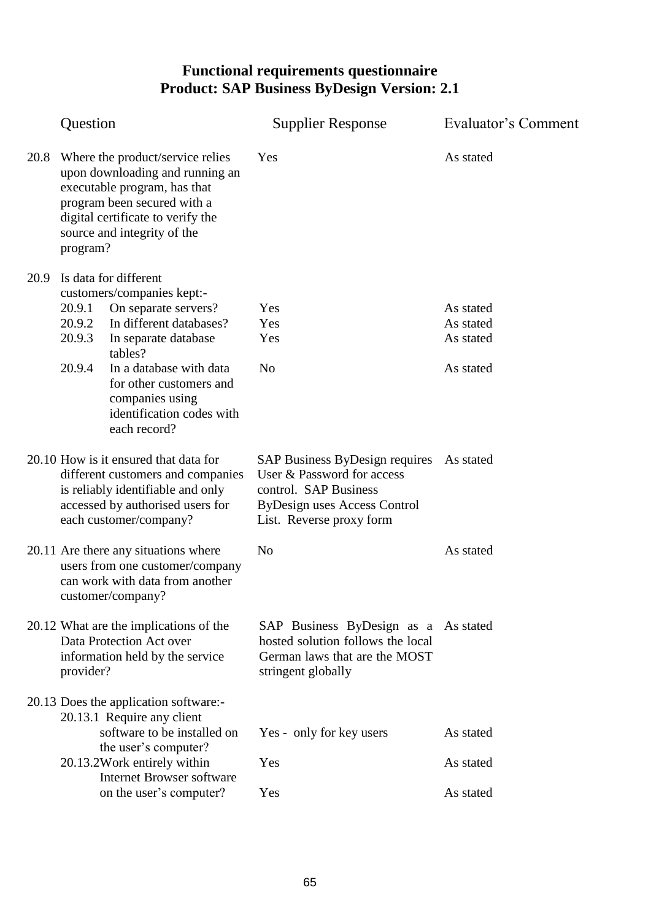# Functional requirements questionnaire
## Product: SAP Business ByDesign Version: 2.1

| | Question | Supplier Response | Evaluator's Comment |
|---|---|---|---|
| 20.8 | Where the product/service relies upon downloading and running an executable program, has that program been secured with a digital certificate to verify the source and integrity of the program? | Yes | As stated |
| 20.9 | Is data for different customers/companies kept:- | | |
| 20.9.1 | On separate servers? | Yes | As stated |
| 20.9.2 | In different databases? | Yes | As stated |
| 20.9.3 | In separate database tables? | Yes | As stated |
| 20.9.4 | In a database with data for other customers and companies using identification codes with each record? | No | As stated |
| 20.10 | How is it ensured that data for different customers and companies is reliably identifiable and only accessed by authorised users for each customer/company? | SAP Business ByDesign requires User & Password for access control. SAP Business ByDesign uses Access Control List. Reverse proxy form | As stated |
| 20.11 | Are there any situations where users from one customer/company can work with data from another customer/company? | No | As stated |
| 20.12 | What are the implications of the Data Protection Act over information held by the service provider? | SAP Business ByDesign as a hosted solution follows the local German laws that are the MOST stringent globally | As stated |
| 20.13 | Does the application software:- | | |
| 20.13.1 | Require any client software to be installed on the user's computer? | Yes - only for key users | As stated |
| 20.13.2 | Work entirely within Internet Browser software on the user's computer? | Yes | As stated |
| | | Yes | As stated |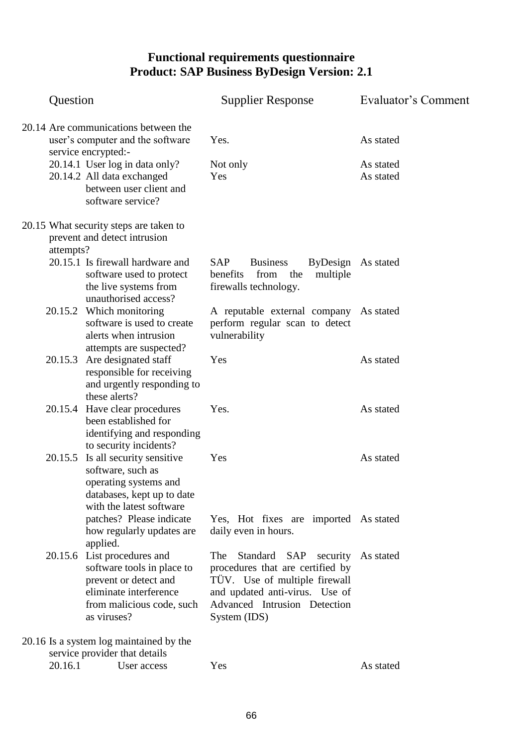# Functional requirements questionnaire
## Product: SAP Business ByDesign Version: 2.1

| Question | Supplier Response | Evaluator's Comment |
|---|---|---|
| 20.14 Are communications between the user's computer and the software service encrypted:- | Yes. | As stated |
| 20.14.1 User log in data only? | Not only | As stated |
| 20.14.2 All data exchanged between user client and software service? | Yes | As stated |
| 20.15 What security steps are taken to prevent and detect intrusion attempts? | | |
| 20.15.1 Is firewall hardware and software used to protect the live systems from unauthorised access? | SAP Business ByDesign benefits from the multiple firewalls technology. | As stated |
| 20.15.2 Which monitoring software is used to create alerts when intrusion attempts are suspected? | A reputable external company perform regular scan to detect vulnerability | As stated |
| 20.15.3 Are designated staff responsible for receiving and urgently responding to these alerts? | Yes | As stated |
| 20.15.4 Have clear procedures been established for identifying and responding to security incidents? | Yes. | As stated |
| 20.15.5 Is all security sensitive software, such as operating systems and databases, kept up to date with the latest software | Yes | As stated |
| patches? Please indicate how regularly updates are applied. | Yes, Hot fixes are imported daily even in hours. | As stated |
| 20.15.6 List procedures and software tools in place to prevent or detect and eliminate interference from malicious code, such as viruses? | The Standard SAP security procedures that are certified by TÜV. Use of multiple firewall and updated anti-virus. Use of Advanced Intrusion Detection System (IDS) | As stated |
| 20.16 Is a system log maintained by the service provider that details | | |
| 20.16.1 User access | Yes | As stated |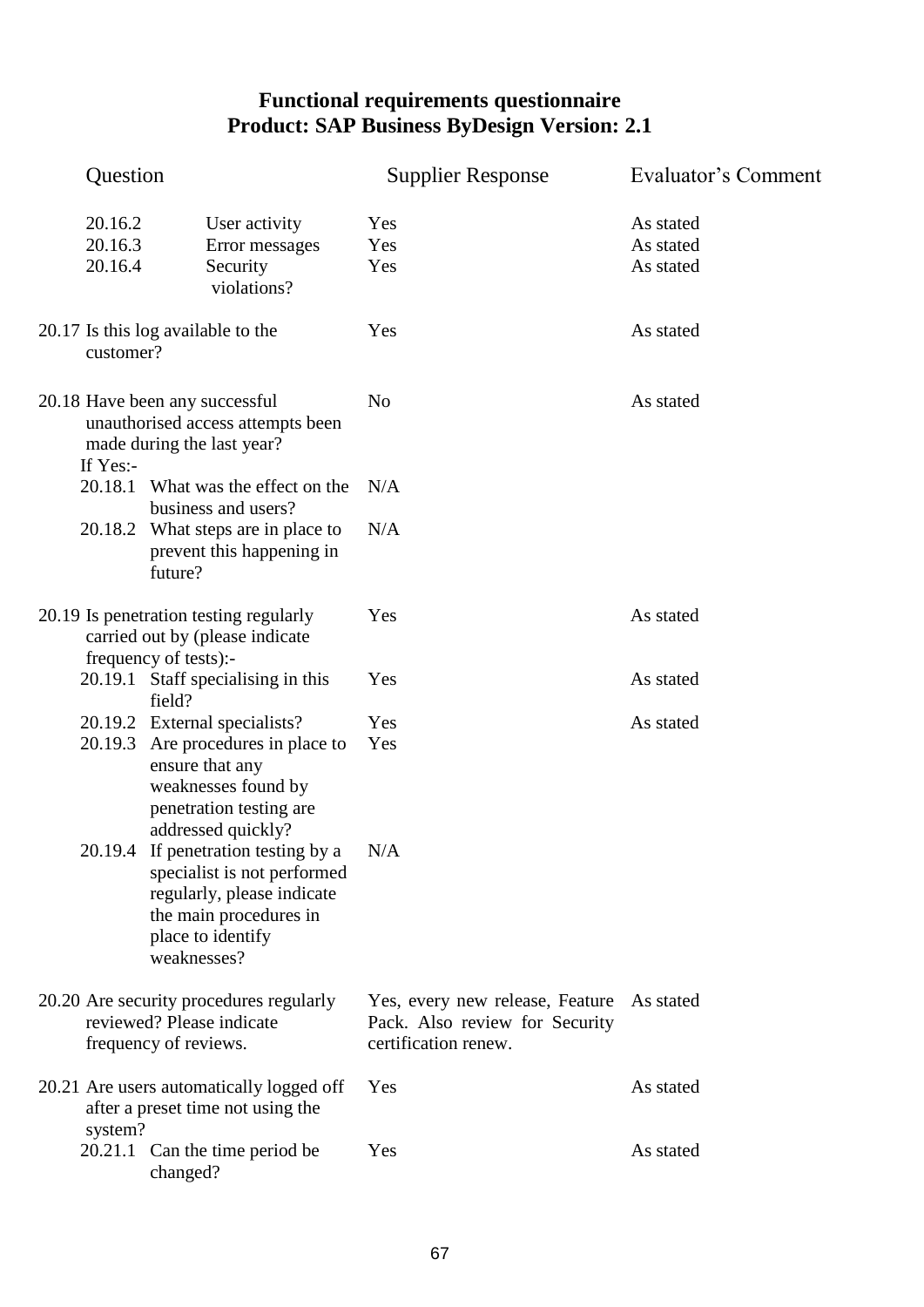# Functional requirements questionnaire
## Product: SAP Business ByDesign Version: 2.1

| Question | Supplier Response | Evaluator's Comment |
|---|---|---|
| 20.16.2 User activity | Yes | As stated |
| 20.16.3 Error messages | Yes | As stated |
| 20.16.4 Security violations? | Yes | As stated |
| 20.17 Is this log available to the customer? | Yes | As stated |
| 20.18 Have been any successful unauthorised access attempts been made during the last year? If Yes:- | No | As stated |
| 20.18.1 What was the effect on the business and users? | N/A | |
| 20.18.2 What steps are in place to prevent this happening in future? | N/A | |
| 20.19 Is penetration testing regularly carried out by (please indicate frequency of tests):- | Yes | As stated |
| 20.19.1 Staff specialising in this field? | Yes | As stated |
| 20.19.2 External specialists? | Yes | As stated |
| 20.19.3 Are procedures in place to ensure that any weaknesses found by penetration testing are addressed quickly? | Yes | |
| 20.19.4 If penetration testing by a specialist is not performed regularly, please indicate the main procedures in place to identify weaknesses? | N/A | |
| 20.20 Are security procedures regularly reviewed? Please indicate frequency of reviews. | Yes, every new release, Feature Pack. Also review for Security certification renew. | As stated |
| 20.21 Are users automatically logged off after a preset time not using the system? | Yes | As stated |
| 20.21.1 Can the time period be changed? | Yes | As stated |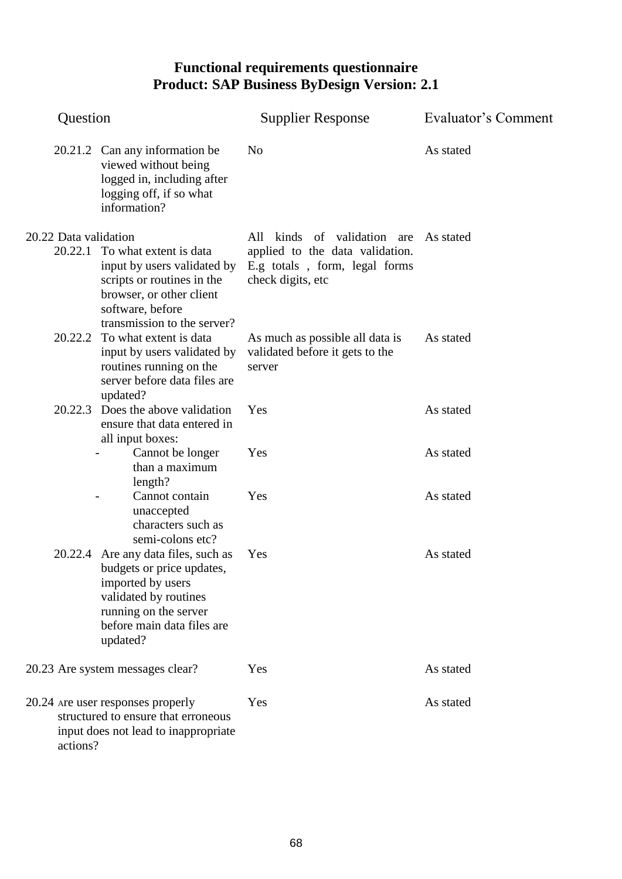# Functional requirements questionnaire
## Product: SAP Business ByDesign Version: 2.1

| Question | Supplier Response | Evaluator's Comment |
|---|---|---|
| 20.21.2 Can any information be viewed without being logged in, including after logging off, if so what information? | No | As stated |
| 20.22 Data validation | | |
| 20.22.1 To what extent is data input by users validated by scripts or routines in the browser, or other client software, before transmission to the server? | All kinds of validation are applied to the data validation. E.g totals , form, legal forms check digits, etc | As stated |
| 20.22.2 To what extent is data input by users validated by routines running on the server before data files are updated? | As much as possible all data is validated before it gets to the server | As stated |
| 20.22.3 Does the above validation ensure that data entered in all input boxes: | Yes | As stated |
| - Cannot be longer than a maximum length? | Yes | As stated |
| - Cannot contain unaccepted characters such as semi-colons etc? | Yes | As stated |
| 20.22.4 Are any data files, such as budgets or price updates, imported by users validated by routines running on the server before main data files are updated? | Yes | As stated |
| 20.23 Are system messages clear? | Yes | As stated |
| 20.24 Are user responses properly structured to ensure that erroneous input does not lead to inappropriate actions? | Yes | As stated |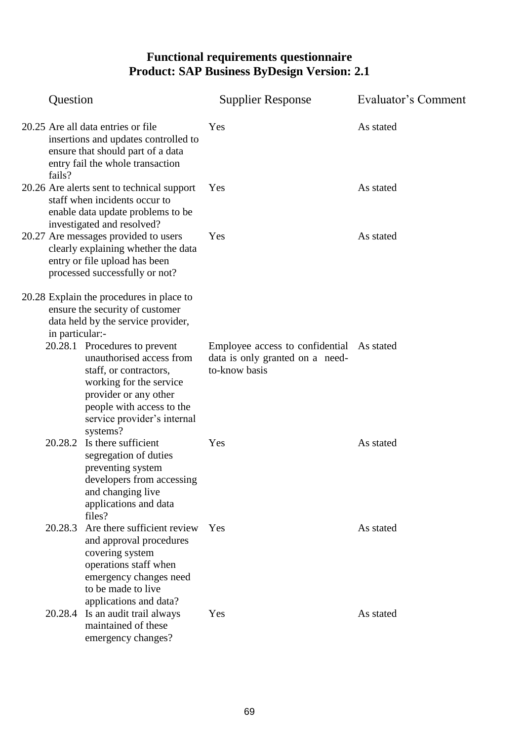**Functional requirements questionnaire**
**Product: SAP Business ByDesign Version: 2.1**

| Question | Supplier Response | Evaluator's Comment |
|---|---|---|
| 20.25 Are all data entries or file insertions and updates controlled to ensure that should part of a data entry fail the whole transaction fails? | Yes | As stated |
| 20.26 Are alerts sent to technical support staff when incidents occur to enable data update problems to be investigated and resolved? | Yes | As stated |
| 20.27 Are messages provided to users clearly explaining whether the data entry or file upload has been processed successfully or not? | Yes | As stated |
| 20.28 Explain the procedures in place to ensure the security of customer data held by the service provider, in particular:- | | |
| 20.28.1 Procedures to prevent unauthorised access from staff, or contractors, working for the service provider or any other people with access to the service provider's internal systems? | Employee access to confidential data is only granted on a need-to-know basis | As stated |
| 20.28.2 Is there sufficient segregation of duties preventing system developers from accessing and changing live applications and data files? | Yes | As stated |
| 20.28.3 Are there sufficient review and approval procedures covering system operations staff when emergency changes need to be made to live applications and data? | Yes | As stated |
| 20.28.4 Is an audit trail always maintained of these emergency changes? | Yes | As stated |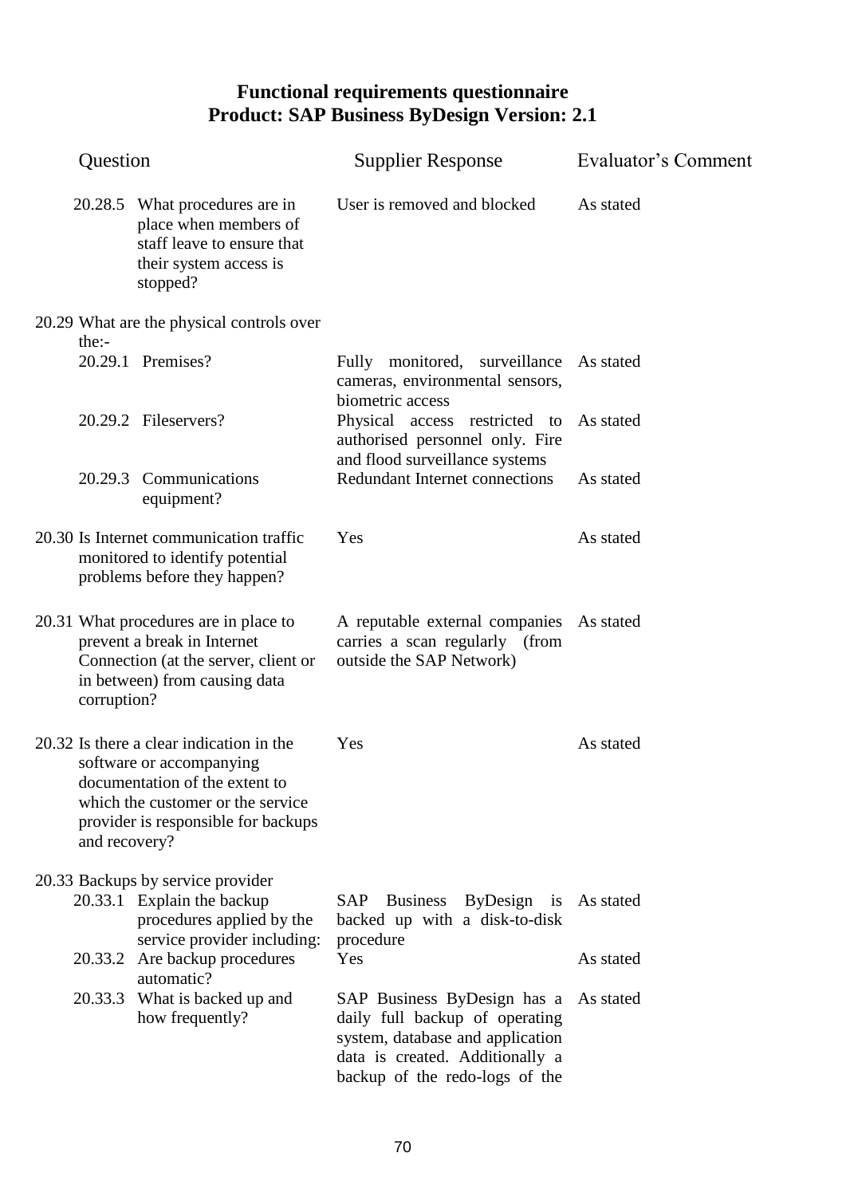# Functional requirements questionnaire
# Product: SAP Business ByDesign Version: 2.1

| Question | Supplier Response | Evaluator's Comment |
|---|---|---|
| 20.28.5 What procedures are in place when members of staff leave to ensure that their system access is stopped? | User is removed and blocked | As stated |
| 20.29 What are the physical controls over the:- | | |
| 20.29.1 Premises? | Fully monitored, surveillance cameras, environmental sensors, biometric access | As stated |
| 20.29.2 Fileservers? | Physical access restricted to authorised personnel only. Fire and flood surveillance systems | As stated |
| 20.29.3 Communications equipment? | Redundant Internet connections | As stated |
| 20.30 Is Internet communication traffic monitored to identify potential problems before they happen? | Yes | As stated |
| 20.31 What procedures are in place to prevent a break in Internet Connection (at the server, client or in between) from causing data corruption? | A reputable external companies carries a scan regularly (from outside the SAP Network) | As stated |
| 20.32 Is there a clear indication in the software or accompanying documentation of the extent to which the customer or the service provider is responsible for backups and recovery? | Yes | As stated |
| 20.33 Backups by service provider | | |
| 20.33.1 Explain the backup procedures applied by the service provider including: | SAP Business ByDesign is backed up with a disk-to-disk procedure | As stated |
| 20.33.2 Are backup procedures automatic? | Yes | As stated |
| 20.33.3 What is backed up and how frequently? | SAP Business ByDesign has a daily full backup of operating system, database and application data is created. Additionally a backup of the redo-logs of the | As stated |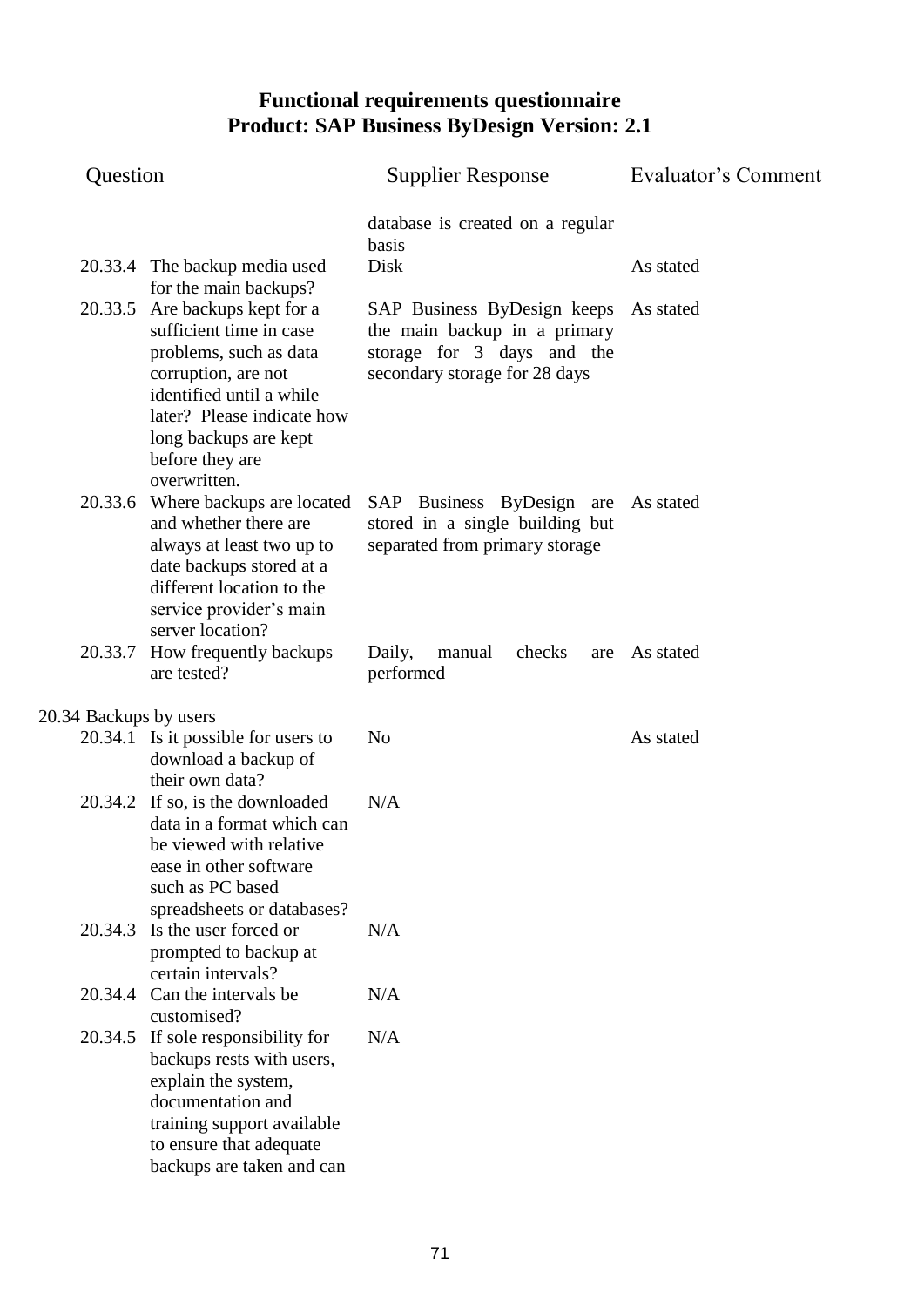# Functional requirements questionnaire
# Product: SAP Business ByDesign Version: 2.1

| Question | | Supplier Response | Evaluator's Comment |
|---|---|---|---|
| | | database is created on a regular basis | |
| 20.33.4 | The backup media used for the main backups? | Disk | As stated |
| 20.33.5 | Are backups kept for a sufficient time in case problems, such as data corruption, are not identified until a while later? Please indicate how long backups are kept before they are overwritten. | SAP Business ByDesign keeps the main backup in a primary storage for 3 days and the secondary storage for 28 days | As stated |
| 20.33.6 | Where backups are located and whether there are always at least two up to date backups stored at a different location to the service provider's main server location? | SAP Business ByDesign are stored in a single building but separated from primary storage | As stated |
| 20.33.7 | How frequently backups are tested? | Daily, manual checks are performed | As stated |
| 20.34 Backups by users | | | |
| 20.34.1 | Is it possible for users to download a backup of their own data? | No | As stated |
| 20.34.2 | If so, is the downloaded data in a format which can be viewed with relative ease in other software such as PC based spreadsheets or databases? | N/A | |
| 20.34.3 | Is the user forced or prompted to backup at certain intervals? | N/A | |
| 20.34.4 | Can the intervals be customised? | N/A | |
| 20.34.5 | If sole responsibility for backups rests with users, explain the system, documentation and training support available to ensure that adequate backups are taken and can | N/A | |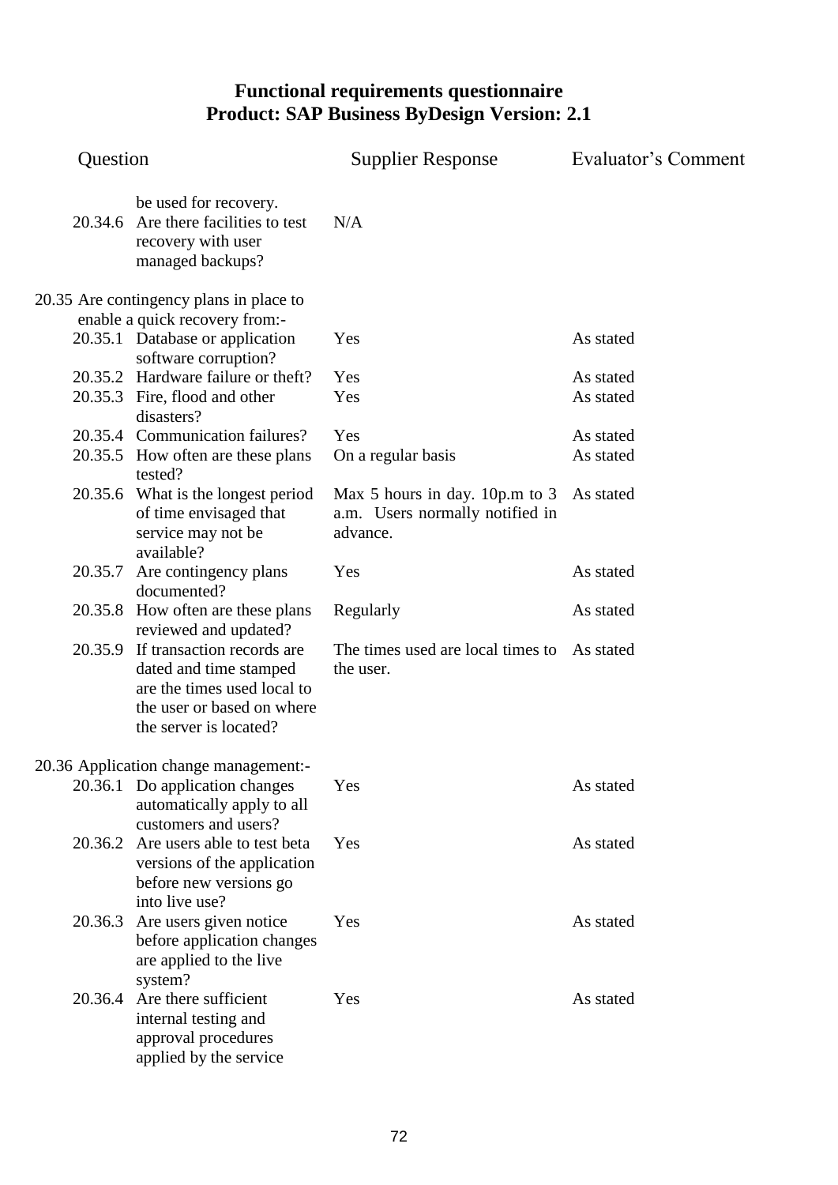# Functional requirements questionnaire
## Product: SAP Business ByDesign Version: 2.1

| Question | | Supplier Response | Evaluator's Comment |
|---|---|---|---|
| | be used for recovery. | | |
| 20.34.6 | Are there facilities to test recovery with user managed backups? | N/A | |
| 20.35 | Are contingency plans in place to enable a quick recovery from:- | | |
| 20.35.1 | Database or application software corruption? | Yes | As stated |
| 20.35.2 | Hardware failure or theft? | Yes | As stated |
| 20.35.3 | Fire, flood and other disasters? | Yes | As stated |
| 20.35.4 | Communication failures? | Yes | As stated |
| 20.35.5 | How often are these plans tested? | On a regular basis | As stated |
| 20.35.6 | What is the longest period of time envisaged that service may not be available? | Max 5 hours in day. 10p.m to 3 a.m. Users normally notified in advance. | As stated |
| 20.35.7 | Are contingency plans documented? | Yes | As stated |
| 20.35.8 | How often are these plans reviewed and updated? | Regularly | As stated |
| 20.35.9 | If transaction records are dated and time stamped are the times used local to the user or based on where the server is located? | The times used are local times to the user. | As stated |
| 20.36 | Application change management:- | | |
| 20.36.1 | Do application changes automatically apply to all customers and users? | Yes | As stated |
| 20.36.2 | Are users able to test beta versions of the application before new versions go into live use? | Yes | As stated |
| 20.36.3 | Are users given notice before application changes are applied to the live system? | Yes | As stated |
| 20.36.4 | Are there sufficient internal testing and approval procedures applied by the service | Yes | As stated |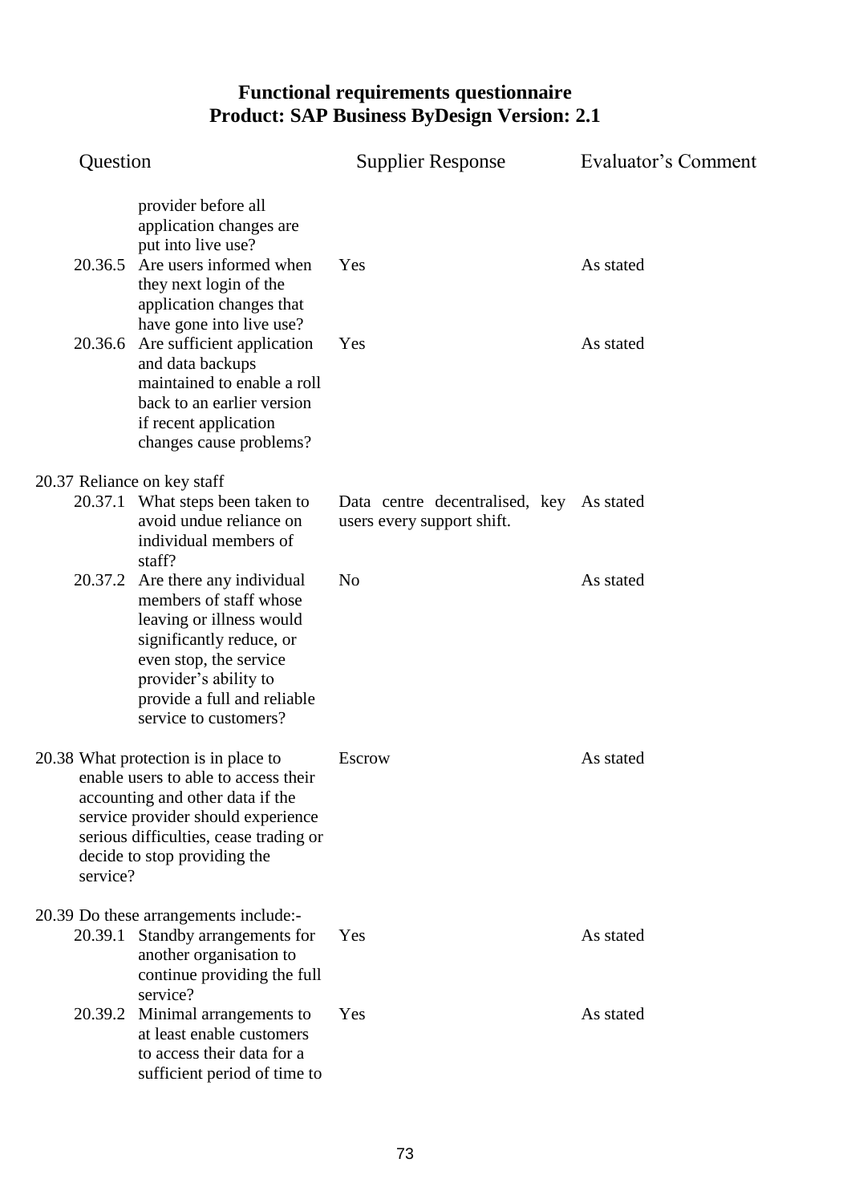## Functional requirements questionnaire
## Product: SAP Business ByDesign Version: 2.1

| Question | | Supplier Response | Evaluator's Comment |
|---|---|---|---|
| | provider before all application changes are put into live use? | | |
| 20.36.5 | Are users informed when they next login of the application changes that have gone into live use? | Yes | As stated |
| 20.36.6 | Are sufficient application and data backups maintained to enable a roll back to an earlier version if recent application changes cause problems? | Yes | As stated |
| 20.37 Reliance on key staff | | | |
| 20.37.1 | What steps been taken to avoid undue reliance on individual members of staff? | Data centre decentralised, key users every support shift. | As stated |
| 20.37.2 | Are there any individual members of staff whose leaving or illness would significantly reduce, or even stop, the service provider's ability to provide a full and reliable service to customers? | No | As stated |
| 20.38 What protection is in place to enable users to able to access their accounting and other data if the service provider should experience serious difficulties, cease trading or decide to stop providing the service? | | Escrow | As stated |
| 20.39 Do these arrangements include:- | | | |
| 20.39.1 | Standby arrangements for another organisation to continue providing the full service? | Yes | As stated |
| 20.39.2 | Minimal arrangements to at least enable customers to access their data for a sufficient period of time to | Yes | As stated |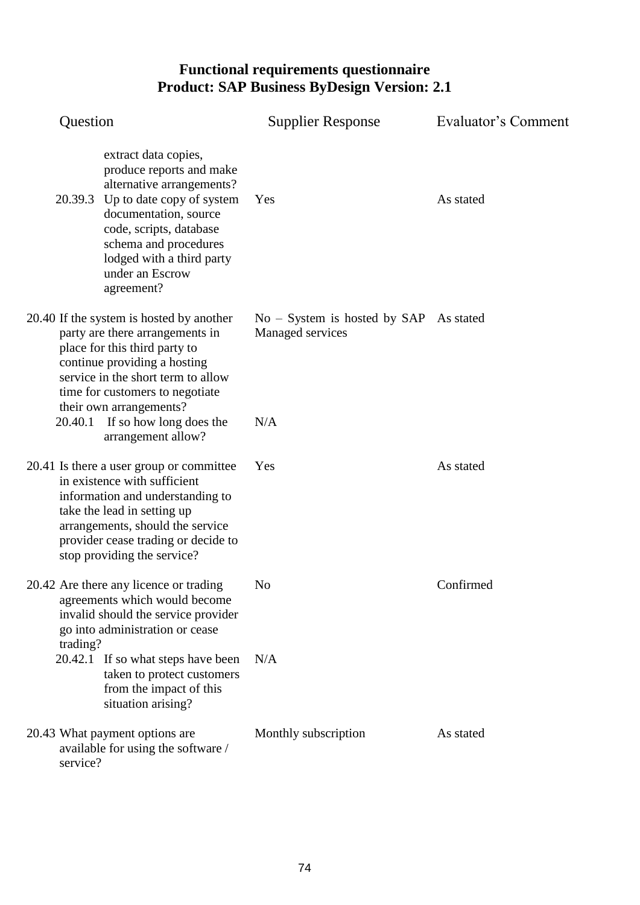## Functional requirements questionnaire
## Product: SAP Business ByDesign Version: 2.1

| Question | Supplier Response | Evaluator's Comment |
|---|---|---|
| extract data copies, produce reports and make alternative arrangements? | | |
| 20.39.3 Up to date copy of system documentation, source code, scripts, database schema and procedures lodged with a third party under an Escrow agreement? | Yes | As stated |
| 20.40 If the system is hosted by another party are there arrangements in place for this third party to continue providing a hosting service in the short term to allow time for customers to negotiate their own arrangements? | No – System is hosted by SAP Managed services | As stated |
| 20.40.1 If so how long does the arrangement allow? | N/A | |
| 20.41 Is there a user group or committee in existence with sufficient information and understanding to take the lead in setting up arrangements, should the service provider cease trading or decide to stop providing the service? | Yes | As stated |
| 20.42 Are there any licence or trading agreements which would become invalid should the service provider go into administration or cease trading? | No | Confirmed |
| 20.42.1 If so what steps have been taken to protect customers from the impact of this situation arising? | N/A | |
| 20.43 What payment options are available for using the software / service? | Monthly subscription | As stated |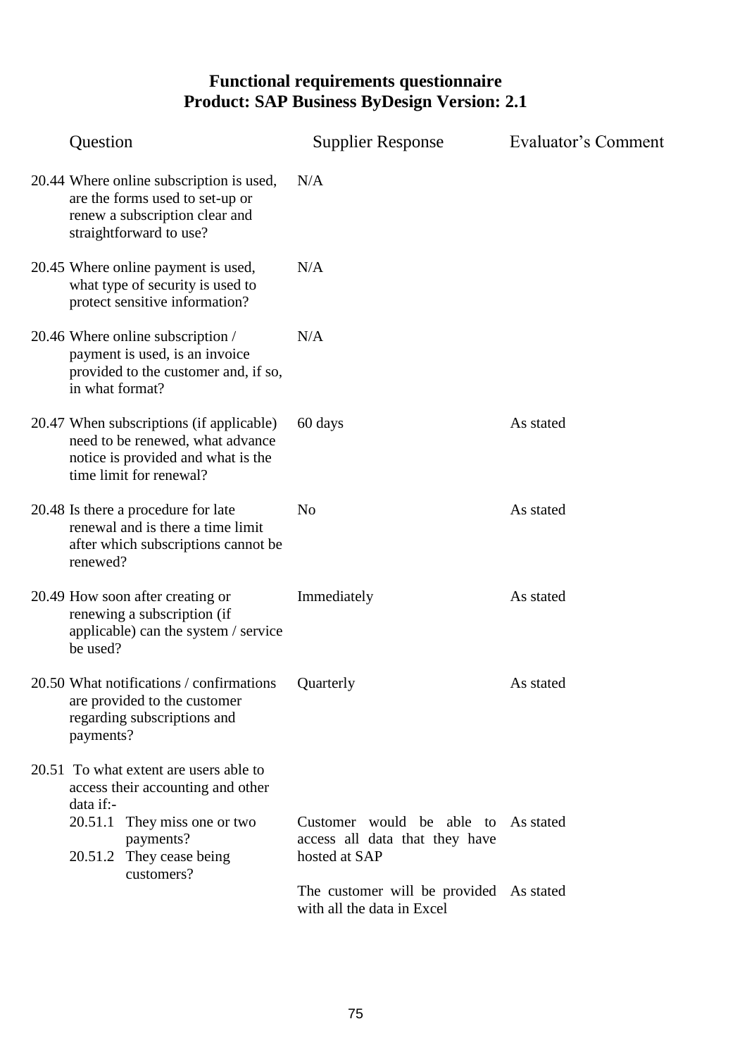## Functional requirements questionnaire
## Product: SAP Business ByDesign Version: 2.1

| Question | Supplier Response | Evaluator's Comment |
|---|---|---|
| 20.44 Where online subscription is used, are the forms used to set-up or renew a subscription clear and straightforward to use? | N/A | |
| 20.45 Where online payment is used, what type of security is used to protect sensitive information? | N/A | |
| 20.46 Where online subscription / payment is used, is an invoice provided to the customer and, if so, in what format? | N/A | |
| 20.47 When subscriptions (if applicable) need to be renewed, what advance notice is provided and what is the time limit for renewal? | 60 days | As stated |
| 20.48 Is there a procedure for late renewal and is there a time limit after which subscriptions cannot be renewed? | No | As stated |
| 20.49 How soon after creating or renewing a subscription (if applicable) can the system / service be used? | Immediately | As stated |
| 20.50 What notifications / confirmations are provided to the customer regarding subscriptions and payments? | Quarterly | As stated |
| 20.51 To what extent are users able to access their accounting and other data if:- | | |
| 20.51.1 They miss one or two payments? | Customer would be able to access all data that they have hosted at SAP | As stated |
| 20.51.2 They cease being customers? | The customer will be provided with all the data in Excel | As stated |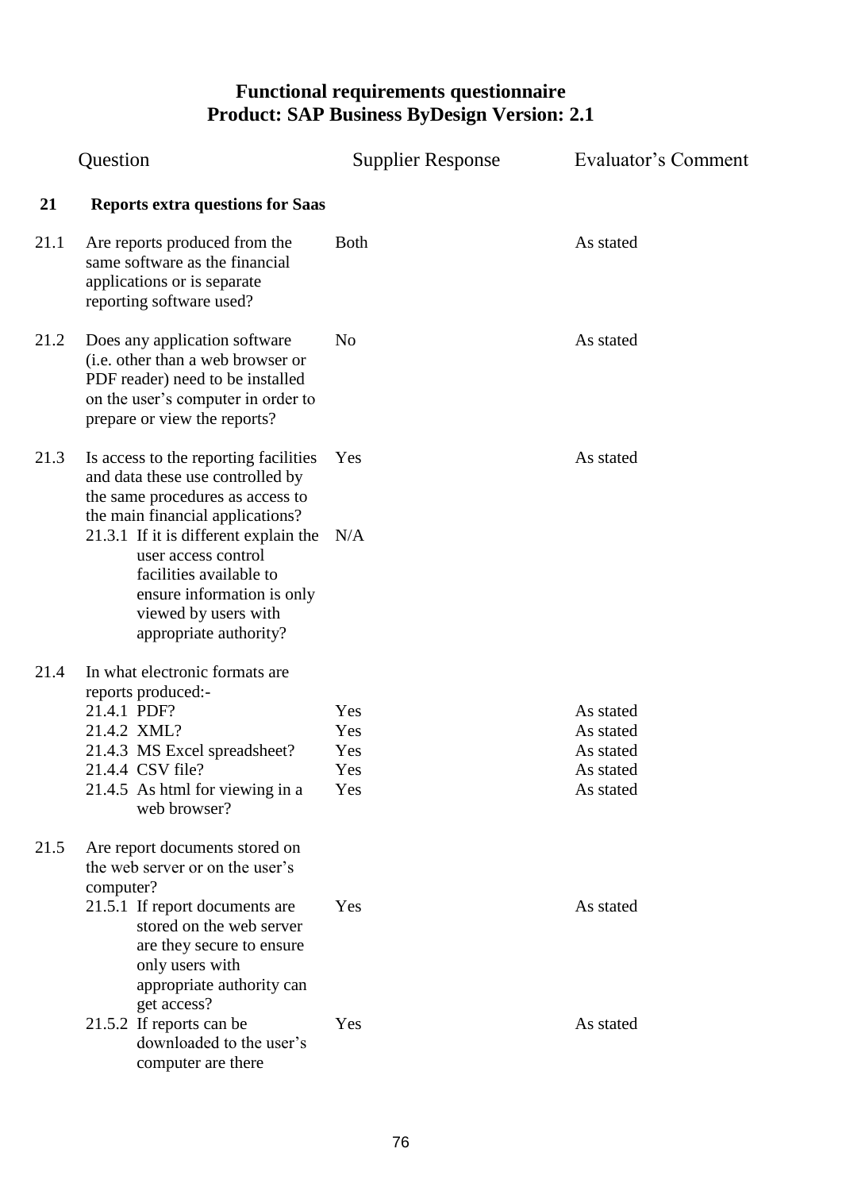# Functional requirements questionnaire
## Product: SAP Business ByDesign Version: 2.1

| | Question | Supplier Response | Evaluator's Comment |
|---|---|---|---|
| **21** | **Reports extra questions for Saas** | | |
| 21.1 | Are reports produced from the same software as the financial applications or is separate reporting software used? | Both | As stated |
| 21.2 | Does any application software (i.e. other than a web browser or PDF reader) need to be installed on the user's computer in order to prepare or view the reports? | No | As stated |
| 21.3 | Is access to the reporting facilities and data these use controlled by the same procedures as access to the main financial applications? | Yes | As stated |
| | 21.3.1 If it is different explain the user access control facilities available to ensure information is only viewed by users with appropriate authority? | N/A | |
| 21.4 | In what electronic formats are reports produced:- | | |
| | 21.4.1 PDF? | Yes | As stated |
| | 21.4.2 XML? | Yes | As stated |
| | 21.4.3 MS Excel spreadsheet? | Yes | As stated |
| | 21.4.4 CSV file? | Yes | As stated |
| | 21.4.5 As html for viewing in a web browser? | Yes | As stated |
| 21.5 | Are report documents stored on the web server or on the user's computer? | | |
| | 21.5.1 If report documents are stored on the web server are they secure to ensure only users with appropriate authority can get access? | Yes | As stated |
| | 21.5.2 If reports can be downloaded to the user's computer are there | Yes | As stated |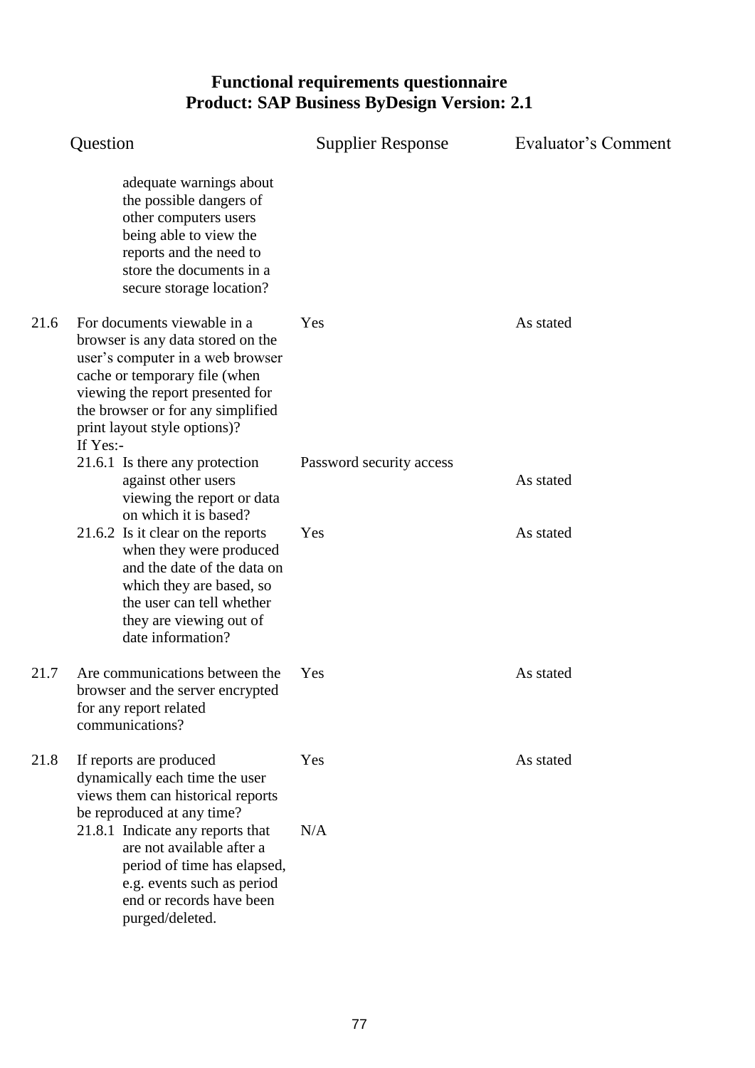## Functional requirements questionnaire
## Product: SAP Business ByDesign Version: 2.1

| | Question | Supplier Response | Evaluator's Comment |
|---|---|---|---|
| | adequate warnings about the possible dangers of other computers users being able to view the reports and the need to store the documents in a secure storage location? | | |
| 21.6 | For documents viewable in a browser is any data stored on the user's computer in a web browser cache or temporary file (when viewing the report presented for the browser or for any simplified print layout style options)? If Yes:- | Yes | As stated |
| | 21.6.1 Is there any protection against other users viewing the report or data on which it is based? | Password security access | As stated |
| | 21.6.2 Is it clear on the reports when they were produced and the date of the data on which they are based, so the user can tell whether they are viewing out of date information? | Yes | As stated |
| 21.7 | Are communications between the browser and the server encrypted for any report related communications? | Yes | As stated |
| 21.8 | If reports are produced dynamically each time the user views them can historical reports be reproduced at any time? | Yes | As stated |
| | 21.8.1 Indicate any reports that are not available after a period of time has elapsed, e.g. events such as period end or records have been purged/deleted. | N/A | |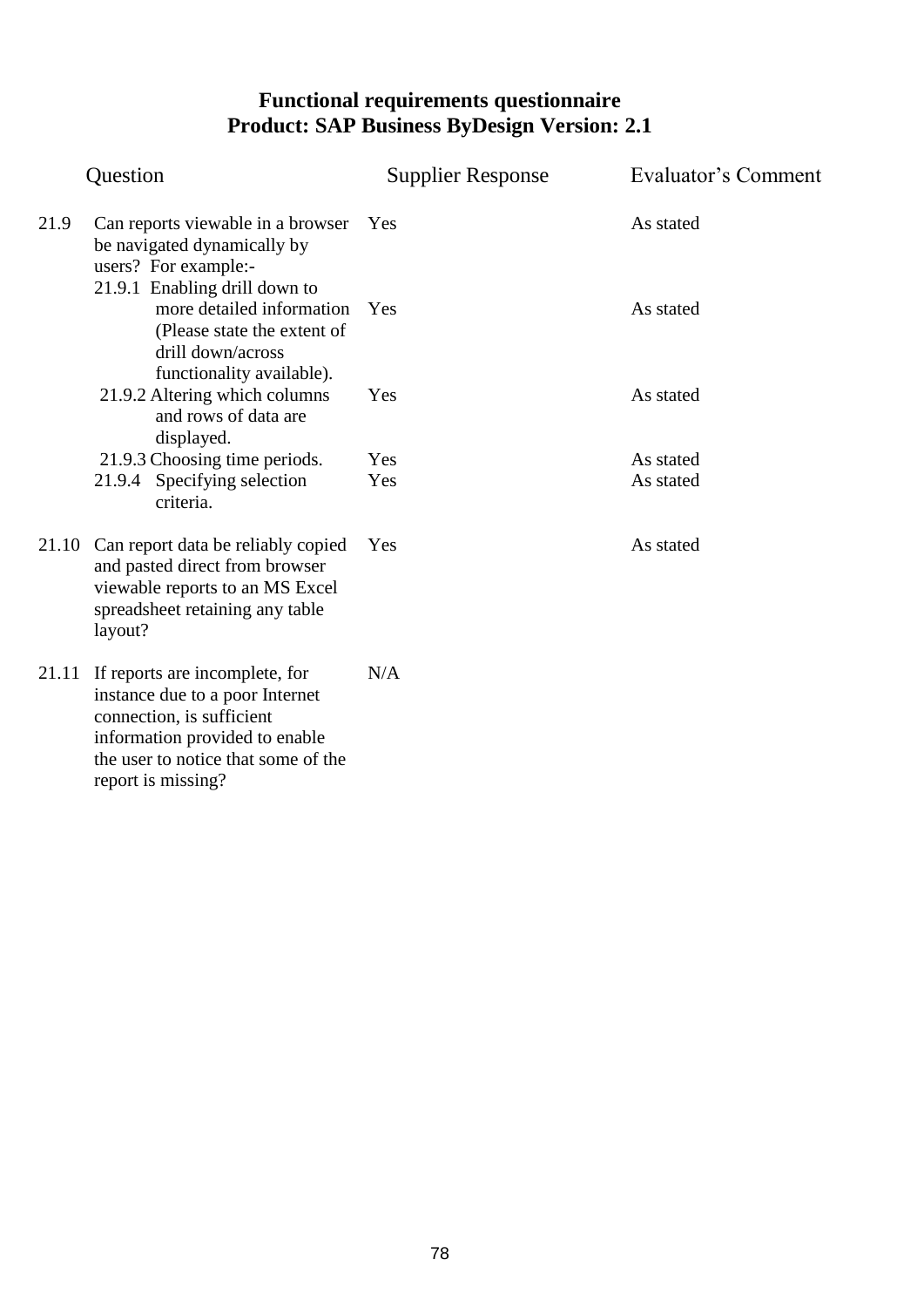# Functional requirements questionnaire
## Product: SAP Business ByDesign Version: 2.1

| | Question | Supplier Response | Evaluator's Comment |
|---|---|---|---|
| 21.9 | Can reports viewable in a browser be navigated dynamically by users? For example:- | Yes | As stated |
| | 21.9.1 Enabling drill down to more detailed information (Please state the extent of drill down/across functionality available). | Yes | As stated |
| | 21.9.2 Altering which columns and rows of data are displayed. | Yes | As stated |
| | 21.9.3 Choosing time periods. | Yes | As stated |
| | 21.9.4 Specifying selection criteria. | Yes | As stated |
| 21.10 | Can report data be reliably copied and pasted direct from browser viewable reports to an MS Excel spreadsheet retaining any table layout? | Yes | As stated |
| 21.11 | If reports are incomplete, for instance due to a poor Internet connection, is sufficient information provided to enable the user to notice that some of the report is missing? | N/A | |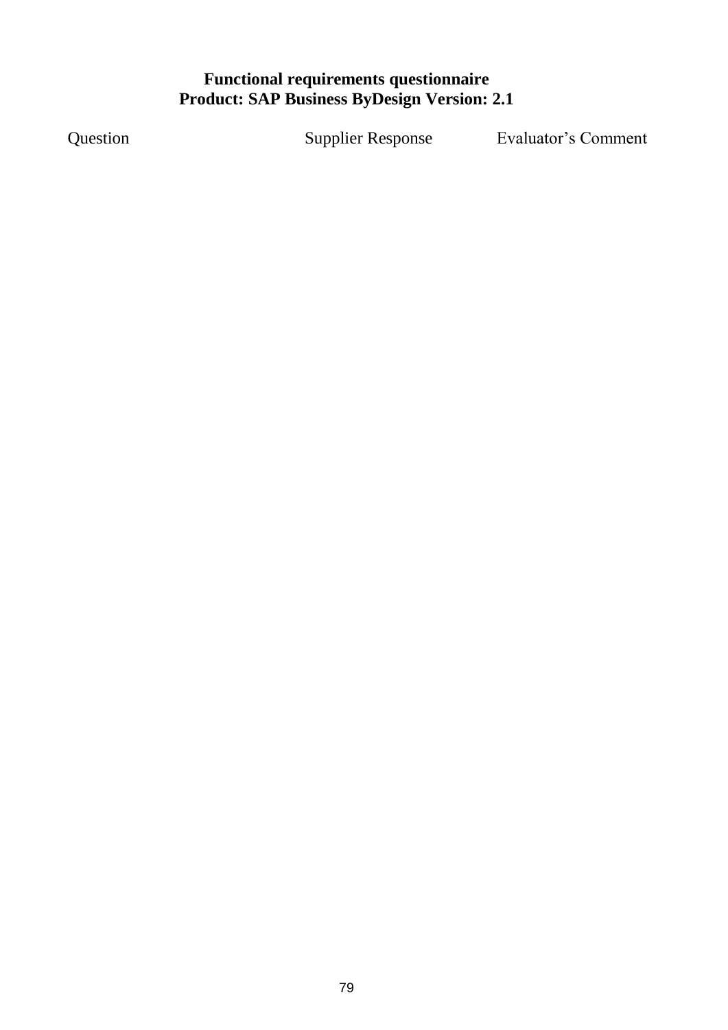**Functional requirements questionnaire**
**Product: SAP Business ByDesign Version: 2.1**

| Question | Supplier Response | Evaluator's Comment |
| --- | --- | --- |